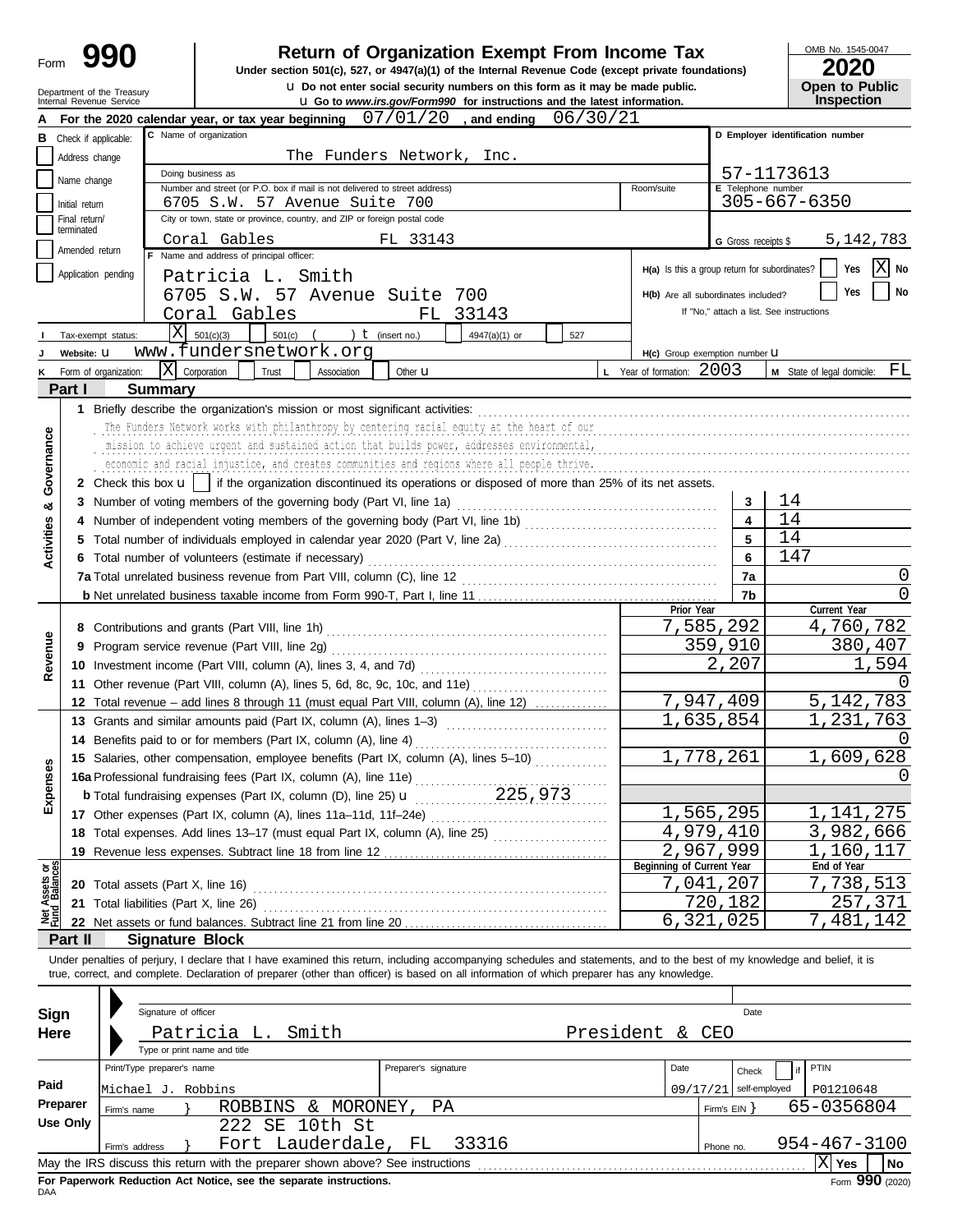# Form 990 — Return of Organization Exempt From Income Tax (2020)

Under section 501(c), 527, or 4947(a)(1) of the Internal Revenue Code (except private foundations)

u Do not enter social security numbers on this form as it may be made public.

u Go to *www.irs.gov/Form990* for instructions and the latest information.

Department of the Treasury
Internal Revenue Service

OMB No. 1545-0047

**2020**

**Open to Public Inspection**

**A** For the 2020 calendar year, or tax year beginning 07/01/20 , and ending 06/30/21

**B** Check if applicable:
- Address change
- Name change
- Initial return
- Final return/terminated
- Amended return
- Application pending

**C** Name of organization: The Funders Network, Inc.

Doing business as

Number and street (or P.O. box if mail is not delivered to street address): 6705 S.W. 57 Avenue Suite 700

Room/suite

City or town, state or province, country, and ZIP or foreign postal code: Coral Gables FL 33143

**D** Employer identification number: 57-1173613

**E** Telephone number: 305-667-6350

**G** Gross receipts $ 5,142,783

**F** Name and address of principal officer:
Patricia L. Smith
6705 S.W. 57 Avenue Suite 700
Coral Gables FL 33143

**H(a)** Is this a group return for subordinates? Yes [ ] No [X]

**H(b)** Are all subordinates included? Yes [ ] No [ ]
If "No," attach a list. See instructions

**I** Tax-exempt status: [X] 501(c)(3) [ ] 501(c) ( ) t (insert no.) [ ] 4947(a)(1) or [ ] 527

**J** Website: u www.fundersnetwork.org

**H(c)** Group exemption number u

**K** Form of organization: [X] Corporation [ ] Trust [ ] Association [ ] Other u

**L** Year of formation: 2003

**M** State of legal domicile: FL

## Part I Summary

**Activities & Governance**

1 Briefly describe the organization's mission or most significant activities:
The Funders Network works with philanthropy by centering racial equity at the heart of our mission to achieve urgent and sustained action that builds power, addresses environmental, economic and racial injustice, and creates communities and regions where all people thrive.

2 Check this box u [ ] if the organization discontinued its operations or disposed of more than 25% of its net assets.

| Line | Description | No. | Value |
|---|---|---|---|
| 3 | Number of voting members of the governing body (Part VI, line 1a) | 3 | 14 |
| 4 | Number of independent voting members of the governing body (Part VI, line 1b) | 4 | 14 |
| 5 | Total number of individuals employed in calendar year 2020 (Part V, line 2a) | 5 | 14 |
| 6 | Total number of volunteers (estimate if necessary) | 6 | 147 |
| 7a | Total unrelated business revenue from Part VIII, column (C), line 12 | 7a | 0 |
| 7b | Net unrelated business taxable income from Form 990-T, Part I, line 11 | 7b | 0 |

| | Line | Description | Prior Year | Current Year |
|---|---|---|---|---|
| **Revenue** | 8 | Contributions and grants (Part VIII, line 1h) | 7,585,292 | 4,760,782 |
| | 9 | Program service revenue (Part VIII, line 2g) | 359,910 | 380,407 |
| | 10 | Investment income (Part VIII, column (A), lines 3, 4, and 7d) | 2,207 | 1,594 |
| | 11 | Other revenue (Part VIII, column (A), lines 5, 6d, 8c, 9c, 10c, and 11e) | | 0 |
| | 12 | Total revenue – add lines 8 through 11 (must equal Part VIII, column (A), line 12) | 7,947,409 | 5,142,783 |
| **Expenses** | 13 | Grants and similar amounts paid (Part IX, column (A), lines 1–3) | 1,635,854 | 1,231,763 |
| | 14 | Benefits paid to or for members (Part IX, column (A), line 4) | | 0 |
| | 15 | Salaries, other compensation, employee benefits (Part IX, column (A), lines 5–10) | 1,778,261 | 1,609,628 |
| | 16a | Professional fundraising fees (Part IX, column (A), line 11e) | | 0 |
| | b | Total fundraising expenses (Part IX, column (D), line 25) u 225,973 | | |
| | 17 | Other expenses (Part IX, column (A), lines 11a–11d, 11f–24e) | 1,565,295 | 1,141,275 |
| | 18 | Total expenses. Add lines 13–17 (must equal Part IX, column (A), line 25) | 4,979,410 | 3,982,666 |
| | 19 | Revenue less expenses. Subtract line 18 from line 12 | 2,967,999 | 1,160,117 |
| | | | **Beginning of Current Year** | **End of Year** |
| **Net Assets or Fund Balances** | 20 | Total assets (Part X, line 16) | 7,041,207 | 7,738,513 |
| | 21 | Total liabilities (Part X, line 26) | 720,182 | 257,371 |
| | 22 | Net assets or fund balances. Subtract line 21 from line 20 | 6,321,025 | 7,481,142 |

## Part II Signature Block

Under penalties of perjury, I declare that I have examined this return, including accompanying schedules and statements, and to the best of my knowledge and belief, it is true, correct, and complete. Declaration of preparer (other than officer) is based on all information of which preparer has any knowledge.

**Sign Here**

Signature of officer — Date

Patricia L. Smith — President & CEO

Type or print name and title

**Paid Preparer Use Only**

| Print/Type preparer's name | Preparer's signature | Date | Check if self-employed | PTIN |
|---|---|---|---|---|
| Michael J. Robbins | | 09/17/21 | | P01210648 |

Firm's name } ROBBINS & MORONEY, PA — Firm's EIN } 65-0356804

Firm's address } 222 SE 10th St, Fort Lauderdale, FL 33316 — Phone no. 954-467-3100

May the IRS discuss this return with the preparer shown above? See instructions [X] Yes [ ] No

**For Paperwork Reduction Act Notice, see the separate instructions.**

DAA

Form **990** (2020)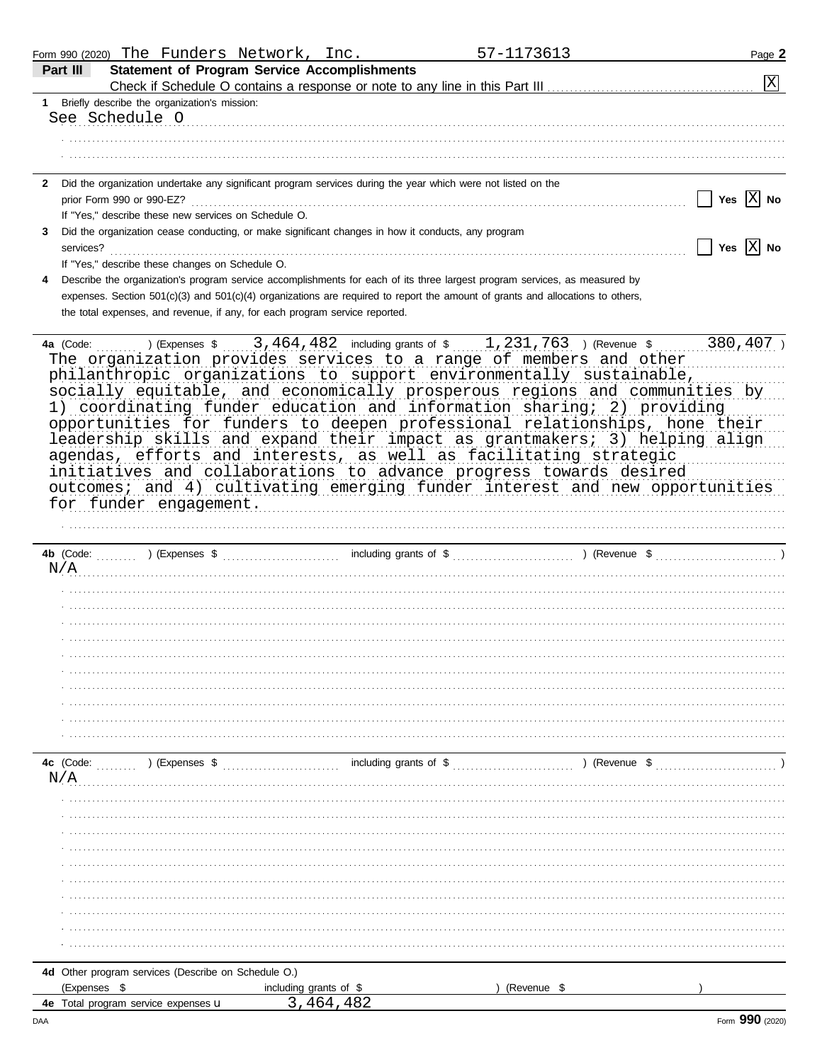Form 990 (2020) The Funders Network, Inc. 57-1173613 Page **2**

## Part III Statement of Program Service Accomplishments

Check if Schedule O contains a response or note to any line in this Part III [X]

**1** Briefly describe the organization's mission:

See Schedule O

**2** Did the organization undertake any significant program services during the year which were not listed on the prior Form 990 or 990-EZ? [ ] Yes [X] No

If "Yes," describe these new services on Schedule O.

**3** Did the organization cease conducting, or make significant changes in how it conducts, any program services? [ ] Yes [X] No

If "Yes," describe these changes on Schedule O.

**4** Describe the organization's program service accomplishments for each of its three largest program services, as measured by expenses. Section 501(c)(3) and 501(c)(4) organizations are required to report the amount of grants and allocations to others, the total expenses, and revenue, if any, for each program service reported.

**4a** (Code: ) (Expenses $ 3,464,482 including grants of $ 1,231,763 ) (Revenue $ 380,407 )

The organization provides services to a range of members and other philanthropic organizations to support environmentally sustainable, socially equitable, and economically prosperous regions and communities by 1) coordinating funder education and information sharing; 2) providing opportunities for funders to deepen professional relationships, hone their leadership skills and expand their impact as grantmakers; 3) helping align agendas, efforts and interests, as well as facilitating strategic initiatives and collaborations to advance progress towards desired outcomes; and 4) cultivating emerging funder interest and new opportunities for funder engagement.

**4b** (Code: ) (Expenses $ including grants of $ ) (Revenue $ )

N/A

**4c** (Code: ) (Expenses $ including grants of $ ) (Revenue $ )

N/A

**4d** Other program services (Describe on Schedule O.)

(Expenses $ including grants of $ ) (Revenue $ )

**4e** Total program service expenses ▶ 3,464,482

DAA Form **990** (2020)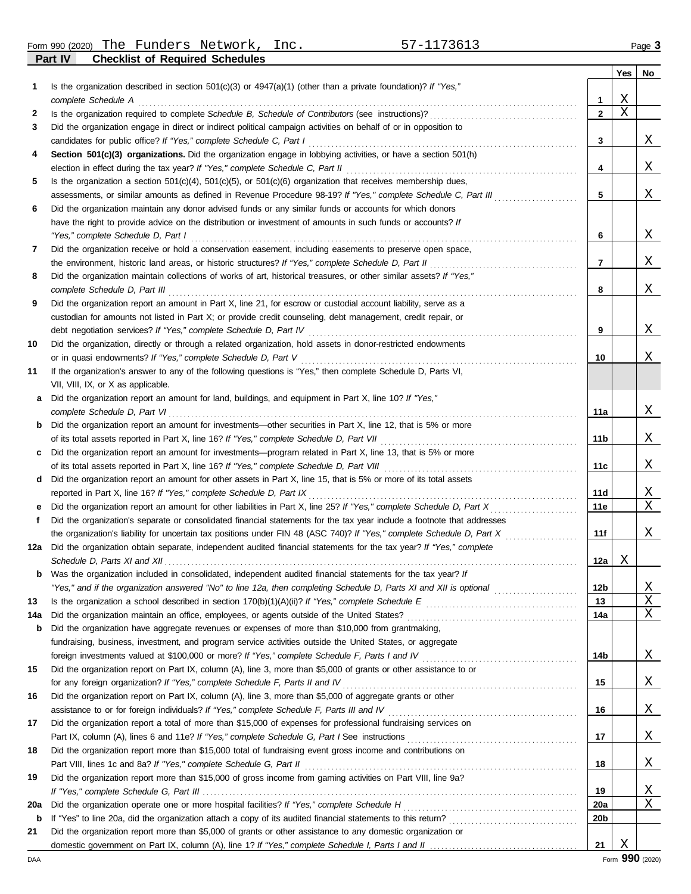Form 990 (2020) The Funders Network, Inc. 57-1173613 Page 3

## Part IV Checklist of Required Schedules

| | | | Yes | No |
|---|---|---|---|---|
| 1 | Is the organization described in section 501(c)(3) or 4947(a)(1) (other than a private foundation)? *If "Yes," complete Schedule A* | 1 | X | |
| 2 | Is the organization required to complete *Schedule B, Schedule of Contributors* (see instructions)? | 2 | X | |
| 3 | Did the organization engage in direct or indirect political campaign activities on behalf of or in opposition to candidates for public office? *If "Yes," complete Schedule C, Part I* | 3 | | X |
| 4 | **Section 501(c)(3) organizations.** Did the organization engage in lobbying activities, or have a section 501(h) election in effect during the tax year? *If "Yes," complete Schedule C, Part II* | 4 | | X |
| 5 | Is the organization a section 501(c)(4), 501(c)(5), or 501(c)(6) organization that receives membership dues, assessments, or similar amounts as defined in Revenue Procedure 98-19? *If "Yes," complete Schedule C, Part III* | 5 | | X |
| 6 | Did the organization maintain any donor advised funds or any similar funds or accounts for which donors have the right to provide advice on the distribution or investment of amounts in such funds or accounts? *If "Yes," complete Schedule D, Part I* | 6 | | X |
| 7 | Did the organization receive or hold a conservation easement, including easements to preserve open space, the environment, historic land areas, or historic structures? *If "Yes," complete Schedule D, Part II* | 7 | | X |
| 8 | Did the organization maintain collections of works of art, historical treasures, or other similar assets? *If "Yes," complete Schedule D, Part III* | 8 | | X |
| 9 | Did the organization report an amount in Part X, line 21, for escrow or custodial account liability, serve as a custodian for amounts not listed in Part X; or provide credit counseling, debt management, credit repair, or debt negotiation services? *If "Yes," complete Schedule D, Part IV* | 9 | | X |
| 10 | Did the organization, directly or through a related organization, hold assets in donor-restricted endowments or in quasi endowments? *If "Yes," complete Schedule D, Part V* | 10 | | X |
| 11 | If the organization's answer to any of the following questions is "Yes," then complete Schedule D, Parts VI, VII, VIII, IX, or X as applicable. | | | |
| a | Did the organization report an amount for land, buildings, and equipment in Part X, line 10? *If "Yes," complete Schedule D, Part VI* | 11a | | X |
| b | Did the organization report an amount for investments—other securities in Part X, line 12, that is 5% or more of its total assets reported in Part X, line 16? *If "Yes," complete Schedule D, Part VII* | 11b | | X |
| c | Did the organization report an amount for investments—program related in Part X, line 13, that is 5% or more of its total assets reported in Part X, line 16? *If "Yes," complete Schedule D, Part VIII* | 11c | | X |
| d | Did the organization report an amount for other assets in Part X, line 15, that is 5% or more of its total assets reported in Part X, line 16? *If "Yes," complete Schedule D, Part IX* | 11d | | X |
| e | Did the organization report an amount for other liabilities in Part X, line 25? *If "Yes," complete Schedule D, Part X* | 11e | | X |
| f | Did the organization's separate or consolidated financial statements for the tax year include a footnote that addresses the organization's liability for uncertain tax positions under FIN 48 (ASC 740)? *If "Yes," complete Schedule D, Part X* | 11f | | X |
| 12a | Did the organization obtain separate, independent audited financial statements for the tax year? *If "Yes," complete Schedule D, Parts XI and XII* | 12a | X | |
| b | Was the organization included in consolidated, independent audited financial statements for the tax year? *If "Yes," and if the organization answered "No" to line 12a, then completing Schedule D, Parts XI and XII is optional* | 12b | | X |
| 13 | Is the organization a school described in section 170(b)(1)(A)(ii)? *If "Yes," complete Schedule E* | 13 | | X |
| 14a | Did the organization maintain an office, employees, or agents outside of the United States? | 14a | | X |
| b | Did the organization have aggregate revenues or expenses of more than $10,000 from grantmaking, fundraising, business, investment, and program service activities outside the United States, or aggregate foreign investments valued at $100,000 or more? *If "Yes," complete Schedule F, Parts I and IV* | 14b | | X |
| 15 | Did the organization report on Part IX, column (A), line 3, more than $5,000 of grants or other assistance to or for any foreign organization? *If "Yes," complete Schedule F, Parts II and IV* | 15 | | X |
| 16 | Did the organization report on Part IX, column (A), line 3, more than $5,000 of aggregate grants or other assistance to or for foreign individuals? *If "Yes," complete Schedule F, Parts III and IV* | 16 | | X |
| 17 | Did the organization report a total of more than $15,000 of expenses for professional fundraising services on Part IX, column (A), lines 6 and 11e? *If "Yes," complete Schedule G, Part I* See instructions | 17 | | X |
| 18 | Did the organization report more than $15,000 total of fundraising event gross income and contributions on Part VIII, lines 1c and 8a? *If "Yes," complete Schedule G, Part II* | 18 | | X |
| 19 | Did the organization report more than $15,000 of gross income from gaming activities on Part VIII, line 9a? *If "Yes," complete Schedule G, Part III* | 19 | | X |
| 20a | Did the organization operate one or more hospital facilities? *If "Yes," complete Schedule H* | 20a | | X |
| b | If "Yes" to line 20a, did the organization attach a copy of its audited financial statements to this return? | 20b | | |
| 21 | Did the organization report more than $5,000 of grants or other assistance to any domestic organization or domestic government on Part IX, column (A), line 1? *If "Yes," complete Schedule I, Parts I and II* | 21 | X | |

DAA Form **990** (2020)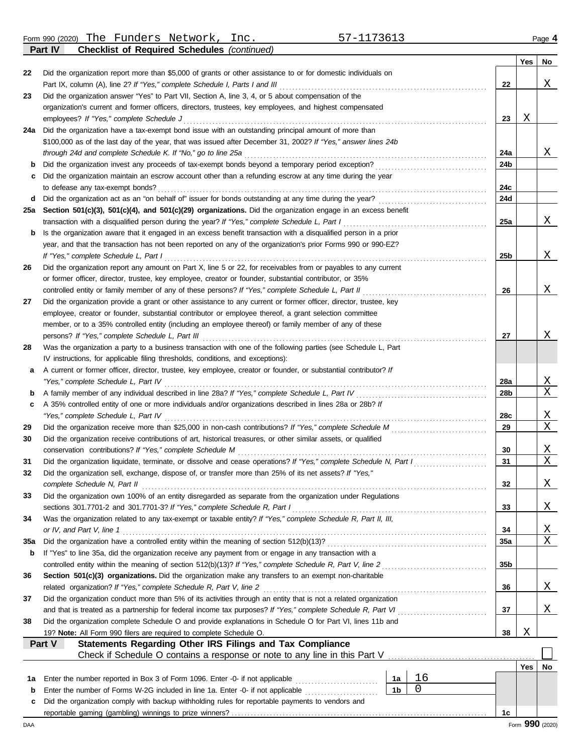Form 990 (2020) The Funders Network, Inc. 57-1173613

## Part IV Checklist of Required Schedules *(continued)*

| | | | Yes | No |
|---|---|---|---|---|
| 22 | Did the organization report more than $5,000 of grants or other assistance to or for domestic individuals on Part IX, column (A), line 2? *If "Yes," complete Schedule I, Parts I and III* | 22 | | X |
| 23 | Did the organization answer "Yes" to Part VII, Section A, line 3, 4, or 5 about compensation of the organization's current and former officers, directors, trustees, key employees, and highest compensated employees? *If "Yes," complete Schedule J* | 23 | X | |
| 24a | Did the organization have a tax-exempt bond issue with an outstanding principal amount of more than $100,000 as of the last day of the year, that was issued after December 31, 2002? *If "Yes," answer lines 24b through 24d and complete Schedule K. If "No," go to line 25a* | 24a | | X |
| b | Did the organization invest any proceeds of tax-exempt bonds beyond a temporary period exception? | 24b | | |
| c | Did the organization maintain an escrow account other than a refunding escrow at any time during the year to defease any tax-exempt bonds? | 24c | | |
| d | Did the organization act as an "on behalf of" issuer for bonds outstanding at any time during the year? | 24d | | |
| 25a | **Section 501(c)(3), 501(c)(4), and 501(c)(29) organizations.** Did the organization engage in an excess benefit transaction with a disqualified person during the year? *If "Yes," complete Schedule L, Part I* | 25a | | X |
| b | Is the organization aware that it engaged in an excess benefit transaction with a disqualified person in a prior year, and that the transaction has not been reported on any of the organization's prior Forms 990 or 990-EZ? *If "Yes," complete Schedule L, Part I* | 25b | | X |
| 26 | Did the organization report any amount on Part X, line 5 or 22, for receivables from or payables to any current or former officer, director, trustee, key employee, creator or founder, substantial contributor, or 35% controlled entity or family member of any of these persons? *If "Yes," complete Schedule L, Part II* | 26 | | X |
| 27 | Did the organization provide a grant or other assistance to any current or former officer, director, trustee, key employee, creator or founder, substantial contributor or employee thereof, a grant selection committee member, or to a 35% controlled entity (including an employee thereof) or family member of any of these persons? *If "Yes," complete Schedule L, Part III* | 27 | | X |
| 28 | Was the organization a party to a business transaction with one of the following parties (see Schedule L, Part IV instructions, for applicable filing thresholds, conditions, and exceptions): | | | |
| a | A current or former officer, director, trustee, key employee, creator or founder, or substantial contributor? *If "Yes," complete Schedule L, Part IV* | 28a | | X |
| b | A family member of any individual described in line 28a? *If "Yes," complete Schedule L, Part IV* | 28b | | X |
| c | A 35% controlled entity of one or more individuals and/or organizations described in lines 28a or 28b? *If "Yes," complete Schedule L, Part IV* | 28c | | X |
| 29 | Did the organization receive more than $25,000 in non-cash contributions? *If "Yes," complete Schedule M* | 29 | | X |
| 30 | Did the organization receive contributions of art, historical treasures, or other similar assets, or qualified conservation contributions? *If "Yes," complete Schedule M* | 30 | | X |
| 31 | Did the organization liquidate, terminate, or dissolve and cease operations? *If "Yes," complete Schedule N, Part I* | 31 | | X |
| 32 | Did the organization sell, exchange, dispose of, or transfer more than 25% of its net assets? *If "Yes," complete Schedule N, Part II* | 32 | | X |
| 33 | Did the organization own 100% of an entity disregarded as separate from the organization under Regulations sections 301.7701-2 and 301.7701-3? *If "Yes," complete Schedule R, Part I* | 33 | | X |
| 34 | Was the organization related to any tax-exempt or taxable entity? *If "Yes," complete Schedule R, Part II, III, or IV, and Part V, line 1* | 34 | | X |
| 35a | Did the organization have a controlled entity within the meaning of section 512(b)(13)? | 35a | | X |
| b | If "Yes" to line 35a, did the organization receive any payment from or engage in any transaction with a controlled entity within the meaning of section 512(b)(13)? *If "Yes," complete Schedule R, Part V, line 2* | 35b | | |
| 36 | **Section 501(c)(3) organizations.** Did the organization make any transfers to an exempt non-charitable related organization? *If "Yes," complete Schedule R, Part V, line 2* | 36 | | X |
| 37 | Did the organization conduct more than 5% of its activities through an entity that is not a related organization and that is treated as a partnership for federal income tax purposes? *If "Yes," complete Schedule R, Part VI* | 37 | | X |
| 38 | Did the organization complete Schedule O and provide explanations in Schedule O for Part VI, lines 11b and 19? **Note:** All Form 990 filers are required to complete Schedule O. | 38 | X | |

## Part V Statements Regarding Other IRS Filings and Tax Compliance

Check if Schedule O contains a response or note to any line in this Part V ☐

| | | | | | Yes | No |
|---|---|---|---|---|---|---|
| 1a | Enter the number reported in Box 3 of Form 1096. Enter -0- if not applicable | 1a | 16 | | | |
| b | Enter the number of Forms W-2G included in line 1a. Enter -0- if not applicable | 1b | 0 | | | |
| c | Did the organization comply with backup withholding rules for reportable payments to vendors and reportable gaming (gambling) winnings to prize winners? | | | 1c | | |

Form **990** (2020)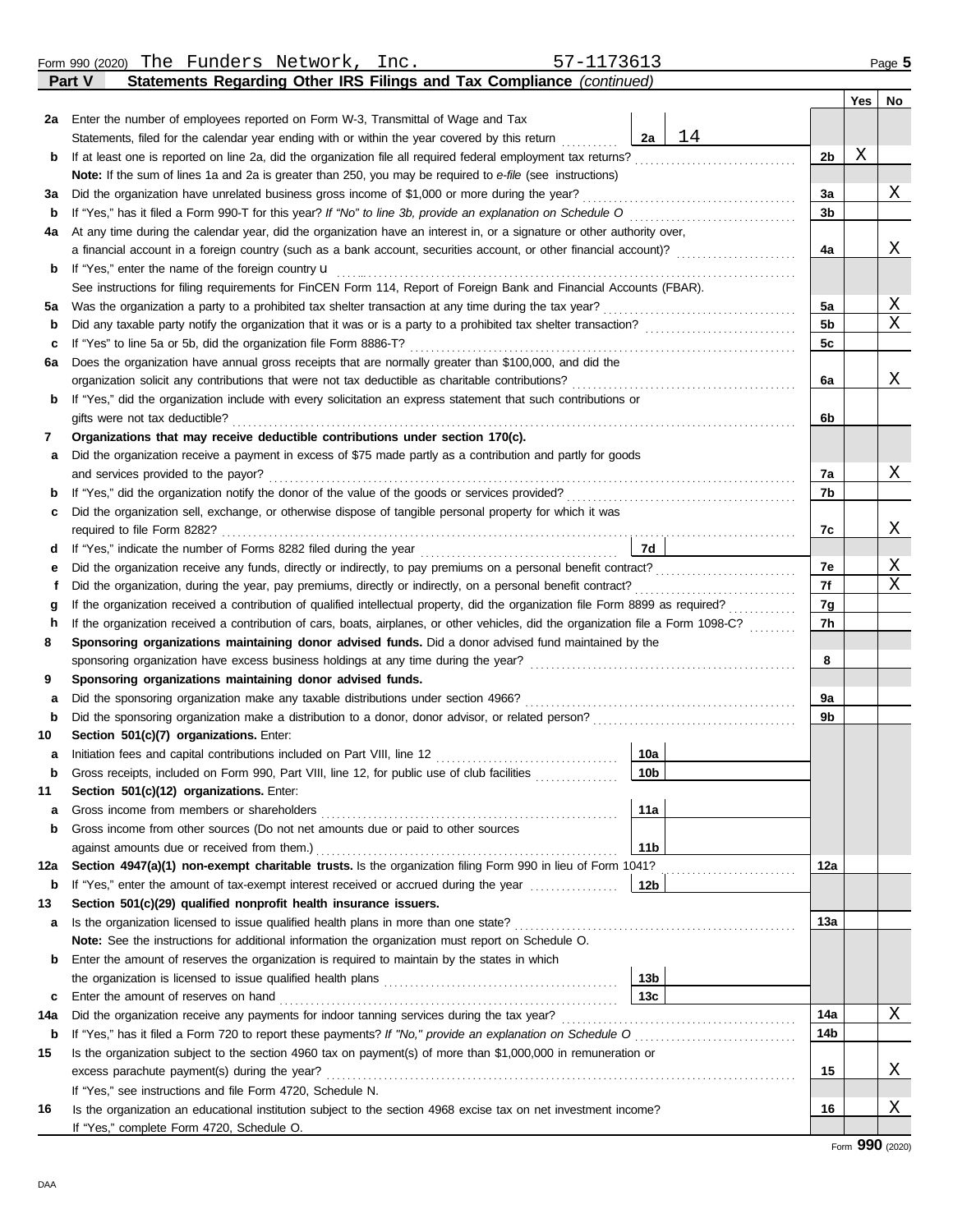Form 990 (2020) The Funders Network, Inc. 57-1173613 Page 5

**Part V Statements Regarding Other IRS Filings and Tax Compliance** *(continued)*

| | | | | | Yes | No |
|---|---|---|---|---|---|---|
| 2a | Enter the number of employees reported on Form W-3, Transmittal of Wage and Tax Statements, filed for the calendar year ending with or within the year covered by this return | 2a | 14 | | | |
| b | If at least one is reported on line 2a, did the organization file all required federal employment tax returns? | | | 2b | X | |
| | **Note:** If the sum of lines 1a and 2a is greater than 250, you may be required to *e-file* (see instructions) | | | | | |
| 3a | Did the organization have unrelated business gross income of $1,000 or more during the year? | | | 3a | | X |
| b | If "Yes," has it filed a Form 990-T for this year? *If "No" to line 3b, provide an explanation on Schedule O* | | | 3b | | |
| 4a | At any time during the calendar year, did the organization have an interest in, or a signature or other authority over, a financial account in a foreign country (such as a bank account, securities account, or other financial account)? | | | 4a | | X |
| b | If "Yes," enter the name of the foreign country u | | | | | |
| | See instructions for filing requirements for FinCEN Form 114, Report of Foreign Bank and Financial Accounts (FBAR). | | | | | |
| 5a | Was the organization a party to a prohibited tax shelter transaction at any time during the tax year? | | | 5a | | X |
| b | Did any taxable party notify the organization that it was or is a party to a prohibited tax shelter transaction? | | | 5b | | X |
| c | If "Yes" to line 5a or 5b, did the organization file Form 8886-T? | | | 5c | | |
| 6a | Does the organization have annual gross receipts that are normally greater than $100,000, and did the organization solicit any contributions that were not tax deductible as charitable contributions? | | | 6a | | X |
| b | If "Yes," did the organization include with every solicitation an express statement that such contributions or gifts were not tax deductible? | | | 6b | | |
| 7 | **Organizations that may receive deductible contributions under section 170(c).** | | | | | |
| a | Did the organization receive a payment in excess of $75 made partly as a contribution and partly for goods and services provided to the payor? | | | 7a | | X |
| b | If "Yes," did the organization notify the donor of the value of the goods or services provided? | | | 7b | | |
| c | Did the organization sell, exchange, or otherwise dispose of tangible personal property for which it was required to file Form 8282? | | | 7c | | X |
| d | If "Yes," indicate the number of Forms 8282 filed during the year | 7d | | | | |
| e | Did the organization receive any funds, directly or indirectly, to pay premiums on a personal benefit contract? | | | 7e | | X |
| f | Did the organization, during the year, pay premiums, directly or indirectly, on a personal benefit contract? | | | 7f | | X |
| g | If the organization received a contribution of qualified intellectual property, did the organization file Form 8899 as required? | | | 7g | | |
| h | If the organization received a contribution of cars, boats, airplanes, or other vehicles, did the organization file a Form 1098-C? | | | 7h | | |
| 8 | **Sponsoring organizations maintaining donor advised funds.** Did a donor advised fund maintained by the sponsoring organization have excess business holdings at any time during the year? | | | 8 | | |
| 9 | **Sponsoring organizations maintaining donor advised funds.** | | | | | |
| a | Did the sponsoring organization make any taxable distributions under section 4966? | | | 9a | | |
| b | Did the sponsoring organization make a distribution to a donor, donor advisor, or related person? | | | 9b | | |
| 10 | **Section 501(c)(7) organizations.** Enter: | | | | | |
| a | Initiation fees and capital contributions included on Part VIII, line 12 | 10a | | | | |
| b | Gross receipts, included on Form 990, Part VIII, line 12, for public use of club facilities | 10b | | | | |
| 11 | **Section 501(c)(12) organizations.** Enter: | | | | | |
| a | Gross income from members or shareholders | 11a | | | | |
| b | Gross income from other sources (Do not net amounts due or paid to other sources against amounts due or received from them.) | 11b | | | | |
| 12a | **Section 4947(a)(1) non-exempt charitable trusts.** Is the organization filing Form 990 in lieu of Form 1041? | | | 12a | | |
| b | If "Yes," enter the amount of tax-exempt interest received or accrued during the year | 12b | | | | |
| 13 | **Section 501(c)(29) qualified nonprofit health insurance issuers.** | | | | | |
| a | Is the organization licensed to issue qualified health plans in more than one state? | | | 13a | | |
| | **Note:** See the instructions for additional information the organization must report on Schedule O. | | | | | |
| b | Enter the amount of reserves the organization is required to maintain by the states in which the organization is licensed to issue qualified health plans | 13b | | | | |
| c | Enter the amount of reserves on hand | 13c | | | | |
| 14a | Did the organization receive any payments for indoor tanning services during the tax year? | | | 14a | | X |
| b | If "Yes," has it filed a Form 720 to report these payments? *If "No," provide an explanation on Schedule O* | | | 14b | | |
| 15 | Is the organization subject to the section 4960 tax on payment(s) of more than $1,000,000 in remuneration or excess parachute payment(s) during the year? | | | 15 | | X |
| | If "Yes," see instructions and file Form 4720, Schedule N. | | | | | |
| 16 | Is the organization an educational institution subject to the section 4968 excise tax on net investment income? | | | 16 | | X |
| | If "Yes," complete Form 4720, Schedule O. | | | | | |

Form **990** (2020)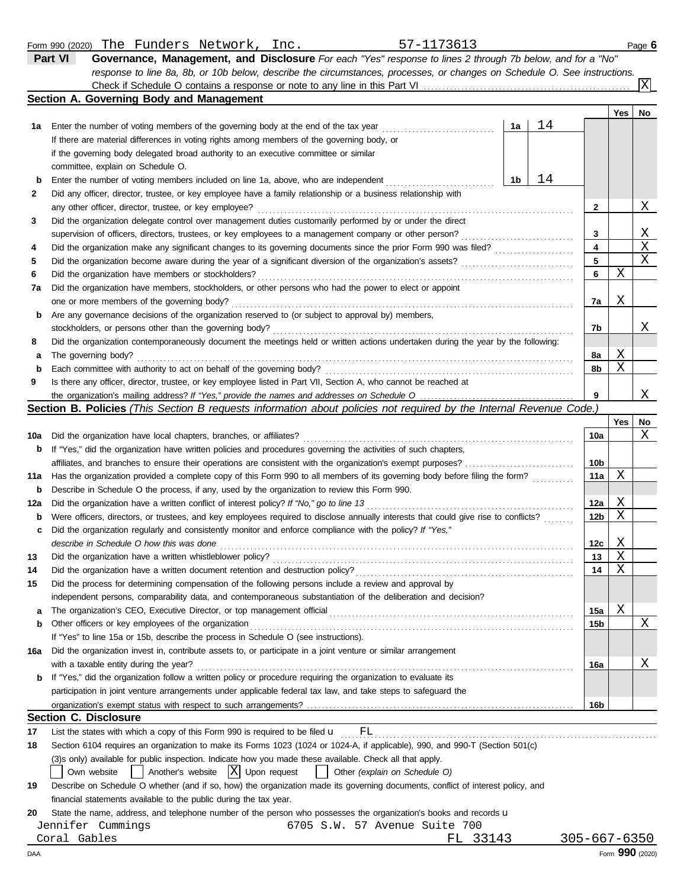Form 990 (2020) The Funders Network, Inc. 57-1173613

## Part VI Governance, Management, and Disclosure

*For each "Yes" response to lines 2 through 7b below, and for a "No" response to line 8a, 8b, or 10b below, describe the circumstances, processes, or changes on Schedule O. See instructions.*

Check if Schedule O contains a response or note to any line in this Part VI .......... [X]

### Section A. Governing Body and Management

| | | | | Yes | No |
|---|---|---|---|---|---|
| 1a | Enter the number of voting members of the governing body at the end of the tax year .......... | 1a | 14 | | |
| | If there are material differences in voting rights among members of the governing body, or if the governing body delegated broad authority to an executive committee or similar committee, explain on Schedule O. | | | | |
| b | Enter the number of voting members included on line 1a, above, who are independent .......... | 1b | 14 | | |
| 2 | Did any officer, director, trustee, or key employee have a family relationship or a business relationship with any other officer, director, trustee, or key employee? .......... | 2 | | | X |
| 3 | Did the organization delegate control over management duties customarily performed by or under the direct supervision of officers, directors, trustees, or key employees to a management company or other person? .......... | 3 | | | X |
| 4 | Did the organization make any significant changes to its governing documents since the prior Form 990 was filed? .......... | 4 | | | X |
| 5 | Did the organization become aware during the year of a significant diversion of the organization's assets? .......... | 5 | | | X |
| 6 | Did the organization have members or stockholders? .......... | 6 | | X | |
| 7a | Did the organization have members, stockholders, or other persons who had the power to elect or appoint one or more members of the governing body? .......... | 7a | | X | |
| b | Are any governance decisions of the organization reserved to (or subject to approval by) members, stockholders, or persons other than the governing body? .......... | 7b | | | X |
| 8 | Did the organization contemporaneously document the meetings held or written actions undertaken during the year by the following: | | | | |
| a | The governing body? .......... | 8a | | X | |
| b | Each committee with authority to act on behalf of the governing body? .......... | 8b | | X | |
| 9 | Is there any officer, director, trustee, or key employee listed in Part VII, Section A, who cannot be reached at the organization's mailing address? *If "Yes," provide the names and addresses on Schedule O* .......... | 9 | | | X |

### Section B. Policies *(This Section B requests information about policies not required by the Internal Revenue Code.)*

| | | | Yes | No |
|---|---|---|---|---|
| 10a | Did the organization have local chapters, branches, or affiliates? .......... | 10a | | X |
| b | If "Yes," did the organization have written policies and procedures governing the activities of such chapters, affiliates, and branches to ensure their operations are consistent with the organization's exempt purposes? .......... | 10b | | |
| 11a | Has the organization provided a complete copy of this Form 990 to all members of its governing body before filing the form? .......... | 11a | X | |
| b | Describe in Schedule O the process, if any, used by the organization to review this Form 990. | | | |
| 12a | Did the organization have a written conflict of interest policy? *If "No," go to line 13* .......... | 12a | X | |
| b | Were officers, directors, or trustees, and key employees required to disclose annually interests that could give rise to conflicts? .......... | 12b | X | |
| c | Did the organization regularly and consistently monitor and enforce compliance with the policy? *If "Yes," describe in Schedule O how this was done* .......... | 12c | X | |
| 13 | Did the organization have a written whistleblower policy? .......... | 13 | X | |
| 14 | Did the organization have a written document retention and destruction policy? .......... | 14 | X | |
| 15 | Did the process for determining compensation of the following persons include a review and approval by independent persons, comparability data, and contemporaneous substantiation of the deliberation and decision? | | | |
| a | The organization's CEO, Executive Director, or top management official .......... | 15a | X | |
| b | Other officers or key employees of the organization .......... | 15b | | X |
| | If "Yes" to line 15a or 15b, describe the process in Schedule O (see instructions). | | | |
| 16a | Did the organization invest in, contribute assets to, or participate in a joint venture or similar arrangement with a taxable entity during the year? .......... | 16a | | X |
| b | If "Yes," did the organization follow a written policy or procedure requiring the organization to evaluate its participation in joint venture arrangements under applicable federal tax law, and take steps to safeguard the organization's exempt status with respect to such arrangements? .......... | 16b | | |

### Section C. Disclosure

17 List the states with which a copy of this Form 990 is required to be filed u FL

18 Section 6104 requires an organization to make its Forms 1023 (1024 or 1024-A, if applicable), 990, and 990-T (Section 501(c)(3)s only) available for public inspection. Indicate how you made these available. Check all that apply.

[ ] Own website [ ] Another's website [X] Upon request [ ] Other *(explain on Schedule O)*

19 Describe on Schedule O whether (and if so, how) the organization made its governing documents, conflict of interest policy, and financial statements available to the public during the tax year.

20 State the name, address, and telephone number of the person who possesses the organization's books and records u

Jennifer Cummings 6705 S.W. 57 Avenue Suite 700
Coral Gables FL 33143 305-667-6350

DAA Form 990 (2020)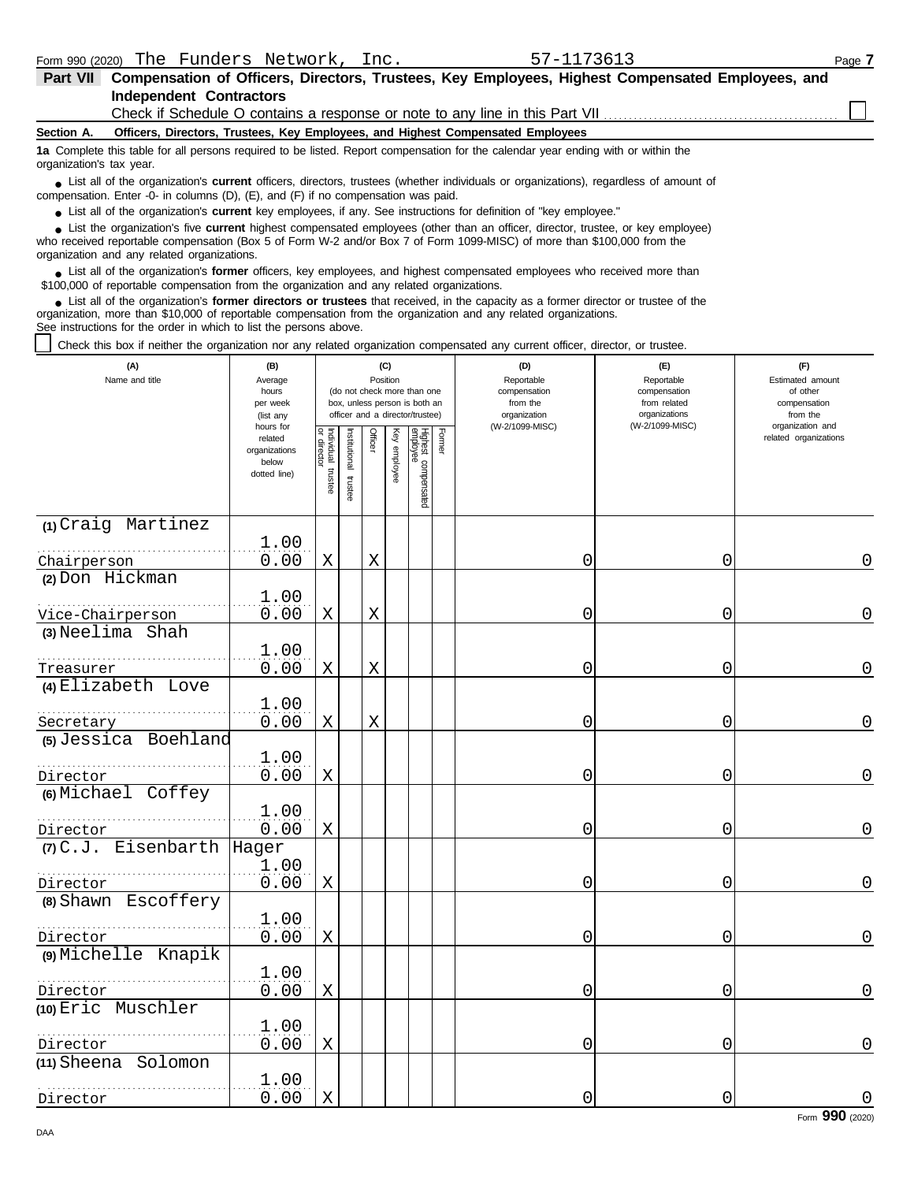Form 990 (2020) The Funders Network, Inc. 57-1173613 Page 7

**Part VII Compensation of Officers, Directors, Trustees, Key Employees, Highest Compensated Employees, and Independent Contractors**

Check if Schedule O contains a response or note to any line in this Part VII ☐

**Section A. Officers, Directors, Trustees, Key Employees, and Highest Compensated Employees**

**1a** Complete this table for all persons required to be listed. Report compensation for the calendar year ending with or within the organization's tax year.

- List all of the organization's **current** officers, directors, trustees (whether individuals or organizations), regardless of amount of compensation. Enter -0- in columns (D), (E), and (F) if no compensation was paid.
- List all of the organization's **current** key employees, if any. See instructions for definition of "key employee."
- List the organization's five **current** highest compensated employees (other than an officer, director, trustee, or key employee) who received reportable compensation (Box 5 of Form W-2 and/or Box 7 of Form 1099-MISC) of more than $100,000 from the organization and any related organizations.
- List all of the organization's **former** officers, key employees, and highest compensated employees who received more than $100,000 of reportable compensation from the organization and any related organizations.
- List all of the organization's **former directors or trustees** that received, in the capacity as a former director or trustee of the organization, more than $10,000 of reportable compensation from the organization and any related organizations.

See instructions for the order in which to list the persons above.

☐ Check this box if neither the organization nor any related organization compensated any current officer, director, or trustee.

| (A) Name and title | (B) Average hours per week (list any hours for related organizations below dotted line) | (C) Position: Individual trustee or director | Institutional trustee | Officer | Key employee | Highest compensated employee | Former | (D) Reportable compensation from the organization (W-2/1099-MISC) | (E) Reportable compensation from related organizations (W-2/1099-MISC) | (F) Estimated amount of other compensation from the organization and related organizations |
|---|---|---|---|---|---|---|---|---|---|---|
| (1) Craig Martinez<br>Chairperson | 1.00<br>0.00 | X | | X | | | | 0 | 0 | 0 |
| (2) Don Hickman<br>Vice-Chairperson | 1.00<br>0.00 | X | | X | | | | 0 | 0 | 0 |
| (3) Neelima Shah<br>Treasurer | 1.00<br>0.00 | X | | X | | | | 0 | 0 | 0 |
| (4) Elizabeth Love<br>Secretary | 1.00<br>0.00 | X | | X | | | | 0 | 0 | 0 |
| (5) Jessica Boehland<br>Director | 1.00<br>0.00 | X | | | | | | 0 | 0 | 0 |
| (6) Michael Coffey<br>Director | 1.00<br>0.00 | X | | | | | | 0 | 0 | 0 |
| (7) C.J. Eisenbarth Hager<br>Director | 1.00<br>0.00 | X | | | | | | 0 | 0 | 0 |
| (8) Shawn Escoffery<br>Director | 1.00<br>0.00 | X | | | | | | 0 | 0 | 0 |
| (9) Michelle Knapik<br>Director | 1.00<br>0.00 | X | | | | | | 0 | 0 | 0 |
| (10) Eric Muschler<br>Director | 1.00<br>0.00 | X | | | | | | 0 | 0 | 0 |
| (11) Sheena Solomon<br>Director | 1.00<br>0.00 | X | | | | | | 0 | 0 | 0 |

Form **990** (2020)

DAA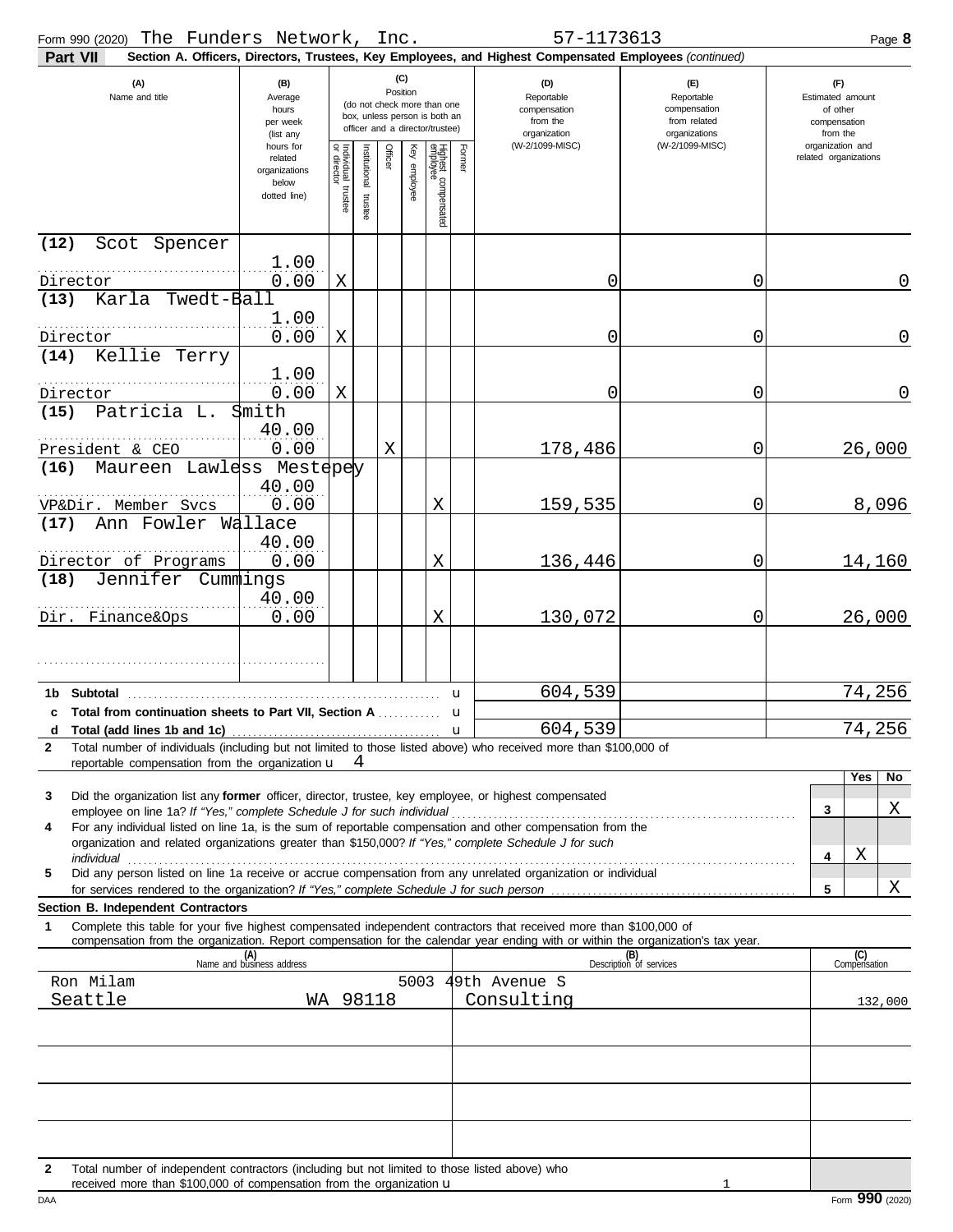Form 990 (2020) The Funders Network, Inc. 57-1173613

**Part VII Section A. Officers, Directors, Trustees, Key Employees, and Highest Compensated Employees** *(continued)*

| (A) Name and title | (B) Average hours per week (list any hours for related organizations below dotted line) | (C) Individual trustee or director | Institutional trustee | Officer | Key employee | Highest compensated employee | Former | (D) Reportable compensation from the organization (W-2/1099-MISC) | (E) Reportable compensation from related organizations (W-2/1099-MISC) | (F) Estimated amount of other compensation from the organization and related organizations |
|---|---|---|---|---|---|---|---|---|---|---|
| (12) Scot Spencer<br>Director | 1.00<br>0.00 | X | | | | | | 0 | 0 | 0 |
| (13) Karla Twedt-Ball<br>Director | 1.00<br>0.00 | X | | | | | | 0 | 0 | 0 |
| (14) Kellie Terry<br>Director | 1.00<br>0.00 | X | | | | | | 0 | 0 | 0 |
| (15) Patricia L. Smith<br>President & CEO | 40.00<br>0.00 | | | X | | | | 178,486 | 0 | 26,000 |
| (16) Maureen Lawless Mestepey<br>VP&Dir. Member Svcs | 40.00<br>0.00 | | | | | X | | 159,535 | 0 | 8,096 |
| (17) Ann Fowler Wallace<br>Director of Programs | 40.00<br>0.00 | | | | | X | | 136,446 | 0 | 14,160 |
| (18) Jennifer Cummings<br>Dir. Finance&Ops | 40.00<br>0.00 | | | | | X | | 130,072 | 0 | 26,000 |
| | | | | | | | | | | |

| | | (D) | (E) | (F) |
|---|---|---|---|---|
| 1b | Subtotal | 604,539 | | 74,256 |
| c | Total from continuation sheets to Part VII, Section A | | | |
| d | Total (add lines 1b and 1c) | 604,539 | | 74,256 |

2 Total number of individuals (including but not limited to those listed above) who received more than $100,000 of reportable compensation from the organization u 4

| | | | Yes | No |
|---|---|---|---|---|
| 3 | Did the organization list any **former** officer, director, trustee, key employee, or highest compensated employee on line 1a? *If "Yes," complete Schedule J for such individual* | 3 | | X |
| 4 | For any individual listed on line 1a, is the sum of reportable compensation and other compensation from the organization and related organizations greater than $150,000? *If "Yes," complete Schedule J for such individual* | 4 | X | |
| 5 | Did any person listed on line 1a receive or accrue compensation from any unrelated organization or individual for services rendered to the organization? *If "Yes," complete Schedule J for such person* | 5 | | X |

**Section B. Independent Contractors**

1 Complete this table for your five highest compensated independent contractors that received more than $100,000 of compensation from the organization. Report compensation for the calendar year ending with or within the organization's tax year.

| (A) Name and business address | (B) Description of services | (C) Compensation |
|---|---|---|
| Ron Milam 5003 49th Avenue S<br>Seattle WA 98118 | Consulting | 132,000 |
| | | |
| | | |
| | | |
| | | |

2 Total number of independent contractors (including but not limited to those listed above) who received more than $100,000 of compensation from the organization u 1

Form **990** (2020)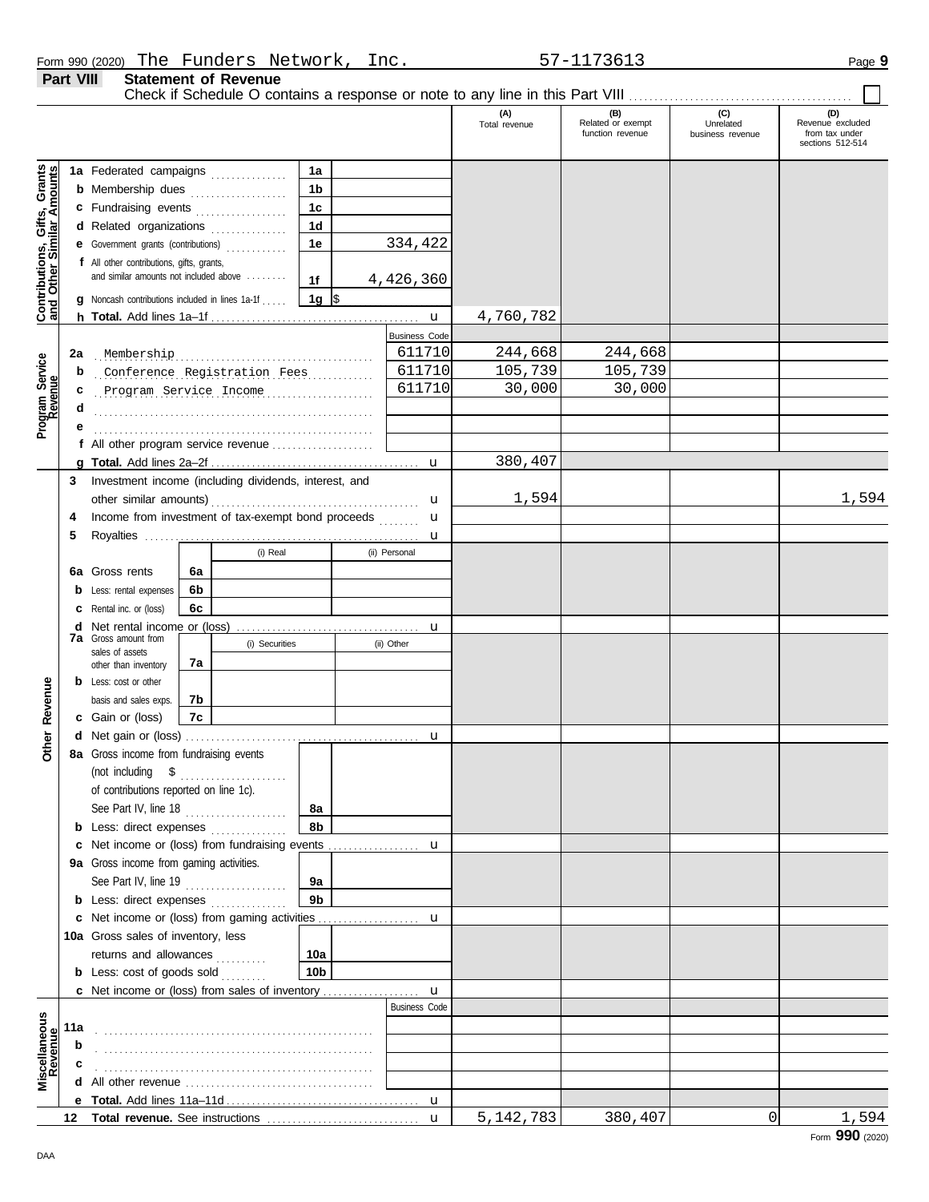Form 990 (2020) The Funders Network, Inc. 57-1173613

## Part VIII Statement of Revenue

Check if Schedule O contains a response or note to any line in this Part VIII

| | | | (A) Total revenue | (B) Related or exempt function revenue | (C) Unrelated business revenue | (D) Revenue excluded from tax under sections 512-514 |
|---|---|---|---|---|---|---|
| **Contributions, Gifts, Grants and Other Similar Amounts** | | | | | | |
| 1a Federated campaigns | 1a | | | | | |
| b Membership dues | 1b | | | | | |
| c Fundraising events | 1c | | | | | |
| d Related organizations | 1d | | | | | |
| e Government grants (contributions) | 1e | 334,422 | | | | |
| f All other contributions, gifts, grants, and similar amounts not included above | 1f | 4,426,360 | | | | |
| g Noncash contributions included in lines 1a-1f | 1g | $ | | | | |
| h **Total.** Add lines 1a–1f | | u | 4,760,782 | | | |
| **Program Service Revenue** | | Business Code | | | | |
| 2a Membership | | 611710 | 244,668 | 244,668 | | |
| b Conference Registration Fees | | 611710 | 105,739 | 105,739 | | |
| c Program Service Income | | 611710 | 30,000 | 30,000 | | |
| d | | | | | | |
| e | | | | | | |
| f All other program service revenue | | | | | | |
| g **Total.** Add lines 2a–2f | | u | 380,407 | | | |
| **Other Revenue** | | | | | | |
| 3 Investment income (including dividends, interest, and other similar amounts) | | u | 1,594 | | | 1,594 |
| 4 Income from investment of tax-exempt bond proceeds | | u | | | | |
| 5 Royalties | | u | | | | |
| | (i) Real | (ii) Personal | | | | |
| 6a Gross rents 6a | | | | | | |
| b Less: rental expenses 6b | | | | | | |
| c Rental inc. or (loss) 6c | | | | | | |
| d Net rental income or (loss) | | u | | | | |
| | (i) Securities | (ii) Other | | | | |
| 7a Gross amount from sales of assets other than inventory 7a | | | | | | |
| b Less: cost or other basis and sales exps. 7b | | | | | | |
| c Gain or (loss) 7c | | | | | | |
| d Net gain or (loss) | | u | | | | |
| 8a Gross income from fundraising events (not including $ of contributions reported on line 1c). See Part IV, line 18 | 8a | | | | | |
| b Less: direct expenses | 8b | | | | | |
| c Net income or (loss) from fundraising events | | u | | | | |
| 9a Gross income from gaming activities. See Part IV, line 19 | 9a | | | | | |
| b Less: direct expenses | 9b | | | | | |
| c Net income or (loss) from gaming activities | | u | | | | |
| 10a Gross sales of inventory, less returns and allowances | 10a | | | | | |
| b Less: cost of goods sold | 10b | | | | | |
| c Net income or (loss) from sales of inventory | | u | | | | |
| **Miscellaneous Revenue** | | Business Code | | | | |
| 11a | | | | | | |
| b | | | | | | |
| c | | | | | | |
| d All other revenue | | | | | | |
| e **Total.** Add lines 11a–11d | | u | | | | |
| 12 **Total revenue.** See instructions | | u | 5,142,783 | 380,407 | 0 | 1,594 |

Form **990** (2020)

DAA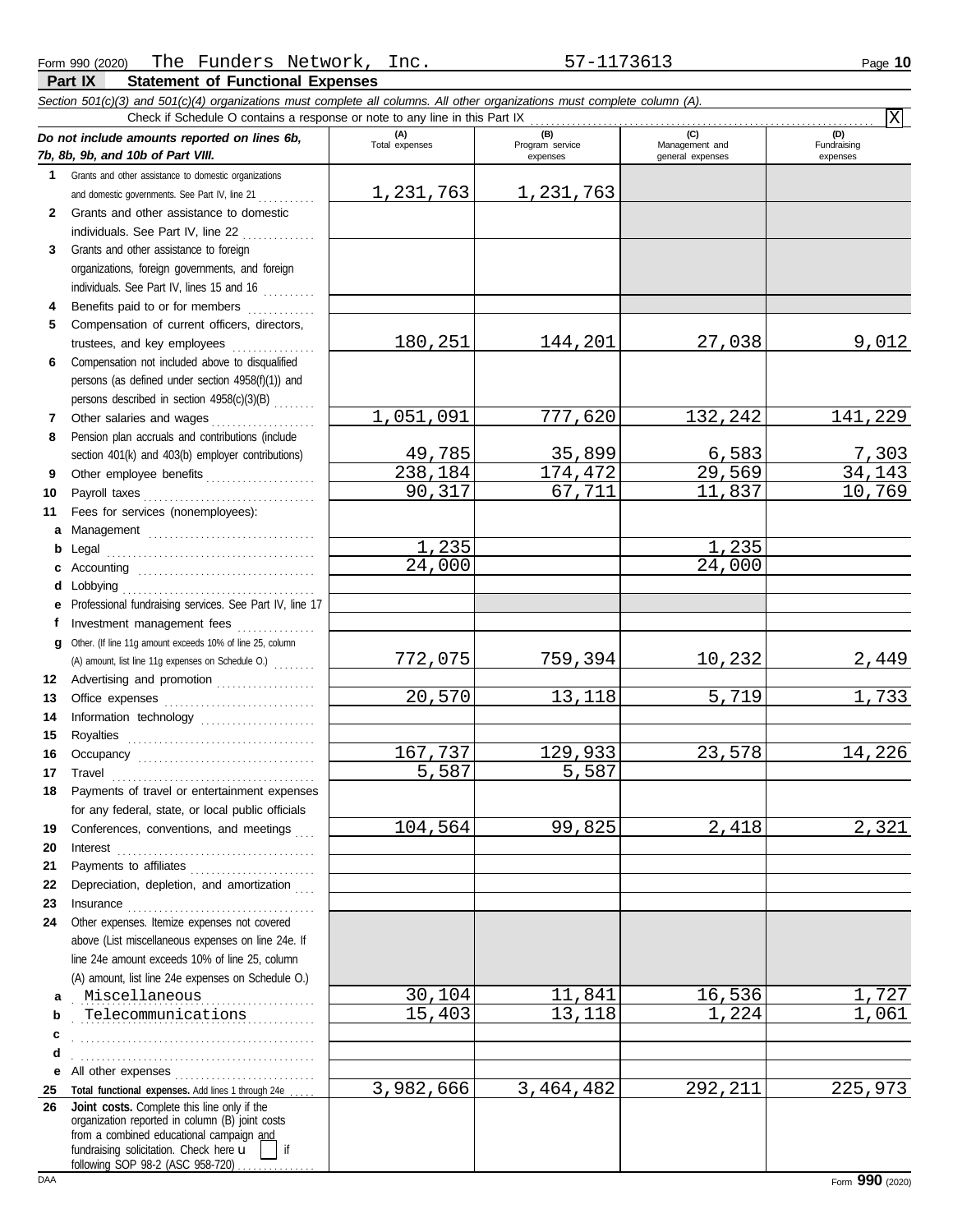Form 990 (2020) The Funders Network, Inc. 57-1173613

## Part IX Statement of Functional Expenses

*Section 501(c)(3) and 501(c)(4) organizations must complete all columns. All other organizations must complete column (A).*

Check if Schedule O contains a response or note to any line in this Part IX [X]

| *Do not include amounts reported on lines 6b, 7b, 8b, 9b, and 10b of Part VIII.* | (A) Total expenses | (B) Program service expenses | (C) Management and general expenses | (D) Fundraising expenses |
|---|---|---|---|---|
| 1 Grants and other assistance to domestic organizations and domestic governments. See Part IV, line 21 | 1,231,763 | 1,231,763 | | |
| 2 Grants and other assistance to domestic individuals. See Part IV, line 22 | | | | |
| 3 Grants and other assistance to foreign organizations, foreign governments, and foreign individuals. See Part IV, lines 15 and 16 | | | | |
| 4 Benefits paid to or for members | | | | |
| 5 Compensation of current officers, directors, trustees, and key employees | 180,251 | 144,201 | 27,038 | 9,012 |
| 6 Compensation not included above to disqualified persons (as defined under section 4958(f)(1)) and persons described in section 4958(c)(3)(B) | | | | |
| 7 Other salaries and wages | 1,051,091 | 777,620 | 132,242 | 141,229 |
| 8 Pension plan accruals and contributions (include section 401(k) and 403(b) employer contributions) | 49,785 | 35,899 | 6,583 | 7,303 |
| 9 Other employee benefits | 238,184 | 174,472 | 29,569 | 34,143 |
| 10 Payroll taxes | 90,317 | 67,711 | 11,837 | 10,769 |
| 11 Fees for services (nonemployees): | | | | |
| a Management | | | | |
| b Legal | 1,235 | | 1,235 | |
| c Accounting | 24,000 | | 24,000 | |
| d Lobbying | | | | |
| e Professional fundraising services. See Part IV, line 17 | | | | |
| f Investment management fees | | | | |
| g Other. (If line 11g amount exceeds 10% of line 25, column (A) amount, list line 11g expenses on Schedule O.) | 772,075 | 759,394 | 10,232 | 2,449 |
| 12 Advertising and promotion | | | | |
| 13 Office expenses | 20,570 | 13,118 | 5,719 | 1,733 |
| 14 Information technology | | | | |
| 15 Royalties | | | | |
| 16 Occupancy | 167,737 | 129,933 | 23,578 | 14,226 |
| 17 Travel | 5,587 | 5,587 | | |
| 18 Payments of travel or entertainment expenses for any federal, state, or local public officials | | | | |
| 19 Conferences, conventions, and meetings | 104,564 | 99,825 | 2,418 | 2,321 |
| 20 Interest | | | | |
| 21 Payments to affiliates | | | | |
| 22 Depreciation, depletion, and amortization | | | | |
| 23 Insurance | | | | |
| 24 Other expenses. Itemize expenses not covered above (List miscellaneous expenses on line 24e. If line 24e amount exceeds 10% of line 25, column (A) amount, list line 24e expenses on Schedule O.) | | | | |
| a Miscellaneous | 30,104 | 11,841 | 16,536 | 1,727 |
| b Telecommunications | 15,403 | 13,118 | 1,224 | 1,061 |
| c | | | | |
| d | | | | |
| e All other expenses | | | | |
| 25 **Total functional expenses.** Add lines 1 through 24e | 3,982,666 | 3,464,482 | 292,211 | 225,973 |
| 26 **Joint costs.** Complete this line only if the organization reported in column (B) joint costs from a combined educational campaign and fundraising solicitation. Check here [ ] if following SOP 98-2 (ASC 958-720) | | | | |

Form **990** (2020)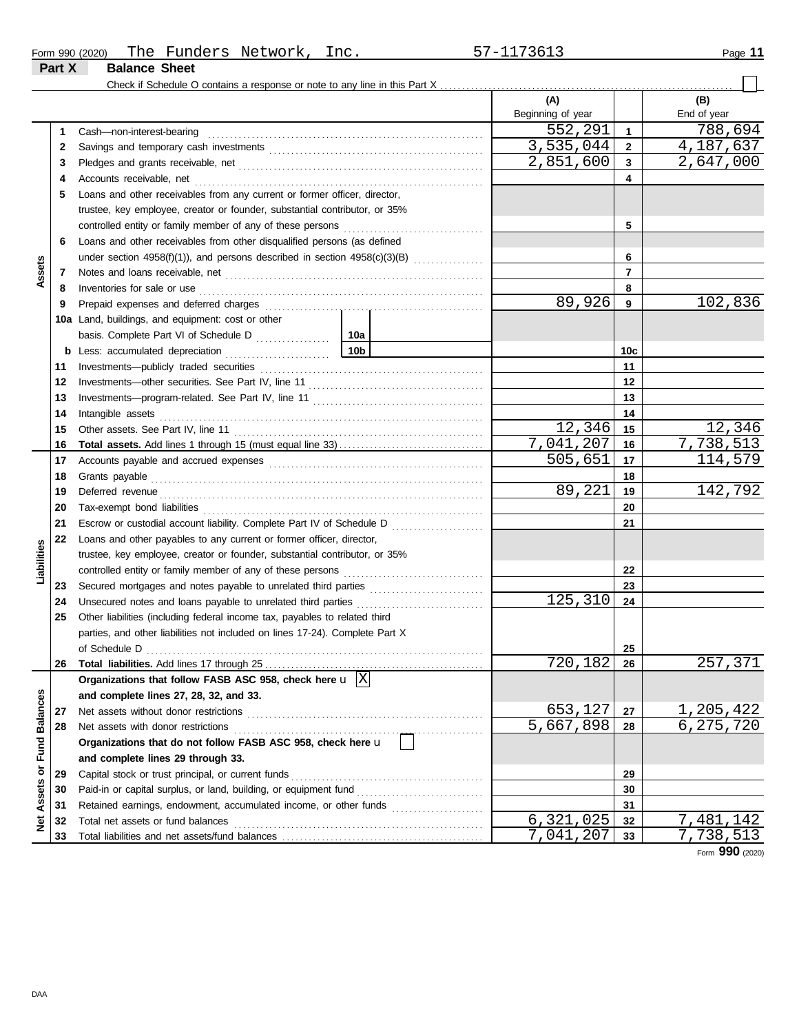Form 990 (2020) The Funders Network, Inc. 57-1173613

## Part X Balance Sheet

Check if Schedule O contains a response or note to any line in this Part X ☐

| Section | Line | Description | | (A) Beginning of year | | (B) End of year |
|---|---|---|---|---|---|---|
| Assets | 1 | Cash—non-interest-bearing | | 552,291 | 1 | 788,694 |
| | 2 | Savings and temporary cash investments | | 3,535,044 | 2 | 4,187,637 |
| | 3 | Pledges and grants receivable, net | | 2,851,600 | 3 | 2,647,000 |
| | 4 | Accounts receivable, net | | | 4 | |
| | 5 | Loans and other receivables from any current or former officer, director, trustee, key employee, creator or founder, substantial contributor, or 35% controlled entity or family member of any of these persons | | | 5 | |
| | 6 | Loans and other receivables from other disqualified persons (as defined under section 4958(f)(1)), and persons described in section 4958(c)(3)(B) | | | 6 | |
| | 7 | Notes and loans receivable, net | | | 7 | |
| | 8 | Inventories for sale or use | | | 8 | |
| | 9 | Prepaid expenses and deferred charges | | 89,926 | 9 | 102,836 |
| | 10a | Land, buildings, and equipment: cost or other basis. Complete Part VI of Schedule D | 10a | | | |
| | b | Less: accumulated depreciation | 10b | | 10c | |
| | 11 | Investments—publicly traded securities | | | 11 | |
| | 12 | Investments—other securities. See Part IV, line 11 | | | 12 | |
| | 13 | Investments—program-related. See Part IV, line 11 | | | 13 | |
| | 14 | Intangible assets | | | 14 | |
| | 15 | Other assets. See Part IV, line 11 | | 12,346 | 15 | 12,346 |
| | 16 | **Total assets.** Add lines 1 through 15 (must equal line 33) | | 7,041,207 | 16 | 7,738,513 |
| Liabilities | 17 | Accounts payable and accrued expenses | | 505,651 | 17 | 114,579 |
| | 18 | Grants payable | | | 18 | |
| | 19 | Deferred revenue | | 89,221 | 19 | 142,792 |
| | 20 | Tax-exempt bond liabilities | | | 20 | |
| | 21 | Escrow or custodial account liability. Complete Part IV of Schedule D | | | 21 | |
| | 22 | Loans and other payables to any current or former officer, director, trustee, key employee, creator or founder, substantial contributor, or 35% controlled entity or family member of any of these persons | | | 22 | |
| | 23 | Secured mortgages and notes payable to unrelated third parties | | | 23 | |
| | 24 | Unsecured notes and loans payable to unrelated third parties | | 125,310 | 24 | |
| | 25 | Other liabilities (including federal income tax, payables to related third parties, and other liabilities not included on lines 17-24). Complete Part X of Schedule D | | | 25 | |
| | 26 | **Total liabilities.** Add lines 17 through 25 | | 720,182 | 26 | 257,371 |
| Net Assets or Fund Balances | | **Organizations that follow FASB ASC 958, check here** ☒ **and complete lines 27, 28, 32, and 33.** | | | | |
| | 27 | Net assets without donor restrictions | | 653,127 | 27 | 1,205,422 |
| | 28 | Net assets with donor restrictions | | 5,667,898 | 28 | 6,275,720 |
| | | **Organizations that do not follow FASB ASC 958, check here** ☐ **and complete lines 29 through 33.** | | | | |
| | 29 | Capital stock or trust principal, or current funds | | | 29 | |
| | 30 | Paid-in or capital surplus, or land, building, or equipment fund | | | 30 | |
| | 31 | Retained earnings, endowment, accumulated income, or other funds | | | 31 | |
| | 32 | Total net assets or fund balances | | 6,321,025 | 32 | 7,481,142 |
| | 33 | Total liabilities and net assets/fund balances | | 7,041,207 | 33 | 7,738,513 |

Form **990** (2020)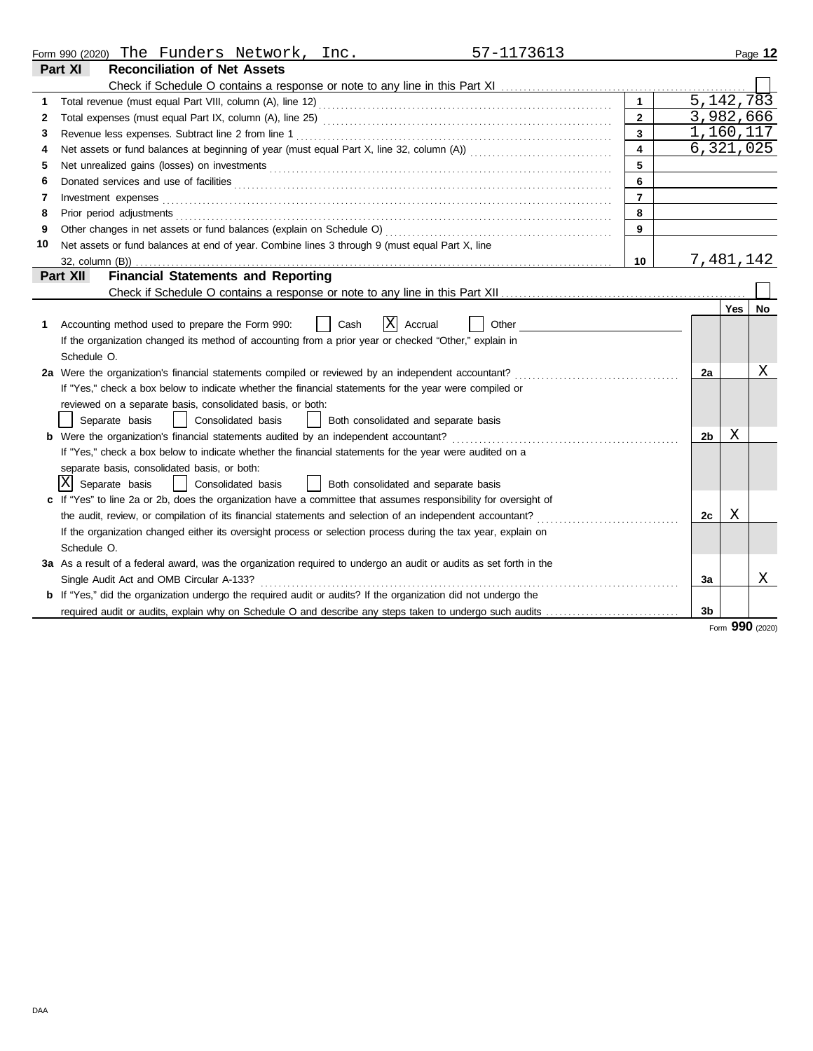Form 990 (2020) The Funders Network, Inc. 57-1173613

## Part XI Reconciliation of Net Assets

Check if Schedule O contains a response or note to any line in this Part XI ☐

| | | | |
|---|---|---|---|
| 1 | Total revenue (must equal Part VIII, column (A), line 12) | 1 | 5,142,783 |
| 2 | Total expenses (must equal Part IX, column (A), line 25) | 2 | 3,982,666 |
| 3 | Revenue less expenses. Subtract line 2 from line 1 | 3 | 1,160,117 |
| 4 | Net assets or fund balances at beginning of year (must equal Part X, line 32, column (A)) | 4 | 6,321,025 |
| 5 | Net unrealized gains (losses) on investments | 5 | |
| 6 | Donated services and use of facilities | 6 | |
| 7 | Investment expenses | 7 | |
| 8 | Prior period adjustments | 8 | |
| 9 | Other changes in net assets or fund balances (explain on Schedule O) | 9 | |
| 10 | Net assets or fund balances at end of year. Combine lines 3 through 9 (must equal Part X, line 32, column (B)) | 10 | 7,481,142 |

## Part XII Financial Statements and Reporting

Check if Schedule O contains a response or note to any line in this Part XII ☐

| | | | Yes | No |
|---|---|---|---|---|
| 1 | Accounting method used to prepare the Form 990: ☐ Cash ☒ Accrual ☐ Other<br>If the organization changed its method of accounting from a prior year or checked "Other," explain in Schedule O. | | | |
| 2a | Were the organization's financial statements compiled or reviewed by an independent accountant?<br>If "Yes," check a box below to indicate whether the financial statements for the year were compiled or reviewed on a separate basis, consolidated basis, or both:<br>☐ Separate basis ☐ Consolidated basis ☐ Both consolidated and separate basis | 2a | | X |
| b | Were the organization's financial statements audited by an independent accountant?<br>If "Yes," check a box below to indicate whether the financial statements for the year were audited on a separate basis, consolidated basis, or both:<br>☒ Separate basis ☐ Consolidated basis ☐ Both consolidated and separate basis | 2b | X | |
| c | If "Yes" to line 2a or 2b, does the organization have a committee that assumes responsibility for oversight of the audit, review, or compilation of its financial statements and selection of an independent accountant?<br>If the organization changed either its oversight process or selection process during the tax year, explain on Schedule O. | 2c | X | |
| 3a | As a result of a federal award, was the organization required to undergo an audit or audits as set forth in the Single Audit Act and OMB Circular A-133? | 3a | | X |
| b | If "Yes," did the organization undergo the required audit or audits? If the organization did not undergo the required audit or audits, explain why on Schedule O and describe any steps taken to undergo such audits | 3b | | |

Form **990** (2020)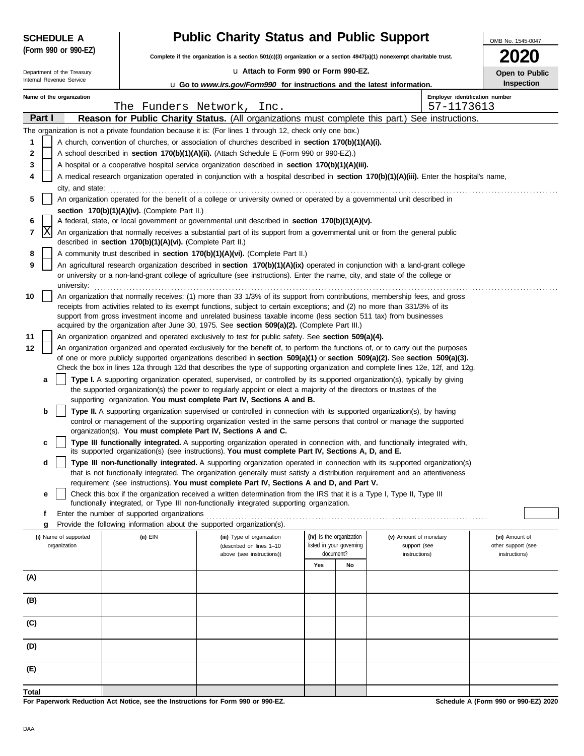**SCHEDULE A**
**(Form 990 or 990-EZ)**

Department of the Treasury
Internal Revenue Service

# Public Charity Status and Public Support

**Complete if the organization is a section 501(c)(3) organization or a section 4947(a)(1) nonexempt charitable trust.**

u **Attach to Form 990 or Form 990-EZ.**

u **Go to *www.irs.gov/Form990* for instructions and the latest information.**

OMB No. 1545-0047

**2020**

**Open to Public Inspection**

**Name of the organization:** The Funders Network, Inc.

**Employer identification number:** 57-1173613

**Part I** **Reason for Public Charity Status.** (All organizations must complete this part.) See instructions.

The organization is not a private foundation because it is: (For lines 1 through 12, check only one box.)

1 [ ] A church, convention of churches, or association of churches described in **section 170(b)(1)(A)(i).**

2 [ ] A school described in **section 170(b)(1)(A)(ii).** (Attach Schedule E (Form 990 or 990-EZ).)

3 [ ] A hospital or a cooperative hospital service organization described in **section 170(b)(1)(A)(iii).**

4 [ ] A medical research organization operated in conjunction with a hospital described in **section 170(b)(1)(A)(iii).** Enter the hospital's name, city, and state:

5 [ ] An organization operated for the benefit of a college or university owned or operated by a governmental unit described in **section 170(b)(1)(A)(iv).** (Complete Part II.)

6 [ ] A federal, state, or local government or governmental unit described in **section 170(b)(1)(A)(v).**

7 [X] An organization that normally receives a substantial part of its support from a governmental unit or from the general public described in **section 170(b)(1)(A)(vi).** (Complete Part II.)

8 [ ] A community trust described in **section 170(b)(1)(A)(vi).** (Complete Part II.)

9 [ ] An agricultural research organization described in **section 170(b)(1)(A)(ix)** operated in conjunction with a land-grant college or university or a non-land-grant college of agriculture (see instructions). Enter the name, city, and state of the college or university:

10 [ ] An organization that normally receives: (1) more than 33 1/3% of its support from contributions, membership fees, and gross receipts from activities related to its exempt functions, subject to certain exceptions; and (2) no more than 331/3% of its support from gross investment income and unrelated business taxable income (less section 511 tax) from businesses acquired by the organization after June 30, 1975. See **section 509(a)(2).** (Complete Part III.)

11 [ ] An organization organized and operated exclusively to test for public safety. See **section 509(a)(4).**

12 [ ] An organization organized and operated exclusively for the benefit of, to perform the functions of, or to carry out the purposes of one or more publicly supported organizations described in **section 509(a)(1)** or **section 509(a)(2).** See **section 509(a)(3).** Check the box in lines 12a through 12d that describes the type of supporting organization and complete lines 12e, 12f, and 12g.

a [ ] **Type I.** A supporting organization operated, supervised, or controlled by its supported organization(s), typically by giving the supported organization(s) the power to regularly appoint or elect a majority of the directors or trustees of the supporting organization. **You must complete Part IV, Sections A and B.**

b [ ] **Type II.** A supporting organization supervised or controlled in connection with its supported organization(s), by having control or management of the supporting organization vested in the same persons that control or manage the supported organization(s). **You must complete Part IV, Sections A and C.**

c [ ] **Type III functionally integrated.** A supporting organization operated in connection with, and functionally integrated with, its supported organization(s) (see instructions). **You must complete Part IV, Sections A, D, and E.**

d [ ] **Type III non-functionally integrated.** A supporting organization operated in connection with its supported organization(s) that is not functionally integrated. The organization generally must satisfy a distribution requirement and an attentiveness requirement (see instructions). **You must complete Part IV, Sections A and D, and Part V.**

e [ ] Check this box if the organization received a written determination from the IRS that it is a Type I, Type II, Type III functionally integrated, or Type III non-functionally integrated supporting organization.

f Enter the number of supported organizations

g Provide the following information about the supported organization(s).

| (i) Name of supported organization | (ii) EIN | (iii) Type of organization (described on lines 1–10 above (see instructions)) | (iv) Is the organization listed in your governing document? Yes | No | (v) Amount of monetary support (see instructions) | (vi) Amount of other support (see instructions) |
|---|---|---|---|---|---|---|
| (A) | | | | | | |
| (B) | | | | | | |
| (C) | | | | | | |
| (D) | | | | | | |
| (E) | | | | | | |
| **Total** | | | | | | |

**For Paperwork Reduction Act Notice, see the Instructions for Form 990 or 990-EZ.**

**Schedule A (Form 990 or 990-EZ) 2020**

DAA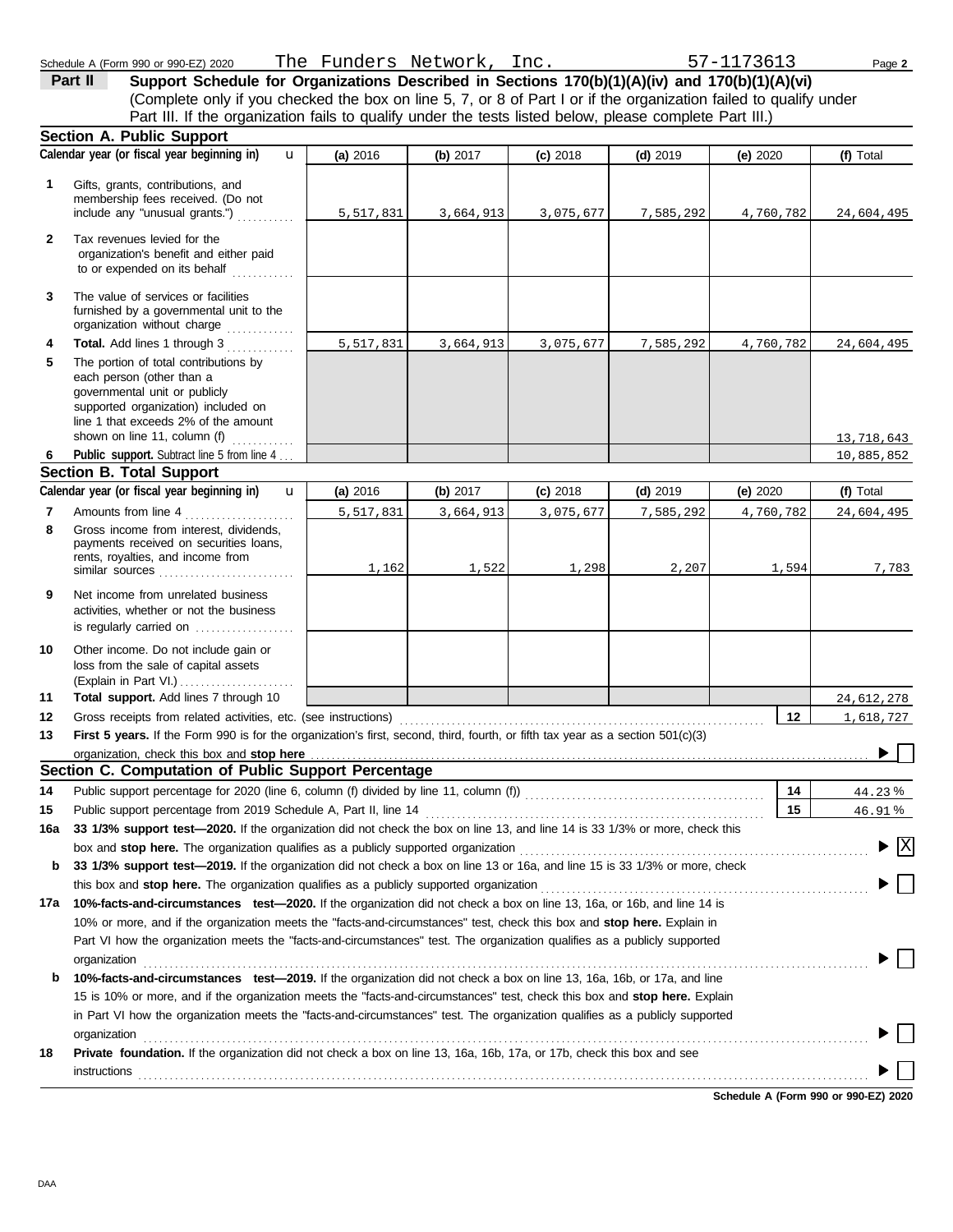Schedule A (Form 990 or 990-EZ) 2020 The Funders Network, Inc. 57-1173613

**Part II** **Support Schedule for Organizations Described in Sections 170(b)(1)(A)(iv) and 170(b)(1)(A)(vi)**
(Complete only if you checked the box on line 5, 7, or 8 of Part I or if the organization failed to qualify under Part III. If the organization fails to qualify under the tests listed below, please complete Part III.)

## Section A. Public Support

| | Calendar year (or fiscal year beginning in) | (a) 2016 | (b) 2017 | (c) 2018 | (d) 2019 | (e) 2020 | (f) Total |
|---|---|---|---|---|---|---|---|
| 1 | Gifts, grants, contributions, and membership fees received. (Do not include any "unusual grants.") | 5,517,831 | 3,664,913 | 3,075,677 | 7,585,292 | 4,760,782 | 24,604,495 |
| 2 | Tax revenues levied for the organization's benefit and either paid to or expended on its behalf | | | | | | |
| 3 | The value of services or facilities furnished by a governmental unit to the organization without charge | | | | | | |
| 4 | **Total.** Add lines 1 through 3 | 5,517,831 | 3,664,913 | 3,075,677 | 7,585,292 | 4,760,782 | 24,604,495 |
| 5 | The portion of total contributions by each person (other than a governmental unit or publicly supported organization) included on line 1 that exceeds 2% of the amount shown on line 11, column (f) | | | | | | 13,718,643 |
| 6 | **Public support.** Subtract line 5 from line 4 | | | | | | 10,885,852 |

## Section B. Total Support

| | Calendar year (or fiscal year beginning in) | (a) 2016 | (b) 2017 | (c) 2018 | (d) 2019 | (e) 2020 | (f) Total |
|---|---|---|---|---|---|---|---|
| 7 | Amounts from line 4 | 5,517,831 | 3,664,913 | 3,075,677 | 7,585,292 | 4,760,782 | 24,604,495 |
| 8 | Gross income from interest, dividends, payments received on securities loans, rents, royalties, and income from similar sources | 1,162 | 1,522 | 1,298 | 2,207 | 1,594 | 7,783 |
| 9 | Net income from unrelated business activities, whether or not the business is regularly carried on | | | | | | |
| 10 | Other income. Do not include gain or loss from the sale of capital assets (Explain in Part VI.) | | | | | | |
| 11 | **Total support.** Add lines 7 through 10 | | | | | | 24,612,278 |

**12** Gross receipts from related activities, etc. (see instructions) — **12** 1,618,727

**13** **First 5 years.** If the Form 990 is for the organization's first, second, third, fourth, or fifth tax year as a section 501(c)(3) organization, check this box and **stop here** ☐

## Section C. Computation of Public Support Percentage

**14** Public support percentage for 2020 (line 6, column (f) divided by line 11, column (f)) — **14** 44.23 %

**15** Public support percentage from 2019 Schedule A, Part II, line 14 — **15** 46.91 %

**16a** **33 1/3% support test—2020.** If the organization did not check the box on line 13, and line 14 is 33 1/3% or more, check this box and **stop here.** The organization qualifies as a publicly supported organization ☒

**b** **33 1/3% support test—2019.** If the organization did not check a box on line 13 or 16a, and line 15 is 33 1/3% or more, check this box and **stop here.** The organization qualifies as a publicly supported organization ☐

**17a** **10%-facts-and-circumstances test—2020.** If the organization did not check a box on line 13, 16a, or 16b, and line 14 is 10% or more, and if the organization meets the "facts-and-circumstances" test, check this box and **stop here.** Explain in Part VI how the organization meets the "facts-and-circumstances" test. The organization qualifies as a publicly supported organization ☐

**b** **10%-facts-and-circumstances test—2019.** If the organization did not check a box on line 13, 16a, 16b, or 17a, and line 15 is 10% or more, and if the organization meets the "facts-and-circumstances" test, check this box and **stop here.** Explain in Part VI how the organization meets the "facts-and-circumstances" test. The organization qualifies as a publicly supported organization ☐

**18** **Private foundation.** If the organization did not check a box on line 13, 16a, 16b, 17a, or 17b, check this box and see instructions ☐

**Schedule A (Form 990 or 990-EZ) 2020**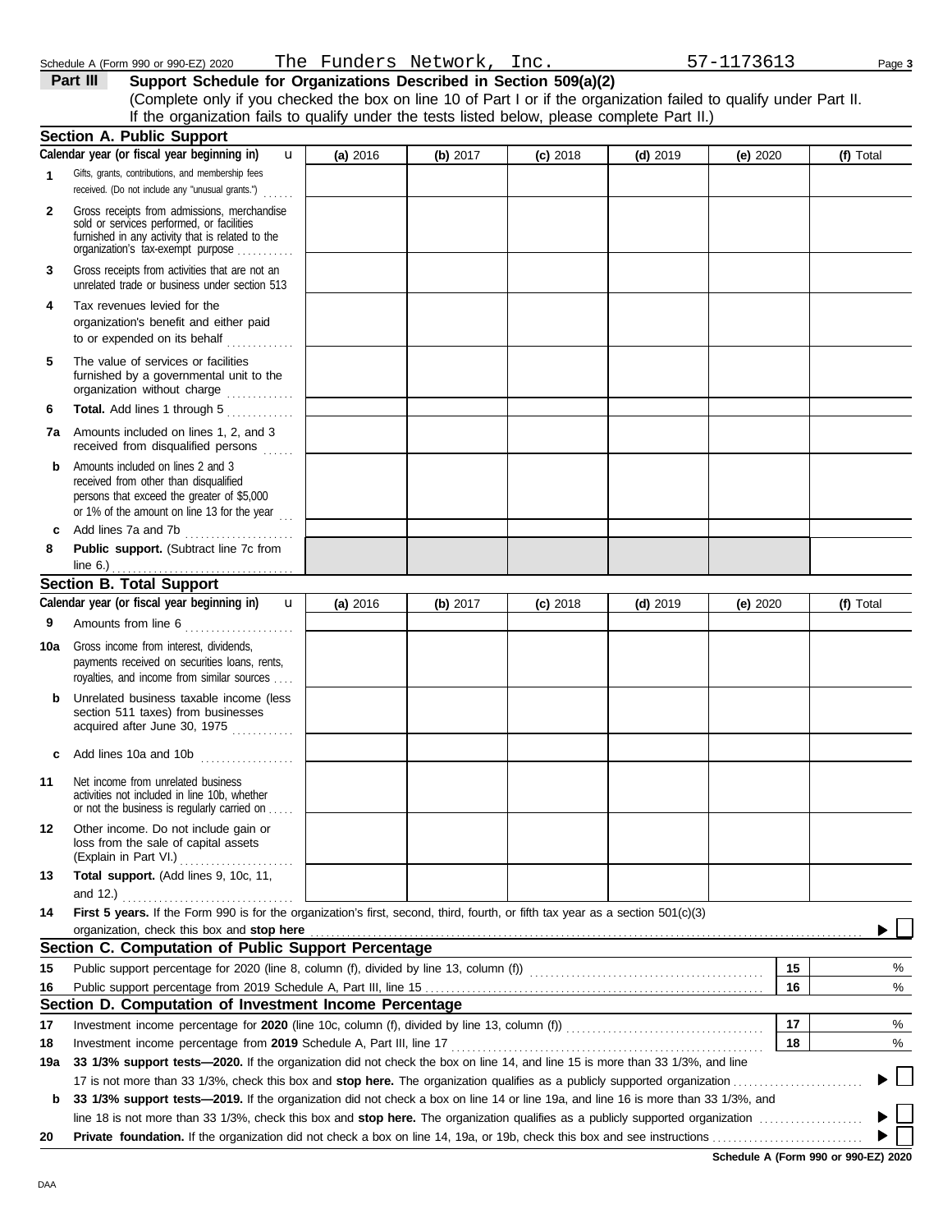Schedule A (Form 990 or 990-EZ) 2020 The Funders Network, Inc. 57-1173613

## Part III Support Schedule for Organizations Described in Section 509(a)(2)

(Complete only if you checked the box on line 10 of Part I or if the organization failed to qualify under Part II. If the organization fails to qualify under the tests listed below, please complete Part II.)

### Section A. Public Support

| Calendar year (or fiscal year beginning in) | (a) 2016 | (b) 2017 | (c) 2018 | (d) 2019 | (e) 2020 | (f) Total |
|---|---|---|---|---|---|---|
| 1 Gifts, grants, contributions, and membership fees received. (Do not include any "unusual grants.") | | | | | | |
| 2 Gross receipts from admissions, merchandise sold or services performed, or facilities furnished in any activity that is related to the organization's tax-exempt purpose | | | | | | |
| 3 Gross receipts from activities that are not an unrelated trade or business under section 513 | | | | | | |
| 4 Tax revenues levied for the organization's benefit and either paid to or expended on its behalf | | | | | | |
| 5 The value of services or facilities furnished by a governmental unit to the organization without charge | | | | | | |
| 6 **Total.** Add lines 1 through 5 | | | | | | |
| 7a Amounts included on lines 1, 2, and 3 received from disqualified persons | | | | | | |
| b Amounts included on lines 2 and 3 received from other than disqualified persons that exceed the greater of $5,000 or 1% of the amount on line 13 for the year | | | | | | |
| c Add lines 7a and 7b | | | | | | |
| 8 **Public support.** (Subtract line 7c from line 6.) | | | | | | |

### Section B. Total Support

| Calendar year (or fiscal year beginning in) | (a) 2016 | (b) 2017 | (c) 2018 | (d) 2019 | (e) 2020 | (f) Total |
|---|---|---|---|---|---|---|
| 9 Amounts from line 6 | | | | | | |
| 10a Gross income from interest, dividends, payments received on securities loans, rents, royalties, and income from similar sources | | | | | | |
| b Unrelated business taxable income (less section 511 taxes) from businesses acquired after June 30, 1975 | | | | | | |
| c Add lines 10a and 10b | | | | | | |
| 11 Net income from unrelated business activities not included in line 10b, whether or not the business is regularly carried on | | | | | | |
| 12 Other income. Do not include gain or loss from the sale of capital assets (Explain in Part VI.) | | | | | | |
| 13 **Total support.** (Add lines 9, 10c, 11, and 12.) | | | | | | |

**14 First 5 years.** If the Form 990 is for the organization's first, second, third, fourth, or fifth tax year as a section 501(c)(3) organization, check this box and **stop here** ▶ ☐

### Section C. Computation of Public Support Percentage

| | | | |
|---|---|---|---|
| 15 | Public support percentage for 2020 (line 8, column (f), divided by line 13, column (f)) | 15 | % |
| 16 | Public support percentage from 2019 Schedule A, Part III, line 15 | 16 | % |

### Section D. Computation of Investment Income Percentage

| | | | |
|---|---|---|---|
| 17 | Investment income percentage for **2020** (line 10c, column (f), divided by line 13, column (f)) | 17 | % |
| 18 | Investment income percentage from **2019** Schedule A, Part III, line 17 | 18 | % |

**19a 33 1/3% support tests—2020.** If the organization did not check the box on line 14, and line 15 is more than 33 1/3%, and line 17 is not more than 33 1/3%, check this box and **stop here.** The organization qualifies as a publicly supported organization ▶ ☐

**b 33 1/3% support tests—2019.** If the organization did not check a box on line 14 or line 19a, and line 16 is more than 33 1/3%, and line 18 is not more than 33 1/3%, check this box and **stop here.** The organization qualifies as a publicly supported organization ▶ ☐

**20 Private foundation.** If the organization did not check a box on line 14, 19a, or 19b, check this box and see instructions ▶ ☐

Schedule A (Form 990 or 990-EZ) 2020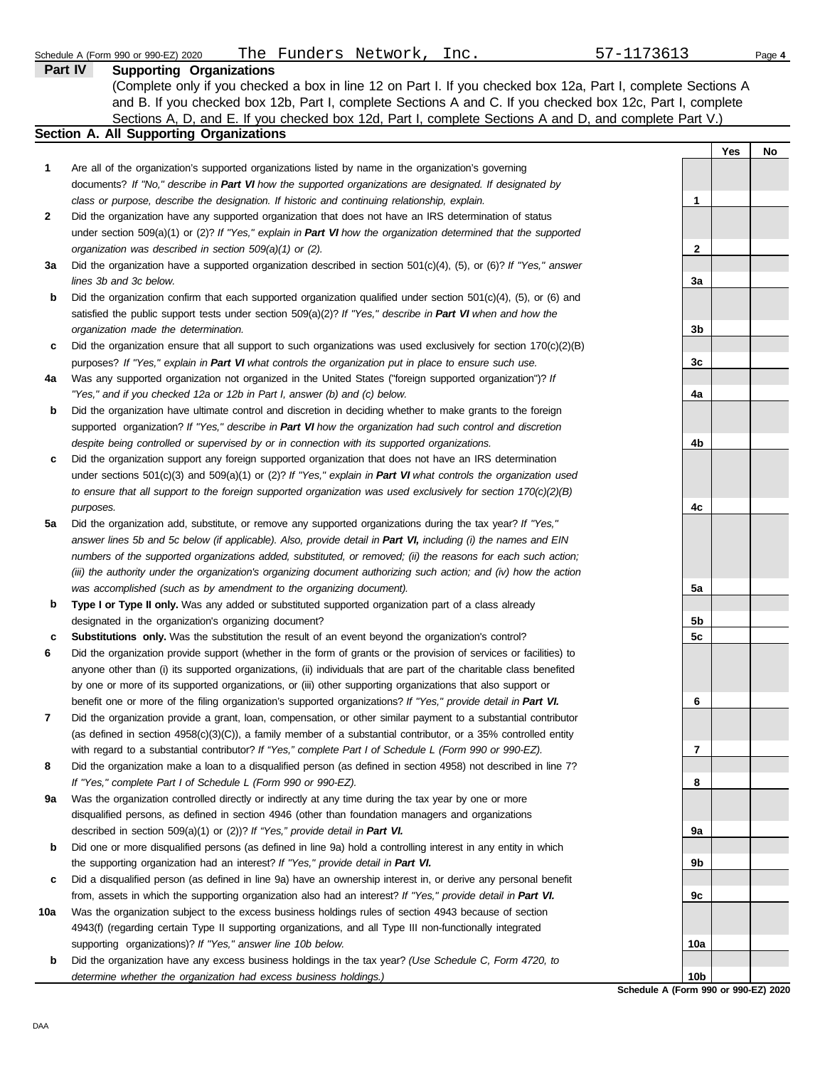Schedule A (Form 990 or 990-EZ) 2020 The Funders Network, Inc. 57-1173613

## Part IV Supporting Organizations

(Complete only if you checked a box in line 12 on Part I. If you checked box 12a, Part I, complete Sections A and B. If you checked box 12b, Part I, complete Sections A and C. If you checked box 12c, Part I, complete Sections A, D, and E. If you checked box 12d, Part I, complete Sections A and D, and complete Part V.)

### Section A. All Supporting Organizations

| | | | Yes | No |
|---|---|---|---|---|
| **1** | Are all of the organization's supported organizations listed by name in the organization's governing documents? *If "No," describe in **Part VI** how the supported organizations are designated. If designated by class or purpose, describe the designation. If historic and continuing relationship, explain.* | 1 | | |
| **2** | Did the organization have any supported organization that does not have an IRS determination of status under section 509(a)(1) or (2)? *If "Yes," explain in **Part VI** how the organization determined that the supported organization was described in section 509(a)(1) or (2).* | 2 | | |
| **3a** | Did the organization have a supported organization described in section 501(c)(4), (5), or (6)? *If "Yes," answer lines 3b and 3c below.* | 3a | | |
| **b** | Did the organization confirm that each supported organization qualified under section 501(c)(4), (5), or (6) and satisfied the public support tests under section 509(a)(2)? *If "Yes," describe in **Part VI** when and how the organization made the determination.* | 3b | | |
| **c** | Did the organization ensure that all support to such organizations was used exclusively for section 170(c)(2)(B) purposes? *If "Yes," explain in **Part VI** what controls the organization put in place to ensure such use.* | 3c | | |
| **4a** | Was any supported organization not organized in the United States ("foreign supported organization")? *If "Yes," and if you checked 12a or 12b in Part I, answer (b) and (c) below.* | 4a | | |
| **b** | Did the organization have ultimate control and discretion in deciding whether to make grants to the foreign supported organization? *If "Yes," describe in **Part VI** how the organization had such control and discretion despite being controlled or supervised by or in connection with its supported organizations.* | 4b | | |
| **c** | Did the organization support any foreign supported organization that does not have an IRS determination under sections 501(c)(3) and 509(a)(1) or (2)? *If "Yes," explain in **Part VI** what controls the organization used to ensure that all support to the foreign supported organization was used exclusively for section 170(c)(2)(B) purposes.* | 4c | | |
| **5a** | Did the organization add, substitute, or remove any supported organizations during the tax year? *If "Yes," answer lines 5b and 5c below (if applicable). Also, provide detail in **Part VI,** including (i) the names and EIN numbers of the supported organizations added, substituted, or removed; (ii) the reasons for each such action; (iii) the authority under the organization's organizing document authorizing such action; and (iv) how the action was accomplished (such as by amendment to the organizing document).* | 5a | | |
| **b** | **Type I or Type II only.** Was any added or substituted supported organization part of a class already designated in the organization's organizing document? | 5b | | |
| **c** | **Substitutions only.** Was the substitution the result of an event beyond the organization's control? | 5c | | |
| **6** | Did the organization provide support (whether in the form of grants or the provision of services or facilities) to anyone other than (i) its supported organizations, (ii) individuals that are part of the charitable class benefited by one or more of its supported organizations, or (iii) other supporting organizations that also support or benefit one or more of the filing organization's supported organizations? *If "Yes," provide detail in **Part VI.*** | 6 | | |
| **7** | Did the organization provide a grant, loan, compensation, or other similar payment to a substantial contributor (as defined in section 4958(c)(3)(C)), a family member of a substantial contributor, or a 35% controlled entity with regard to a substantial contributor? *If "Yes," complete Part I of Schedule L (Form 990 or 990-EZ).* | 7 | | |
| **8** | Did the organization make a loan to a disqualified person (as defined in section 4958) not described in line 7? *If "Yes," complete Part I of Schedule L (Form 990 or 990-EZ).* | 8 | | |
| **9a** | Was the organization controlled directly or indirectly at any time during the tax year by one or more disqualified persons, as defined in section 4946 (other than foundation managers and organizations described in section 509(a)(1) or (2))? *If "Yes," provide detail in **Part VI.*** | 9a | | |
| **b** | Did one or more disqualified persons (as defined in line 9a) hold a controlling interest in any entity in which the supporting organization had an interest? *If "Yes," provide detail in **Part VI.*** | 9b | | |
| **c** | Did a disqualified person (as defined in line 9a) have an ownership interest in, or derive any personal benefit from, assets in which the supporting organization also had an interest? *If "Yes," provide detail in **Part VI.*** | 9c | | |
| **10a** | Was the organization subject to the excess business holdings rules of section 4943 because of section 4943(f) (regarding certain Type II supporting organizations, and all Type III non-functionally integrated supporting organizations)? *If "Yes," answer line 10b below.* | 10a | | |
| **b** | Did the organization have any excess business holdings in the tax year? *(Use Schedule C, Form 4720, to determine whether the organization had excess business holdings.)* | 10b | | |

**Schedule A (Form 990 or 990-EZ) 2020**

DAA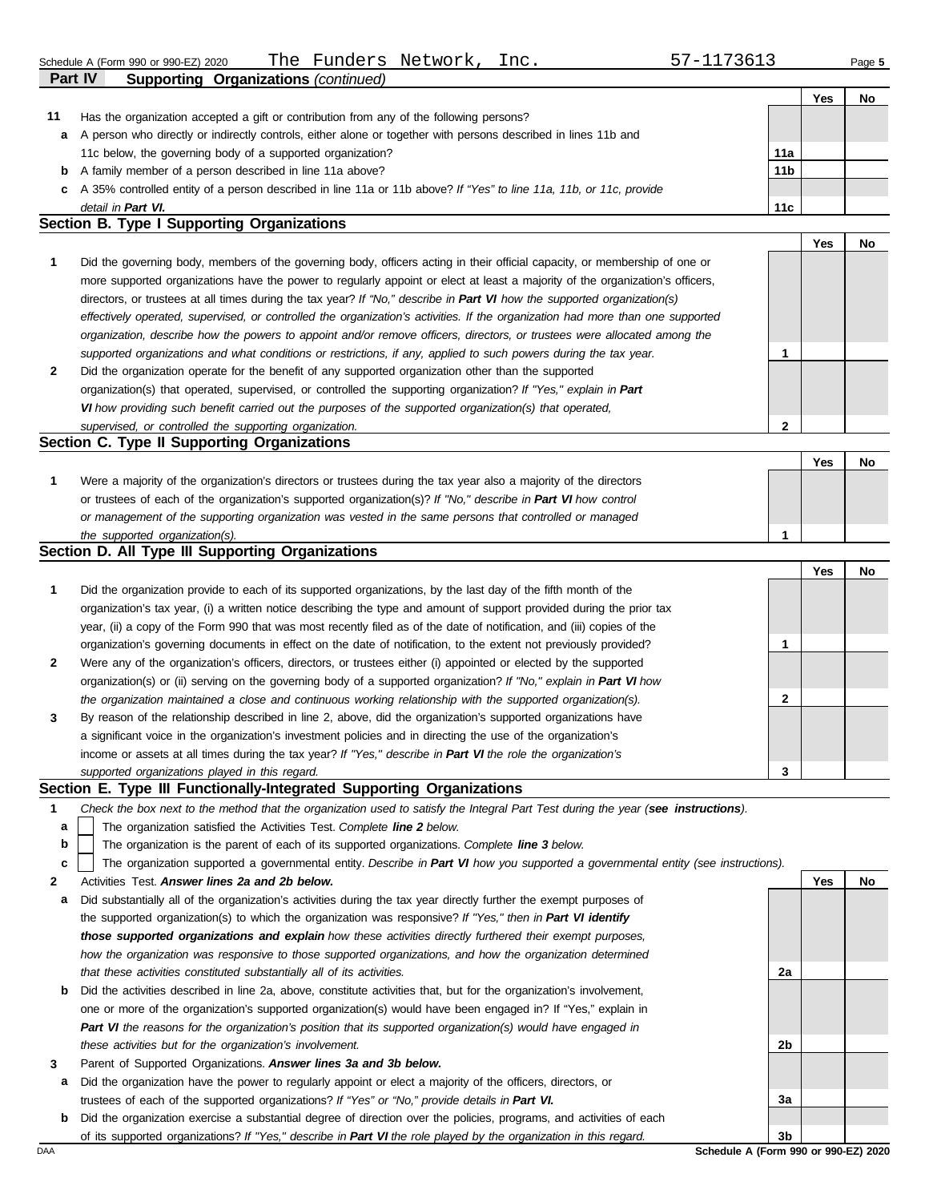Schedule A (Form 990 or 990-EZ) 2020 The Funders Network, Inc. 57-1173613

## Part IV Supporting Organizations *(continued)*

| | | | Yes | No |
|---|---|---|---|---|
| **11** | Has the organization accepted a gift or contribution from any of the following persons? | | | |
| **a** | A person who directly or indirectly controls, either alone or together with persons described in lines 11b and 11c below, the governing body of a supported organization? | 11a | | |
| **b** | A family member of a person described in line 11a above? | 11b | | |
| **c** | A 35% controlled entity of a person described in line 11a or 11b above? *If "Yes" to line 11a, 11b, or 11c, provide detail in **Part VI.*** | 11c | | |

### Section B. Type I Supporting Organizations

| | | | Yes | No |
|---|---|---|---|---|
| **1** | Did the governing body, members of the governing body, officers acting in their official capacity, or membership of one or more supported organizations have the power to regularly appoint or elect at least a majority of the organization's officers, directors, or trustees at all times during the tax year? *If "No," describe in **Part VI** how the supported organization(s) effectively operated, supervised, or controlled the organization's activities. If the organization had more than one supported organization, describe how the powers to appoint and/or remove officers, directors, or trustees were allocated among the supported organizations and what conditions or restrictions, if any, applied to such powers during the tax year.* | 1 | | |
| **2** | Did the organization operate for the benefit of any supported organization other than the supported organization(s) that operated, supervised, or controlled the supporting organization? *If "Yes," explain in **Part VI** how providing such benefit carried out the purposes of the supported organization(s) that operated, supervised, or controlled the supporting organization.* | 2 | | |

### Section C. Type II Supporting Organizations

| | | | Yes | No |
|---|---|---|---|---|
| **1** | Were a majority of the organization's directors or trustees during the tax year also a majority of the directors or trustees of each of the organization's supported organization(s)? *If "No," describe in **Part VI** how control or management of the supporting organization was vested in the same persons that controlled or managed the supported organization(s).* | 1 | | |

### Section D. All Type III Supporting Organizations

| | | | Yes | No |
|---|---|---|---|---|
| **1** | Did the organization provide to each of its supported organizations, by the last day of the fifth month of the organization's tax year, (i) a written notice describing the type and amount of support provided during the prior tax year, (ii) a copy of the Form 990 that was most recently filed as of the date of notification, and (iii) copies of the organization's governing documents in effect on the date of notification, to the extent not previously provided? | 1 | | |
| **2** | Were any of the organization's officers, directors, or trustees either (i) appointed or elected by the supported organization(s) or (ii) serving on the governing body of a supported organization? *If "No," explain in **Part VI** how the organization maintained a close and continuous working relationship with the supported organization(s).* | 2 | | |
| **3** | By reason of the relationship described in line 2, above, did the organization's supported organizations have a significant voice in the organization's investment policies and in directing the use of the organization's income or assets at all times during the tax year? *If "Yes," describe in **Part VI** the role the organization's supported organizations played in this regard.* | 3 | | |

### Section E. Type III Functionally-Integrated Supporting Organizations

**1** *Check the box next to the method that the organization used to satisfy the Integral Part Test during the year (**see instructions**).*

- **a** ☐ The organization satisfied the Activities Test. *Complete **line 2** below.*
- **b** ☐ The organization is the parent of each of its supported organizations. *Complete **line 3** below.*
- **c** ☐ The organization supported a governmental entity. *Describe in **Part VI** how you supported a governmental entity (see instructions).*

| | | | Yes | No |
|---|---|---|---|---|
| **2** | Activities Test. ***Answer lines 2a and 2b below.*** | | | |
| **a** | Did substantially all of the organization's activities during the tax year directly further the exempt purposes of the supported organization(s) to which the organization was responsive? *If "Yes," then in **Part VI identify those supported organizations and explain** how these activities directly furthered their exempt purposes, how the organization was responsive to those supported organizations, and how the organization determined that these activities constituted substantially all of its activities.* | 2a | | |
| **b** | Did the activities described in line 2a, above, constitute activities that, but for the organization's involvement, one or more of the organization's supported organization(s) would have been engaged in? If "Yes," explain in ***Part VI** the reasons for the organization's position that its supported organization(s) would have engaged in these activities but for the organization's involvement.* | 2b | | |
| **3** | Parent of Supported Organizations. ***Answer lines 3a and 3b below.*** | | | |
| **a** | Did the organization have the power to regularly appoint or elect a majority of the officers, directors, or trustees of each of the supported organizations? *If "Yes" or "No," provide details in **Part VI.*** | 3a | | |
| **b** | Did the organization exercise a substantial degree of direction over the policies, programs, and activities of each of its supported organizations? *If "Yes," describe in **Part VI** the role played by the organization in this regard.* | 3b | | |

DAA **Schedule A (Form 990 or 990-EZ) 2020**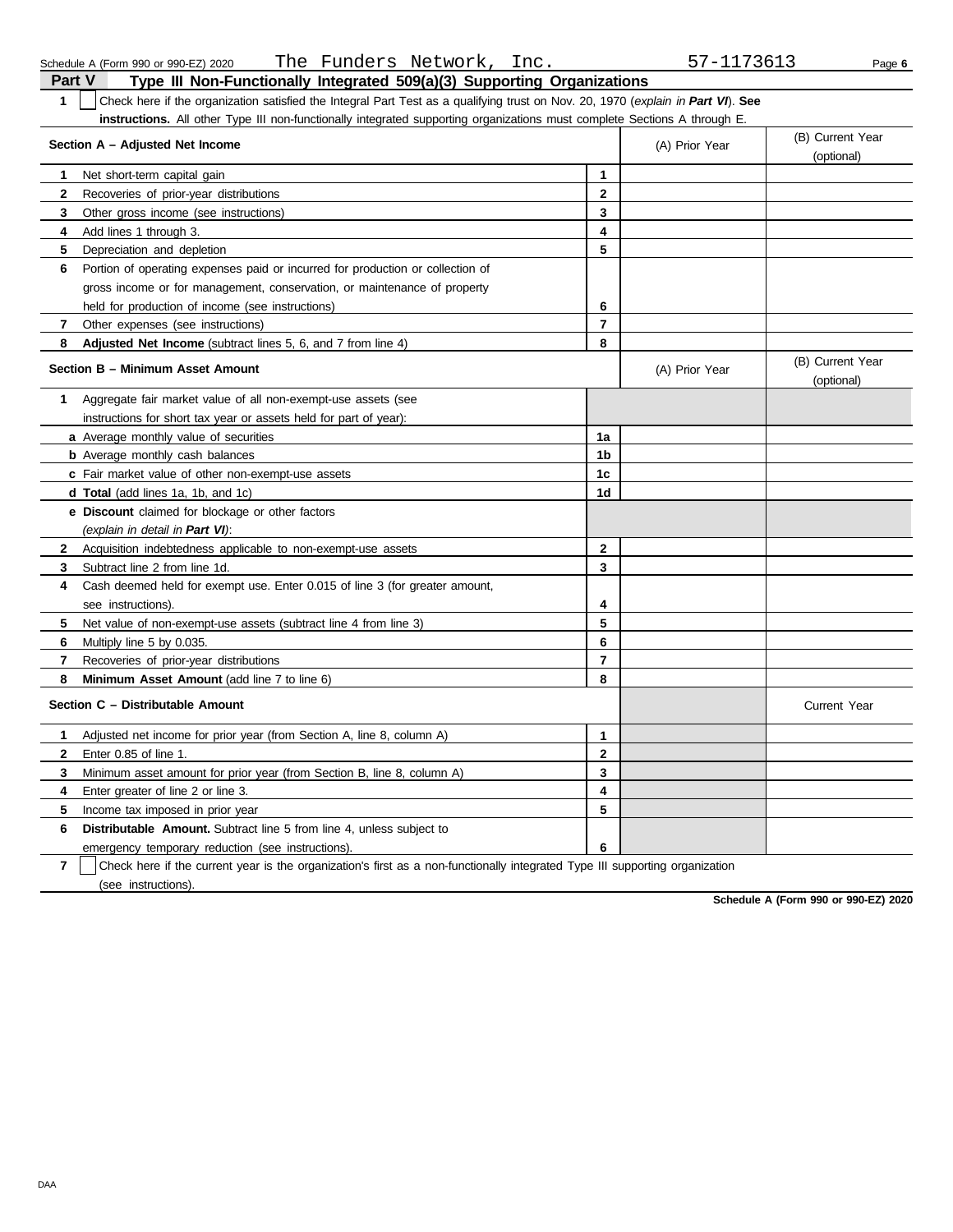Schedule A (Form 990 or 990-EZ) 2020 The Funders Network, Inc. 57-1173613

## Part V Type III Non-Functionally Integrated 509(a)(3) Supporting Organizations

**1** ☐ Check here if the organization satisfied the Integral Part Test as a qualifying trust on Nov. 20, 1970 (*explain in **Part VI***). **See instructions.** All other Type III non-functionally integrated supporting organizations must complete Sections A through E.

| Section A – Adjusted Net Income | | (A) Prior Year | (B) Current Year (optional) |
|---|---|---|---|
| **1** Net short-term capital gain | **1** | | |
| **2** Recoveries of prior-year distributions | **2** | | |
| **3** Other gross income (see instructions) | **3** | | |
| **4** Add lines 1 through 3. | **4** | | |
| **5** Depreciation and depletion | **5** | | |
| **6** Portion of operating expenses paid or incurred for production or collection of gross income or for management, conservation, or maintenance of property held for production of income (see instructions) | **6** | | |
| **7** Other expenses (see instructions) | **7** | | |
| **8** **Adjusted Net Income** (subtract lines 5, 6, and 7 from line 4) | **8** | | |

| Section B – Minimum Asset Amount | | (A) Prior Year | (B) Current Year (optional) |
|---|---|---|---|
| **1** Aggregate fair market value of all non-exempt-use assets (see instructions for short tax year or assets held for part of year): | | | |
| ***a*** Average monthly value of securities | **1a** | | |
| ***b*** Average monthly cash balances | **1b** | | |
| ***c*** Fair market value of other non-exempt-use assets | **1c** | | |
| ***d*** **Total** (add lines 1a, 1b, and 1c) | **1d** | | |
| ***e*** **Discount** claimed for blockage or other factors (*explain in detail in **Part VI***): | | | |
| **2** Acquisition indebtedness applicable to non-exempt-use assets | **2** | | |
| **3** Subtract line 2 from line 1d. | **3** | | |
| **4** Cash deemed held for exempt use. Enter 0.015 of line 3 (for greater amount, see instructions). | **4** | | |
| **5** Net value of non-exempt-use assets (subtract line 4 from line 3) | **5** | | |
| **6** Multiply line 5 by 0.035. | **6** | | |
| **7** Recoveries of prior-year distributions | **7** | | |
| **8** **Minimum Asset Amount** (add line 7 to line 6) | **8** | | |

| Section C – Distributable Amount | | | Current Year |
|---|---|---|---|
| **1** Adjusted net income for prior year (from Section A, line 8, column A) | **1** | | |
| **2** Enter 0.85 of line 1. | **2** | | |
| **3** Minimum asset amount for prior year (from Section B, line 8, column A) | **3** | | |
| **4** Enter greater of line 2 or line 3. | **4** | | |
| **5** Income tax imposed in prior year | **5** | | |
| **6** **Distributable Amount.** Subtract line 5 from line 4, unless subject to emergency temporary reduction (see instructions). | **6** | | |

**7** ☐ Check here if the current year is the organization's first as a non-functionally integrated Type III supporting organization (see instructions).

**Schedule A (Form 990 or 990-EZ) 2020**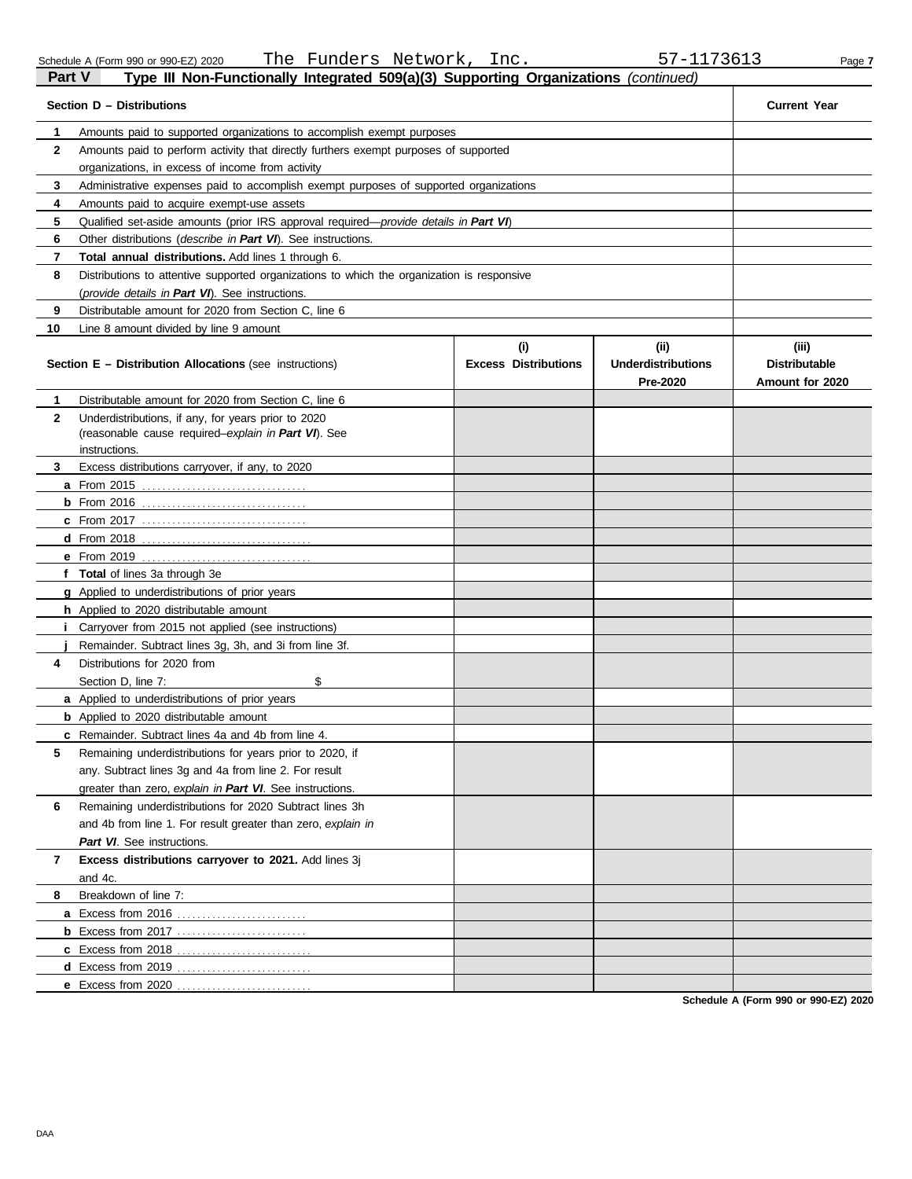Schedule A (Form 990 or 990-EZ) 2020 The Funders Network, Inc. 57-1173613

## Part V Type III Non-Functionally Integrated 509(a)(3) Supporting Organizations *(continued)*

| Section D – Distributions | | Current Year |
|---|---|---|
| 1 | Amounts paid to supported organizations to accomplish exempt purposes | |
| 2 | Amounts paid to perform activity that directly furthers exempt purposes of supported organizations, in excess of income from activity | |
| 3 | Administrative expenses paid to accomplish exempt purposes of supported organizations | |
| 4 | Amounts paid to acquire exempt-use assets | |
| 5 | Qualified set-aside amounts (prior IRS approval required—*provide details in* ***Part VI***) | |
| 6 | Other distributions (*describe in* ***Part VI***). See instructions. | |
| 7 | **Total annual distributions.** Add lines 1 through 6. | |
| 8 | Distributions to attentive supported organizations to which the organization is responsive (*provide details in* ***Part VI***). See instructions. | |
| 9 | Distributable amount for 2020 from Section C, line 6 | |
| 10 | Line 8 amount divided by line 9 amount | |

| Section E – Distribution Allocations (see instructions) | (i) Excess Distributions | (ii) Underdistributions Pre-2020 | (iii) Distributable Amount for 2020 |
|---|---|---|---|
| **1** Distributable amount for 2020 from Section C, line 6 | | | |
| **2** Underdistributions, if any, for years prior to 2020 (reasonable cause required–*explain in* ***Part VI***). See instructions. | | | |
| **3** Excess distributions carryover, if any, to 2020 | | | |
| **a** From 2015 | | | |
| **b** From 2016 | | | |
| **c** From 2017 | | | |
| **d** From 2018 | | | |
| **e** From 2019 | | | |
| **f** **Total** of lines 3a through 3e | | | |
| **g** Applied to underdistributions of prior years | | | |
| **h** Applied to 2020 distributable amount | | | |
| **i** Carryover from 2015 not applied (see instructions) | | | |
| **j** Remainder. Subtract lines 3g, 3h, and 3i from line 3f. | | | |
| **4** Distributions for 2020 from Section D, line 7: $ | | | |
| **a** Applied to underdistributions of prior years | | | |
| **b** Applied to 2020 distributable amount | | | |
| **c** Remainder. Subtract lines 4a and 4b from line 4. | | | |
| **5** Remaining underdistributions for years prior to 2020, if any. Subtract lines 3g and 4a from line 2. For result greater than zero, *explain in* ***Part VI***. See instructions. | | | |
| **6** Remaining underdistributions for 2020 Subtract lines 3h and 4b from line 1. For result greater than zero, *explain in* ***Part VI***. See instructions. | | | |
| **7** **Excess distributions carryover to 2021.** Add lines 3j and 4c. | | | |
| **8** Breakdown of line 7: | | | |
| **a** Excess from 2016 | | | |
| **b** Excess from 2017 | | | |
| **c** Excess from 2018 | | | |
| **d** Excess from 2019 | | | |
| **e** Excess from 2020 | | | |

**Schedule A (Form 990 or 990-EZ) 2020**

DAA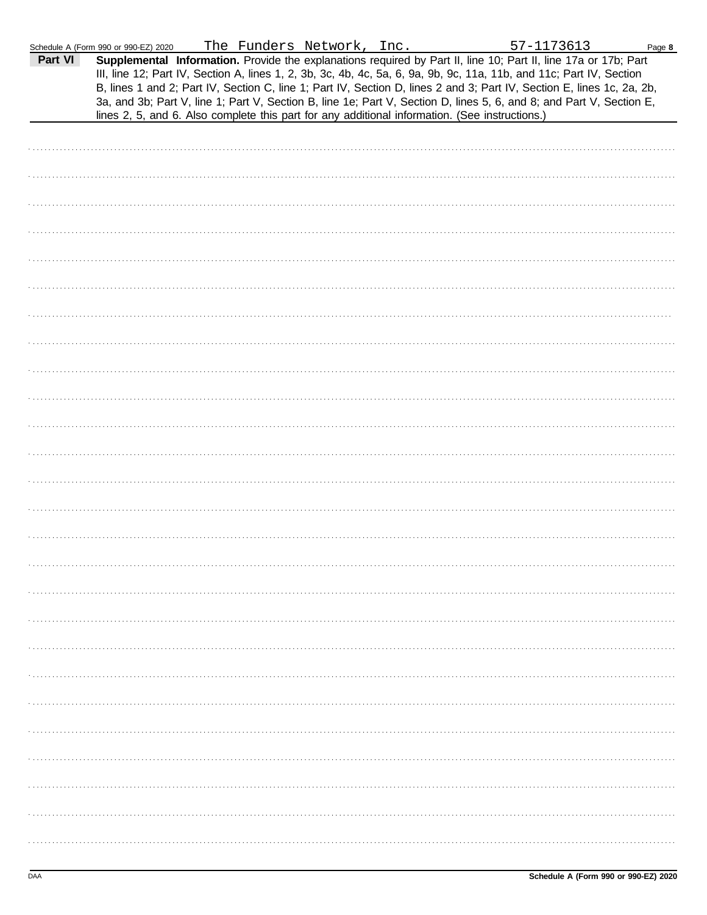Schedule A (Form 990 or 990-EZ) 2020 The Funders Network, Inc. 57-1173613

**Part VI** **Supplemental Information.** Provide the explanations required by Part II, line 10; Part II, line 17a or 17b; Part III, line 12; Part IV, Section A, lines 1, 2, 3b, 3c, 4b, 4c, 5a, 6, 9a, 9b, 9c, 11a, 11b, and 11c; Part IV, Section B, lines 1 and 2; Part IV, Section C, line 1; Part IV, Section D, lines 2 and 3; Part IV, Section E, lines 1c, 2a, 2b, 3a, and 3b; Part V, line 1; Part V, Section B, line 1e; Part V, Section D, lines 5, 6, and 8; and Part V, Section E, lines 2, 5, and 6. Also complete this part for any additional information. (See instructions.)

DAA Schedule A (Form 990 or 990-EZ) 2020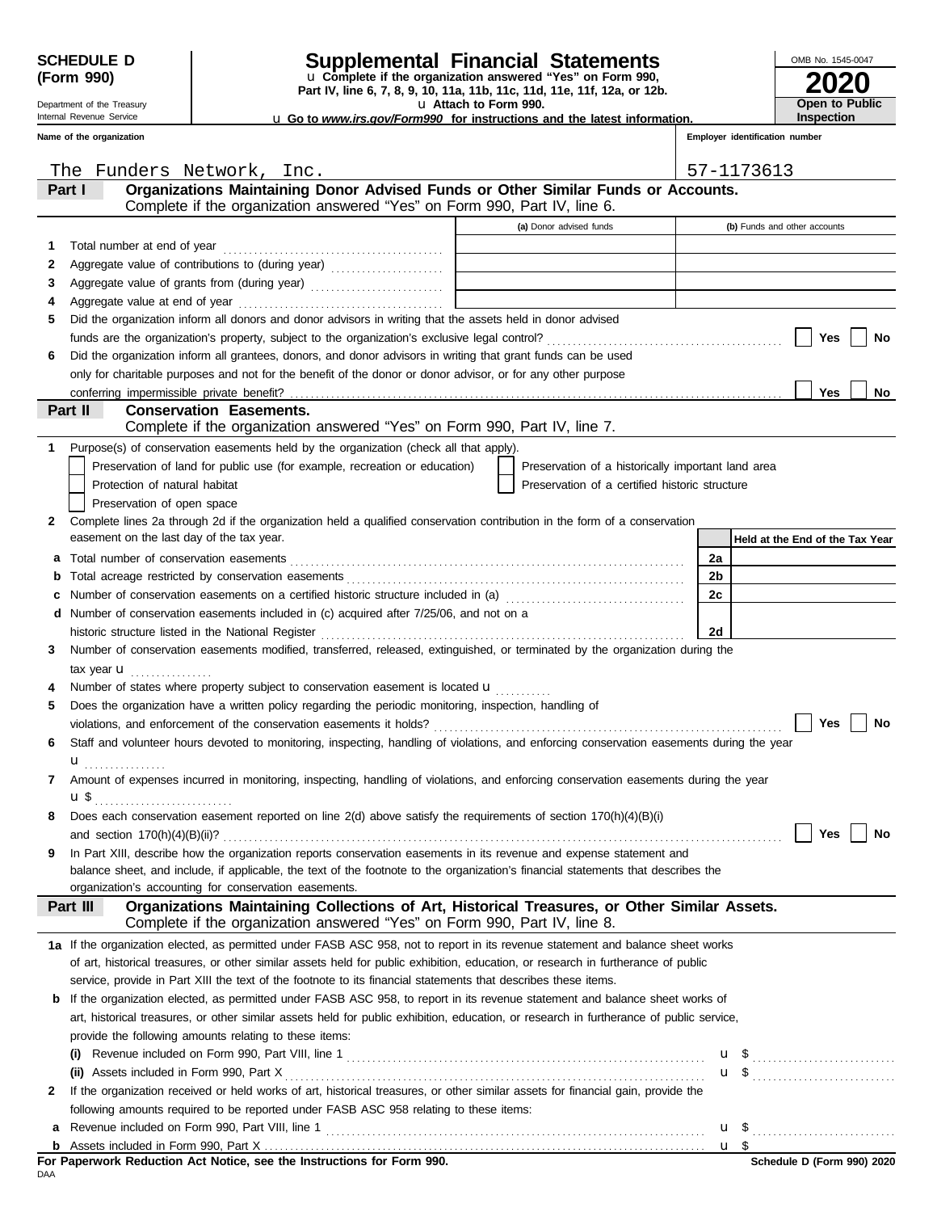**SCHEDULE D (Form 990)**

Department of the Treasury
Internal Revenue Service

# Supplemental Financial Statements

u Complete if the organization answered "Yes" on Form 990, Part IV, line 6, 7, 8, 9, 10, 11a, 11b, 11c, 11d, 11e, 11f, 12a, or 12b.

u Attach to Form 990.

u Go to *www.irs.gov/Form990* for instructions and the latest information.

OMB No. 1545-0047

**2020**

**Open to Public Inspection**

| Name of the organization | Employer identification number |
|---|---|
| The Funders Network, Inc. | 57-1173613 |

## Part I — Organizations Maintaining Donor Advised Funds or Other Similar Funds or Accounts.

Complete if the organization answered "Yes" on Form 990, Part IV, line 6.

| | | (a) Donor advised funds | (b) Funds and other accounts |
|---|---|---|---|
| 1 | Total number at end of year | | |
| 2 | Aggregate value of contributions to (during year) | | |
| 3 | Aggregate value of grants from (during year) | | |
| 4 | Aggregate value at end of year | | |

5 Did the organization inform all donors and donor advisors in writing that the assets held in donor advised funds are the organization's property, subject to the organization's exclusive legal control? ☐ Yes ☐ No

6 Did the organization inform all grantees, donors, and donor advisors in writing that grant funds can be used only for charitable purposes and not for the benefit of the donor or donor advisor, or for any other purpose conferring impermissible private benefit? ☐ Yes ☐ No

## Part II — Conservation Easements.

Complete if the organization answered "Yes" on Form 990, Part IV, line 7.

1 Purpose(s) of conservation easements held by the organization (check all that apply).

- ☐ Preservation of land for public use (for example, recreation or education)
- ☐ Preservation of a historically important land area
- ☐ Protection of natural habitat
- ☐ Preservation of a certified historic structure
- ☐ Preservation of open space

2 Complete lines 2a through 2d if the organization held a qualified conservation contribution in the form of a conservation easement on the last day of the tax year.

| | | | Held at the End of the Tax Year |
|---|---|---|---|
| a | Total number of conservation easements | 2a | |
| b | Total acreage restricted by conservation easements | 2b | |
| c | Number of conservation easements on a certified historic structure included in (a) | 2c | |
| d | Number of conservation easements included in (c) acquired after 7/25/06, and not on a historic structure listed in the National Register | 2d | |

3 Number of conservation easements modified, transferred, released, extinguished, or terminated by the organization during the tax year u

4 Number of states where property subject to conservation easement is located u

5 Does the organization have a written policy regarding the periodic monitoring, inspection, handling of violations, and enforcement of the conservation easements it holds? ☐ Yes ☐ No

6 Staff and volunteer hours devoted to monitoring, inspecting, handling of violations, and enforcing conservation easements during the year u

7 Amount of expenses incurred in monitoring, inspecting, handling of violations, and enforcing conservation easements during the year u $

8 Does each conservation easement reported on line 2(d) above satisfy the requirements of section 170(h)(4)(B)(i) and section 170(h)(4)(B)(ii)? ☐ Yes ☐ No

9 In Part XIII, describe how the organization reports conservation easements in its revenue and expense statement and balance sheet, and include, if applicable, the text of the footnote to the organization's financial statements that describes the organization's accounting for conservation easements.

## Part III — Organizations Maintaining Collections of Art, Historical Treasures, or Other Similar Assets.

Complete if the organization answered "Yes" on Form 990, Part IV, line 8.

1a If the organization elected, as permitted under FASB ASC 958, not to report in its revenue statement and balance sheet works of art, historical treasures, or other similar assets held for public exhibition, education, or research in furtherance of public service, provide in Part XIII the text of the footnote to its financial statements that describes these items.

b If the organization elected, as permitted under FASB ASC 958, to report in its revenue statement and balance sheet works of art, historical treasures, or other similar assets held for public exhibition, education, or research in furtherance of public service, provide the following amounts relating to these items:

(i) Revenue included on Form 990, Part VIII, line 1 u $

(ii) Assets included in Form 990, Part X u $

2 If the organization received or held works of art, historical treasures, or other similar assets for financial gain, provide the following amounts required to be reported under FASB ASC 958 relating to these items:

a Revenue included on Form 990, Part VIII, line 1 u $

b Assets included in Form 990, Part X u $

**For Paperwork Reduction Act Notice, see the Instructions for Form 990.**

DAA

**Schedule D (Form 990) 2020**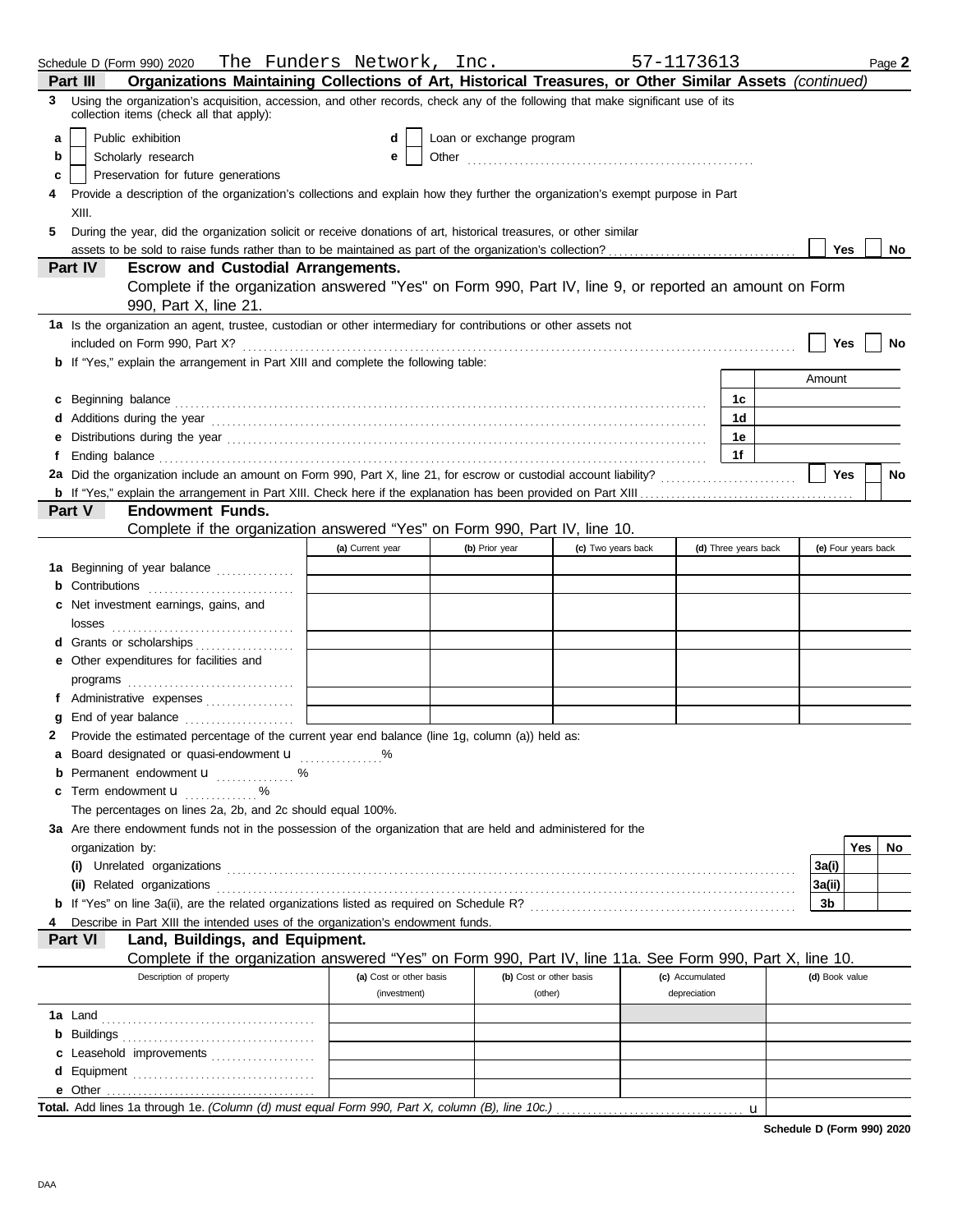Schedule D (Form 990) 2020 The Funders Network, Inc. 57-1173613 Page **2**

## Part III Organizations Maintaining Collections of Art, Historical Treasures, or Other Similar Assets *(continued)*

**3** Using the organization's acquisition, accession, and other records, check any of the following that make significant use of its collection items (check all that apply):

- **a** ☐ Public exhibition
- **b** ☐ Scholarly research
- **c** ☐ Preservation for future generations
- **d** ☐ Loan or exchange program
- **e** ☐ Other ........................................

**4** Provide a description of the organization's collections and explain how they further the organization's exempt purpose in Part XIII.

**5** During the year, did the organization solicit or receive donations of art, historical treasures, or other similar assets to be sold to raise funds rather than to be maintained as part of the organization's collection? ☐ Yes ☐ No

## Part IV Escrow and Custodial Arrangements.

Complete if the organization answered "Yes" on Form 990, Part IV, line 9, or reported an amount on Form 990, Part X, line 21.

**1a** Is the organization an agent, trustee, custodian or other intermediary for contributions or other assets not included on Form 990, Part X? ☐ Yes ☐ No

**b** If "Yes," explain the arrangement in Part XIII and complete the following table:

| | | Amount |
|---|---|---|
| **c** Beginning balance | 1c | |
| **d** Additions during the year | 1d | |
| **e** Distributions during the year | 1e | |
| **f** Ending balance | 1f | |

**2a** Did the organization include an amount on Form 990, Part X, line 21, for escrow or custodial account liability? ☐ Yes ☐ No

**b** If "Yes," explain the arrangement in Part XIII. Check here if the explanation has been provided on Part XIII ☐

## Part V Endowment Funds.

Complete if the organization answered "Yes" on Form 990, Part IV, line 10.

| | (a) Current year | (b) Prior year | (c) Two years back | (d) Three years back | (e) Four years back |
|---|---|---|---|---|---|
| **1a** Beginning of year balance | | | | | |
| **b** Contributions | | | | | |
| **c** Net investment earnings, gains, and losses | | | | | |
| **d** Grants or scholarships | | | | | |
| **e** Other expenditures for facilities and programs | | | | | |
| **f** Administrative expenses | | | | | |
| **g** End of year balance | | | | | |

**2** Provide the estimated percentage of the current year end balance (line 1g, column (a)) held as:

- **a** Board designated or quasi-endowment ▸ ............ %
- **b** Permanent endowment ▸ ............ %
- **c** Term endowment ▸ ............ %

The percentages on lines 2a, 2b, and 2c should equal 100%.

**3a** Are there endowment funds not in the possession of the organization that are held and administered for the organization by:

| | | Yes | No |
|---|---|---|---|
| **(i)** Unrelated organizations | 3a(i) | | |
| **(ii)** Related organizations | 3a(ii) | | |
| **b** If "Yes" on line 3a(ii), are the related organizations listed as required on Schedule R? | 3b | | |

**4** Describe in Part XIII the intended uses of the organization's endowment funds.

## Part VI Land, Buildings, and Equipment.

Complete if the organization answered "Yes" on Form 990, Part IV, line 11a. See Form 990, Part X, line 10.

| Description of property | (a) Cost or other basis (investment) | (b) Cost or other basis (other) | (c) Accumulated depreciation | (d) Book value |
|---|---|---|---|---|
| **1a** Land | | | | |
| **b** Buildings | | | | |
| **c** Leasehold improvements | | | | |
| **d** Equipment | | | | |
| **e** Other | | | | |
| **Total.** Add lines 1a through 1e. *(Column (d) must equal Form 990, Part X, column (B), line 10c.)* ▸ | | | | |

**Schedule D (Form 990) 2020**

DAA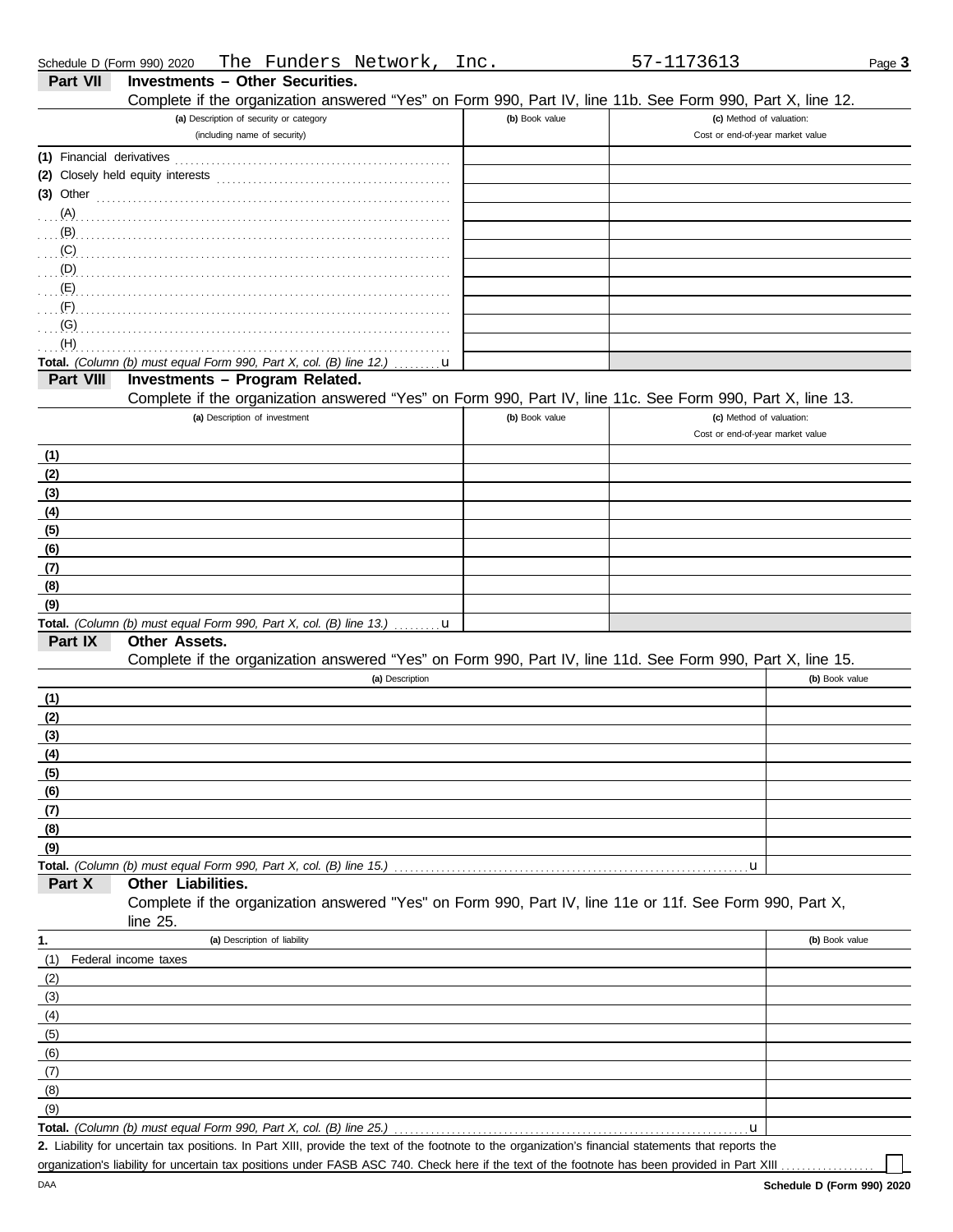Schedule D (Form 990) 2020 The Funders Network, Inc. 57-1173613

## Part VII Investments – Other Securities.

Complete if the organization answered "Yes" on Form 990, Part IV, line 11b. See Form 990, Part X, line 12.

| (a) Description of security or category (including name of security) | (b) Book value | (c) Method of valuation: Cost or end-of-year market value |
|---|---|---|
| (1) Financial derivatives | | |
| (2) Closely held equity interests | | |
| (3) Other | | |
| (A) | | |
| (B) | | |
| (C) | | |
| (D) | | |
| (E) | | |
| (F) | | |
| (G) | | |
| (H) | | |
| **Total.** *(Column (b) must equal Form 990, Part X, col. (B) line 12.)* u | | |

## Part VIII Investments – Program Related.

Complete if the organization answered "Yes" on Form 990, Part IV, line 11c. See Form 990, Part X, line 13.

| (a) Description of investment | (b) Book value | (c) Method of valuation: Cost or end-of-year market value |
|---|---|---|
| (1) | | |
| (2) | | |
| (3) | | |
| (4) | | |
| (5) | | |
| (6) | | |
| (7) | | |
| (8) | | |
| (9) | | |
| **Total.** *(Column (b) must equal Form 990, Part X, col. (B) line 13.)* u | | |

## Part IX Other Assets.

Complete if the organization answered "Yes" on Form 990, Part IV, line 11d. See Form 990, Part X, line 15.

| (a) Description | (b) Book value |
|---|---|
| (1) | |
| (2) | |
| (3) | |
| (4) | |
| (5) | |
| (6) | |
| (7) | |
| (8) | |
| (9) | |
| **Total.** *(Column (b) must equal Form 990, Part X, col. (B) line 15.)* u | |

## Part X Other Liabilities.

Complete if the organization answered "Yes" on Form 990, Part IV, line 11e or 11f. See Form 990, Part X, line 25.

| 1. (a) Description of liability | (b) Book value |
|---|---|
| (1) Federal income taxes | |
| (2) | |
| (3) | |
| (4) | |
| (5) | |
| (6) | |
| (7) | |
| (8) | |
| (9) | |
| **Total.** *(Column (b) must equal Form 990, Part X, col. (B) line 25.)* u | |

**2.** Liability for uncertain tax positions. In Part XIII, provide the text of the footnote to the organization's financial statements that reports the organization's liability for uncertain tax positions under FASB ASC 740. Check here if the text of the footnote has been provided in Part XIII ☐

DAA **Schedule D (Form 990) 2020**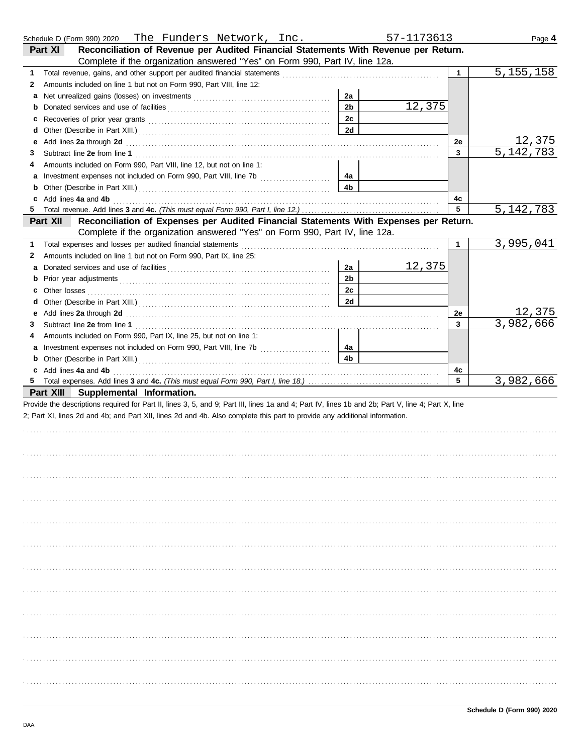Schedule D (Form 990) 2020 The Funders Network, Inc. 57-1173613 Page **4**

## Part XI Reconciliation of Revenue per Audited Financial Statements With Revenue per Return.

Complete if the organization answered "Yes" on Form 990, Part IV, line 12a.

| | | | | | |
|---|---|---|---|---|---|
| **1** | Total revenue, gains, and other support per audited financial statements | | | **1** | 5,155,158 |
| **2** | Amounts included on line 1 but not on Form 990, Part VIII, line 12: | | | | |
| **a** | Net unrealized gains (losses) on investments | **2a** | | | |
| **b** | Donated services and use of facilities | **2b** | 12,375 | | |
| **c** | Recoveries of prior year grants | **2c** | | | |
| **d** | Other (Describe in Part XIII.) | **2d** | | | |
| **e** | Add lines **2a** through **2d** | | | **2e** | 12,375 |
| **3** | Subtract line **2e** from line **1** | | | **3** | 5,142,783 |
| **4** | Amounts included on Form 990, Part VIII, line 12, but not on line 1: | | | | |
| **a** | Investment expenses not included on Form 990, Part VIII, line 7b | **4a** | | | |
| **b** | Other (Describe in Part XIII.) | **4b** | | | |
| **c** | Add lines **4a** and **4b** | | | **4c** | |
| **5** | Total revenue. Add lines **3** and **4c.** *(This must equal Form 990, Part I, line 12.)* | | | **5** | 5,142,783 |

## Part XII Reconciliation of Expenses per Audited Financial Statements With Expenses per Return.

Complete if the organization answered "Yes" on Form 990, Part IV, line 12a.

| | | | | | |
|---|---|---|---|---|---|
| **1** | Total expenses and losses per audited financial statements | | | **1** | 3,995,041 |
| **2** | Amounts included on line 1 but not on Form 990, Part IX, line 25: | | | | |
| **a** | Donated services and use of facilities | **2a** | 12,375 | | |
| **b** | Prior year adjustments | **2b** | | | |
| **c** | Other losses | **2c** | | | |
| **d** | Other (Describe in Part XIII.) | **2d** | | | |
| **e** | Add lines **2a** through **2d** | | | **2e** | 12,375 |
| **3** | Subtract line **2e** from line **1** | | | **3** | 3,982,666 |
| **4** | Amounts included on Form 990, Part IX, line 25, but not on line 1: | | | | |
| **a** | Investment expenses not included on Form 990, Part VIII, line 7b | **4a** | | | |
| **b** | Other (Describe in Part XIII.) | **4b** | | | |
| **c** | Add lines **4a** and **4b** | | | **4c** | |
| **5** | Total expenses. Add lines **3** and **4c.** *(This must equal Form 990, Part I, line 18.)* | | | **5** | 3,982,666 |

## Part XIII Supplemental Information.

Provide the descriptions required for Part II, lines 3, 5, and 9; Part III, lines 1a and 4; Part IV, lines 1b and 2b; Part V, line 4; Part X, line 2; Part XI, lines 2d and 4b; and Part XII, lines 2d and 4b. Also complete this part to provide any additional information.

**Schedule D (Form 990) 2020**

DAA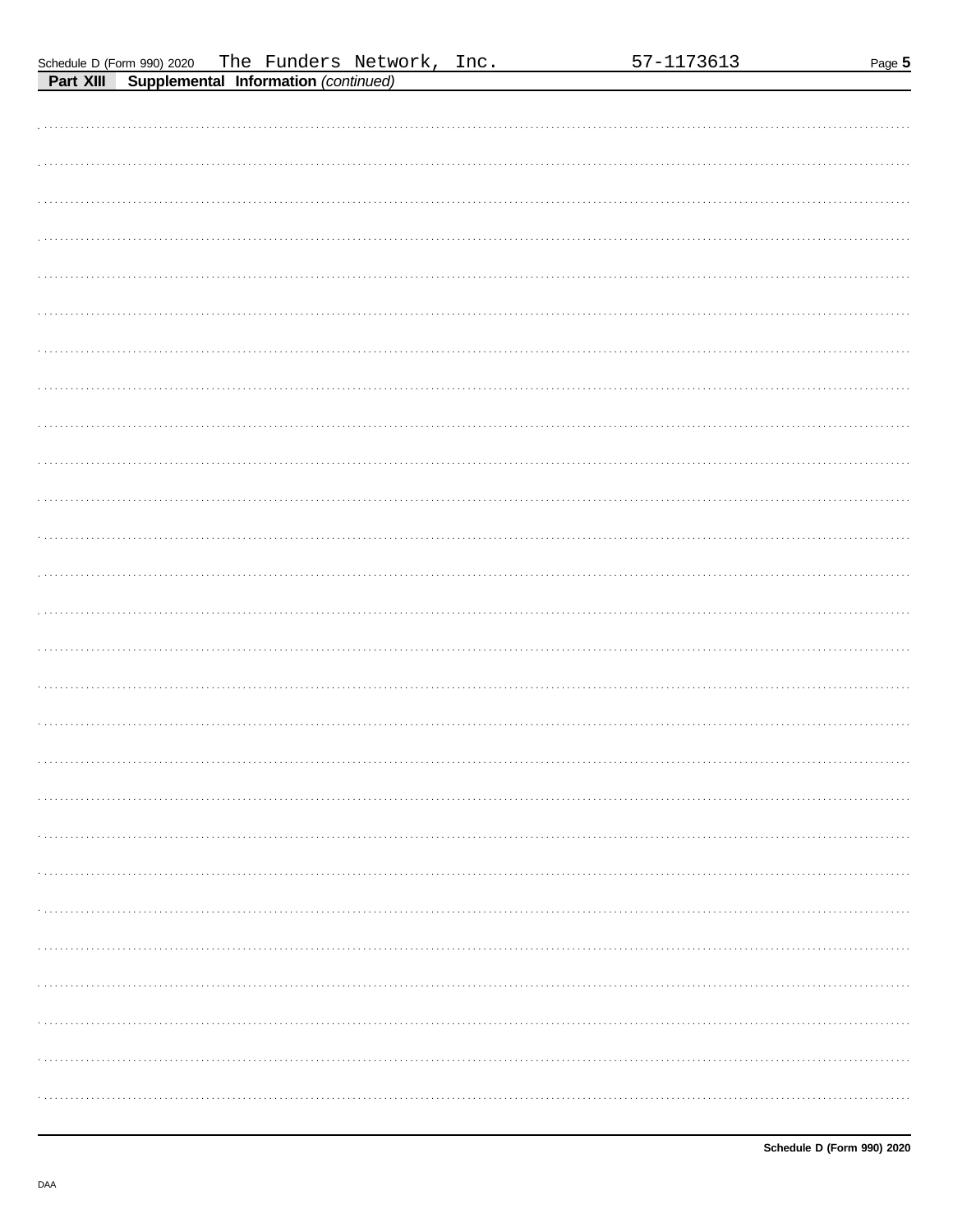Schedule D (Form 990) 2020 The Funders Network, Inc. 57-1173613

**Part XIII Supplemental Information** *(continued)*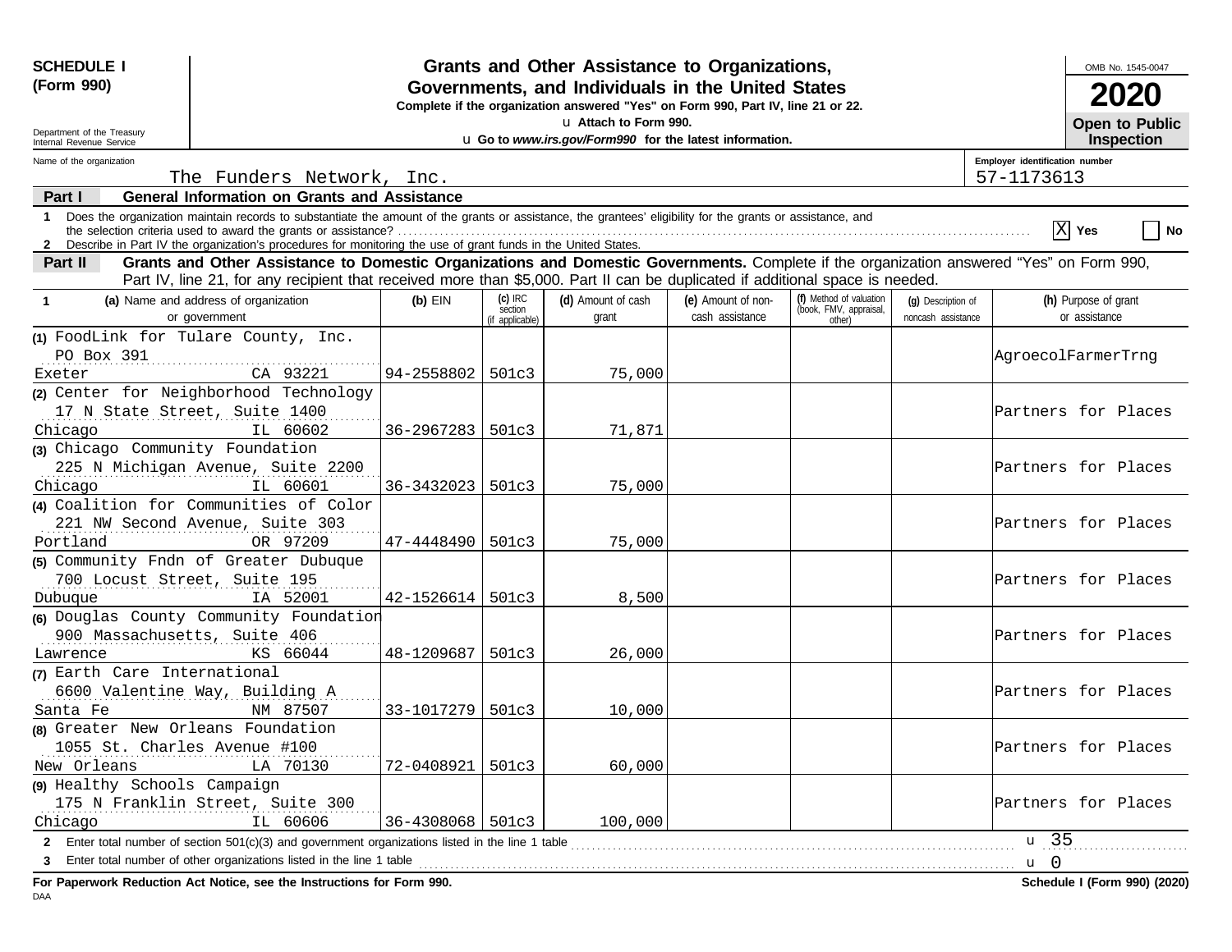**SCHEDULE I (Form 990)**

Department of the Treasury
Internal Revenue Service

# Grants and Other Assistance to Organizations, Governments, and Individuals in the United States

**Complete if the organization answered "Yes" on Form 990, Part IV, line 21 or 22.**

u **Attach to Form 990.**

u **Go to *www.irs.gov/Form990* for the latest information.**

OMB No. 1545-0047

**2020**

**Open to Public Inspection**

Name of the organization: The Funders Network, Inc.

Employer identification number: 57-1173613

**Part I — General Information on Grants and Assistance**

1 Does the organization maintain records to substantiate the amount of the grants or assistance, the grantees' eligibility for the grants or assistance, and the selection criteria used to award the grants or assistance? [X] Yes [ ] No

2 Describe in Part IV the organization's procedures for monitoring the use of grant funds in the United States.

**Part II — Grants and Other Assistance to Domestic Organizations and Domestic Governments.** Complete if the organization answered "Yes" on Form 990, Part IV, line 21, for any recipient that received more than $5,000. Part II can be duplicated if additional space is needed.

| 1 (a) Name and address of organization or government | (b) EIN | (c) IRC section (if applicable) | (d) Amount of cash grant | (e) Amount of non-cash assistance | (f) Method of valuation (book, FMV, appraisal, other) | (g) Description of noncash assistance | (h) Purpose of grant or assistance |
|---|---|---|---|---|---|---|---|
| (1) FoodLink for Tulare County, Inc. PO Box 391 Exeter CA 93221 | 94-2558802 | 501c3 | 75,000 | | | | AgroecolFarmerTrng |
| (2) Center for Neighborhood Technology 17 N State Street, Suite 1400 Chicago IL 60602 | 36-2967283 | 501c3 | 71,871 | | | | Partners for Places |
| (3) Chicago Community Foundation 225 N Michigan Avenue, Suite 2200 Chicago IL 60601 | 36-3432023 | 501c3 | 75,000 | | | | Partners for Places |
| (4) Coalition for Communities of Color 221 NW Second Avenue, Suite 303 Portland OR 97209 | 47-4448490 | 501c3 | 75,000 | | | | Partners for Places |
| (5) Community Fndn of Greater Dubuque 700 Locust Street, Suite 195 Dubuque IA 52001 | 42-1526614 | 501c3 | 8,500 | | | | Partners for Places |
| (6) Douglas County Community Foundation 900 Massachusetts, Suite 406 Lawrence KS 66044 | 48-1209687 | 501c3 | 26,000 | | | | Partners for Places |
| (7) Earth Care International 6600 Valentine Way, Building A Santa Fe NM 87507 | 33-1017279 | 501c3 | 10,000 | | | | Partners for Places |
| (8) Greater New Orleans Foundation 1055 St. Charles Avenue #100 New Orleans LA 70130 | 72-0408921 | 501c3 | 60,000 | | | | Partners for Places |
| (9) Healthy Schools Campaign 175 N Franklin Street, Suite 300 Chicago IL 60606 | 36-4308068 | 501c3 | 100,000 | | | | Partners for Places |

2 Enter total number of section 501(c)(3) and government organizations listed in the line 1 table . . . u 35

3 Enter total number of other organizations listed in the line 1 table . . . u 0

**For Paperwork Reduction Act Notice, see the Instructions for Form 990.** **Schedule I (Form 990) (2020)**

DAA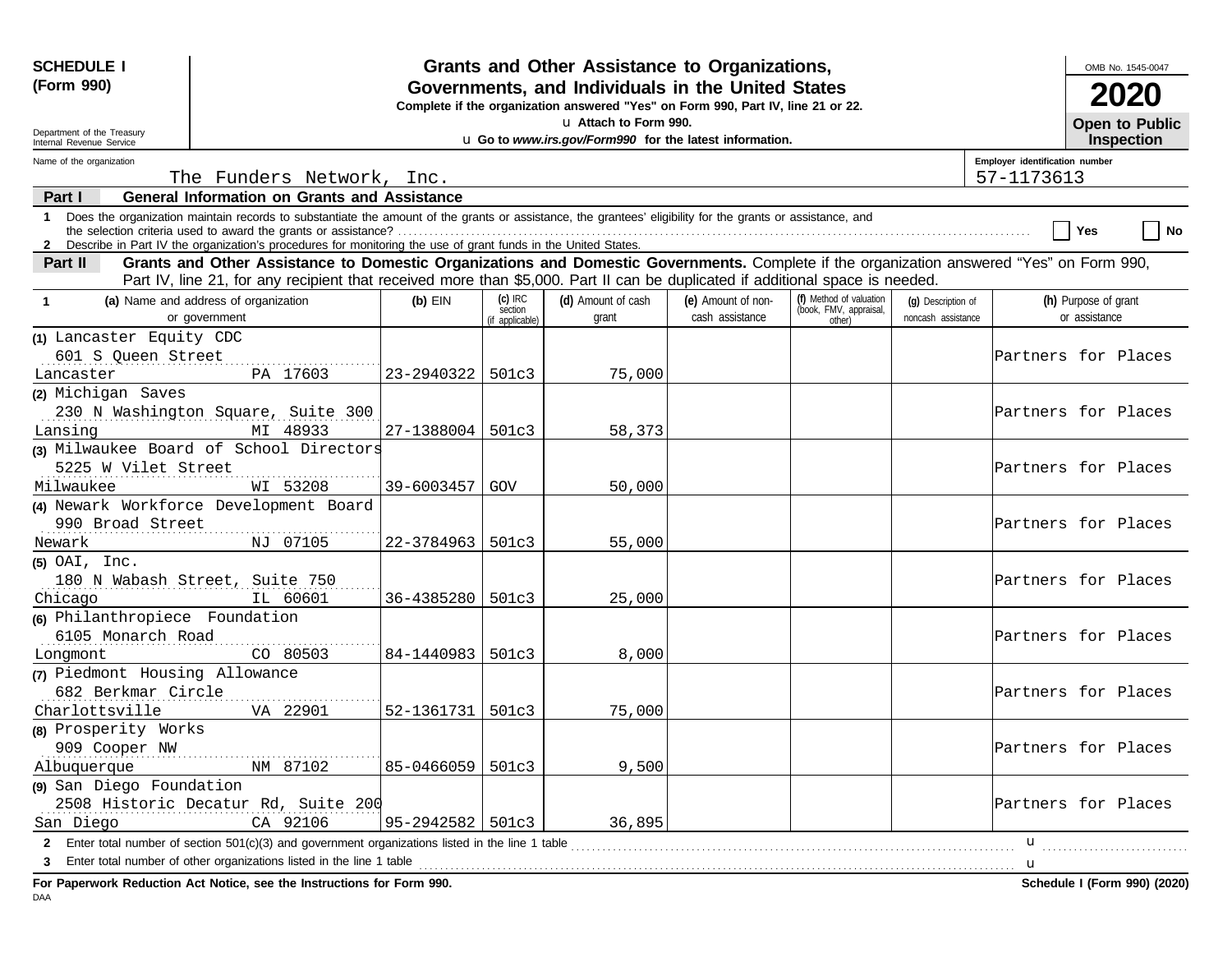**SCHEDULE I (Form 990)**

Department of the Treasury
Internal Revenue Service

# Grants and Other Assistance to Organizations, Governments, and Individuals in the United States

**Complete if the organization answered "Yes" on Form 990, Part IV, line 21 or 22.**

u Attach to Form 990.

u Go to *www.irs.gov/Form990* for the latest information.

OMB No. 1545-0047

**2020**

**Open to Public Inspection**

Name of the organization: The Funders Network, Inc.

Employer identification number: 57-1173613

## Part I General Information on Grants and Assistance

1 Does the organization maintain records to substantiate the amount of the grants or assistance, the grantees' eligibility for the grants or assistance, and the selection criteria used to award the grants or assistance? ☐ Yes ☐ No

2 Describe in Part IV the organization's procedures for monitoring the use of grant funds in the United States.

## Part II Grants and Other Assistance to Domestic Organizations and Domestic Governments.

Complete if the organization answered "Yes" on Form 990, Part IV, line 21, for any recipient that received more than $5,000. Part II can be duplicated if additional space is needed.

| 1 (a) Name and address of organization or government | (b) EIN | (c) IRC section (if applicable) | (d) Amount of cash grant | (e) Amount of non-cash assistance | (f) Method of valuation (book, FMV, appraisal, other) | (g) Description of noncash assistance | (h) Purpose of grant or assistance |
|---|---|---|---|---|---|---|---|
| (1) Lancaster Equity CDC<br>601 S Queen Street<br>Lancaster PA 17603 | 23-2940322 | 501c3 | 75,000 | | | | Partners for Places |
| (2) Michigan Saves<br>230 N Washington Square, Suite 300<br>Lansing MI 48933 | 27-1388004 | 501c3 | 58,373 | | | | Partners for Places |
| (3) Milwaukee Board of School Directors<br>5225 W Vilet Street<br>Milwaukee WI 53208 | 39-6003457 | GOV | 50,000 | | | | Partners for Places |
| (4) Newark Workforce Development Board<br>990 Broad Street<br>Newark NJ 07105 | 22-3784963 | 501c3 | 55,000 | | | | Partners for Places |
| (5) OAI, Inc.<br>180 N Wabash Street, Suite 750<br>Chicago IL 60601 | 36-4385280 | 501c3 | 25,000 | | | | Partners for Places |
| (6) Philanthropiece Foundation<br>6105 Monarch Road<br>Longmont CO 80503 | 84-1440983 | 501c3 | 8,000 | | | | Partners for Places |
| (7) Piedmont Housing Allowance<br>682 Berkmar Circle<br>Charlottsville VA 22901 | 52-1361731 | 501c3 | 75,000 | | | | Partners for Places |
| (8) Prosperity Works<br>909 Cooper NW<br>Albuquerque NM 87102 | 85-0466059 | 501c3 | 9,500 | | | | Partners for Places |
| (9) San Diego Foundation<br>2508 Historic Decatur Rd, Suite 200<br>San Diego CA 92106 | 95-2942582 | 501c3 | 36,895 | | | | Partners for Places |

2 Enter total number of section 501(c)(3) and government organizations listed in the line 1 table u

3 Enter total number of other organizations listed in the line 1 table u

**For Paperwork Reduction Act Notice, see the Instructions for Form 990.**

**Schedule I (Form 990) (2020)**

DAA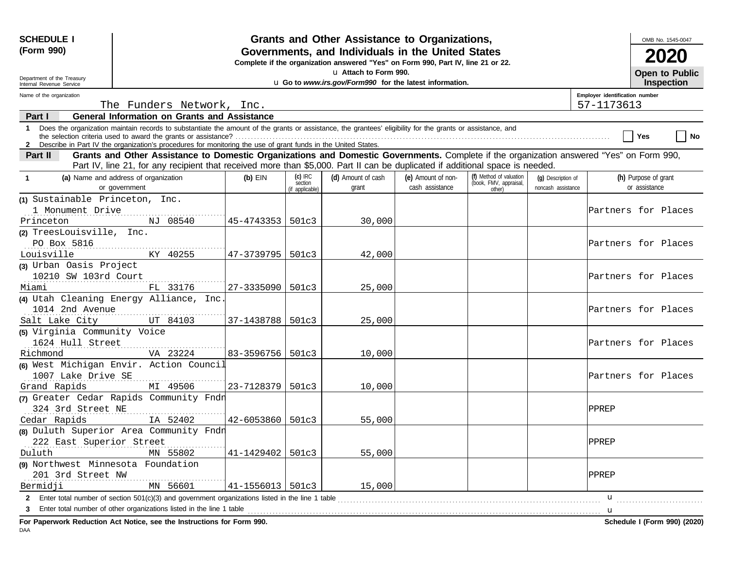**SCHEDULE I (Form 990)**

Department of the Treasury
Internal Revenue Service

# Grants and Other Assistance to Organizations, Governments, and Individuals in the United States

**Complete if the organization answered "Yes" on Form 990, Part IV, line 21 or 22.**
**u Attach to Form 990.**
**u Go to *www.irs.gov/Form990* for the latest information.**

OMB No. 1545-0047

**2020**

**Open to Public Inspection**

Name of the organization: The Funders Network, Inc.

Employer identification number: 57-1173613

**Part I — General Information on Grants and Assistance**

1 Does the organization maintain records to substantiate the amount of the grants or assistance, the grantees' eligibility for the grants or assistance, and the selection criteria used to award the grants or assistance? ☐ Yes ☐ No

2 Describe in Part IV the organization's procedures for monitoring the use of grant funds in the United States.

**Part II — Grants and Other Assistance to Domestic Organizations and Domestic Governments.** Complete if the organization answered "Yes" on Form 990, Part IV, line 21, for any recipient that received more than $5,000. Part II can be duplicated if additional space is needed.

| 1 (a) Name and address of organization or government | (b) EIN | (c) IRC section (if applicable) | (d) Amount of cash grant | (e) Amount of non-cash assistance | (f) Method of valuation (book, FMV, appraisal, other) | (g) Description of noncash assistance | (h) Purpose of grant or assistance |
|---|---|---|---|---|---|---|---|
| (1) Sustainable Princeton, Inc.<br>1 Monument Drive<br>Princeton NJ 08540 | 45-4743353 | 501c3 | 30,000 | | | | Partners for Places |
| (2) TreesLouisville, Inc.<br>PO Box 5816<br>Louisville KY 40255 | 47-3739795 | 501c3 | 42,000 | | | | Partners for Places |
| (3) Urban Oasis Project<br>10210 SW 103rd Court<br>Miami FL 33176 | 27-3335090 | 501c3 | 25,000 | | | | Partners for Places |
| (4) Utah Cleaning Energy Alliance, Inc.<br>1014 2nd Avenue<br>Salt Lake City UT 84103 | 37-1438788 | 501c3 | 25,000 | | | | Partners for Places |
| (5) Virginia Community Voice<br>1624 Hull Street<br>Richmond VA 23224 | 83-3596756 | 501c3 | 10,000 | | | | Partners for Places |
| (6) West Michigan Envir. Action Council<br>1007 Lake Drive SE<br>Grand Rapids MI 49506 | 23-7128379 | 501c3 | 10,000 | | | | Partners for Places |
| (7) Greater Cedar Rapids Community Fndn<br>324 3rd Street NE<br>Cedar Rapids IA 52402 | 42-6053860 | 501c3 | 55,000 | | | | PPREP |
| (8) Duluth Superior Area Community Fndn<br>222 East Superior Street<br>Duluth MN 55802 | 41-1429402 | 501c3 | 55,000 | | | | PPREP |
| (9) Northwest Minnesota Foundation<br>201 3rd Street NW<br>Bermidji MN 56601 | 41-1556013 | 501c3 | 15,000 | | | | PPREP |

2 Enter total number of section 501(c)(3) and government organizations listed in the line 1 table u

3 Enter total number of other organizations listed in the line 1 table u

**For Paperwork Reduction Act Notice, see the Instructions for Form 990.** **Schedule I (Form 990) (2020)**

DAA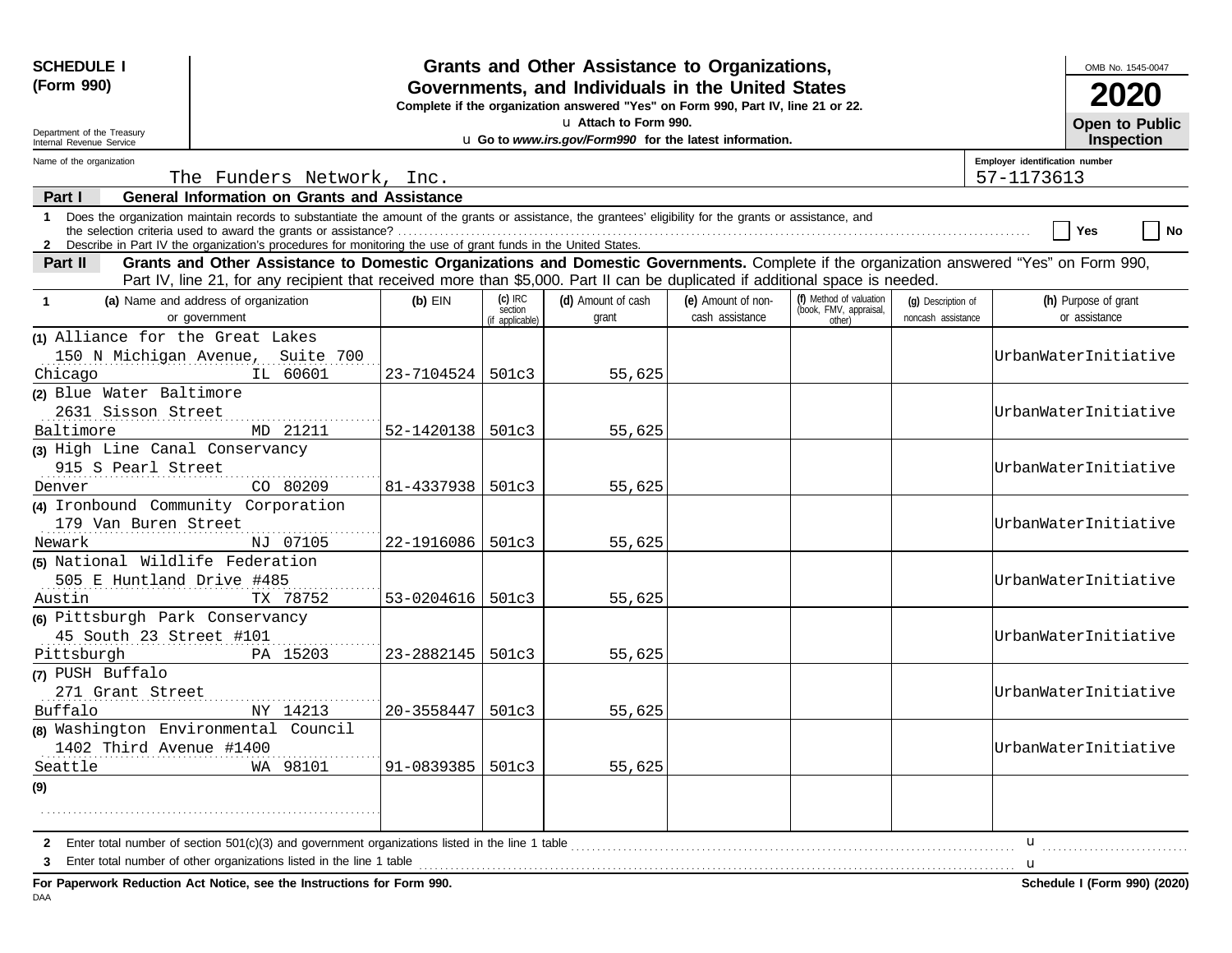**SCHEDULE I (Form 990)**

Department of the Treasury
Internal Revenue Service

# Grants and Other Assistance to Organizations, Governments, and Individuals in the United States

**Complete if the organization answered "Yes" on Form 990, Part IV, line 21 or 22.**

u Attach to Form 990.

u Go to *www.irs.gov/Form990* for the latest information.

OMB No. 1545-0047

**2020**

**Open to Public Inspection**

Name of the organization: The Funders Network, Inc.

Employer identification number: 57-1173613

**Part I — General Information on Grants and Assistance**

1 Does the organization maintain records to substantiate the amount of the grants or assistance, the grantees' eligibility for the grants or assistance, and the selection criteria used to award the grants or assistance? ☐ Yes ☐ No

2 Describe in Part IV the organization's procedures for monitoring the use of grant funds in the United States.

**Part II — Grants and Other Assistance to Domestic Organizations and Domestic Governments.** Complete if the organization answered "Yes" on Form 990, Part IV, line 21, for any recipient that received more than $5,000. Part II can be duplicated if additional space is needed.

| 1 (a) Name and address of organization or government | (b) EIN | (c) IRC section (if applicable) | (d) Amount of cash grant | (e) Amount of non-cash assistance | (f) Method of valuation (book, FMV, appraisal, other) | (g) Description of noncash assistance | (h) Purpose of grant or assistance |
|---|---|---|---|---|---|---|---|
| (1) Alliance for the Great Lakes, 150 N Michigan Avenue, Suite 700, Chicago IL 60601 | 23-7104524 | 501c3 | 55,625 | | | | UrbanWaterInitiative |
| (2) Blue Water Baltimore, 2631 Sisson Street, Baltimore MD 21211 | 52-1420138 | 501c3 | 55,625 | | | | UrbanWaterInitiative |
| (3) High Line Canal Conservancy, 915 S Pearl Street, Denver CO 80209 | 81-4337938 | 501c3 | 55,625 | | | | UrbanWaterInitiative |
| (4) Ironbound Community Corporation, 179 Van Buren Street, Newark NJ 07105 | 22-1916086 | 501c3 | 55,625 | | | | UrbanWaterInitiative |
| (5) National Wildlife Federation, 505 E Huntland Drive #485, Austin TX 78752 | 53-0204616 | 501c3 | 55,625 | | | | UrbanWaterInitiative |
| (6) Pittsburgh Park Conservancy, 45 South 23 Street #101, Pittsburgh PA 15203 | 23-2882145 | 501c3 | 55,625 | | | | UrbanWaterInitiative |
| (7) PUSH Buffalo, 271 Grant Street, Buffalo NY 14213 | 20-3558447 | 501c3 | 55,625 | | | | UrbanWaterInitiative |
| (8) Washington Environmental Council, 1402 Third Avenue #1400, Seattle WA 98101 | 91-0839385 | 501c3 | 55,625 | | | | UrbanWaterInitiative |
| (9) | | | | | | | |

2 Enter total number of section 501(c)(3) and government organizations listed in the line 1 table u

3 Enter total number of other organizations listed in the line 1 table u

**For Paperwork Reduction Act Notice, see the Instructions for Form 990.** **Schedule I (Form 990) (2020)**

DAA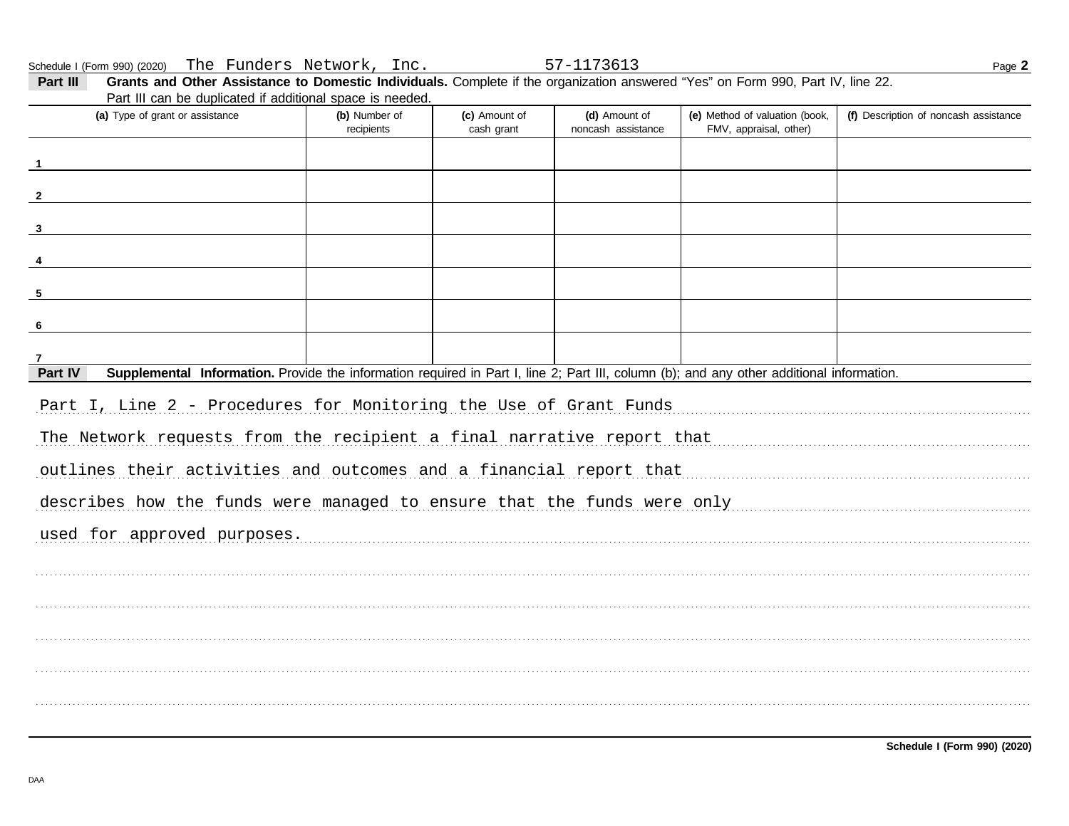Schedule I (Form 990) (2020) The Funders Network, Inc. 57-1173613 Page **2**

**Part III** **Grants and Other Assistance to Domestic Individuals.** Complete if the organization answered "Yes" on Form 990, Part IV, line 22. Part III can be duplicated if additional space is needed.

| | (a) Type of grant or assistance | (b) Number of recipients | (c) Amount of cash grant | (d) Amount of noncash assistance | (e) Method of valuation (book, FMV, appraisal, other) | (f) Description of noncash assistance |
|---|---|---|---|---|---|---|
| 1 | | | | | | |
| 2 | | | | | | |
| 3 | | | | | | |
| 4 | | | | | | |
| 5 | | | | | | |
| 6 | | | | | | |
| 7 | | | | | | |

**Part IV** **Supplemental Information.** Provide the information required in Part I, line 2; Part III, column (b); and any other additional information.

Part I, Line 2 - Procedures for Monitoring the Use of Grant Funds

The Network requests from the recipient a final narrative report that outlines their activities and outcomes and a financial report that describes how the funds were managed to ensure that the funds were only used for approved purposes.

**Schedule I (Form 990) (2020)**

DAA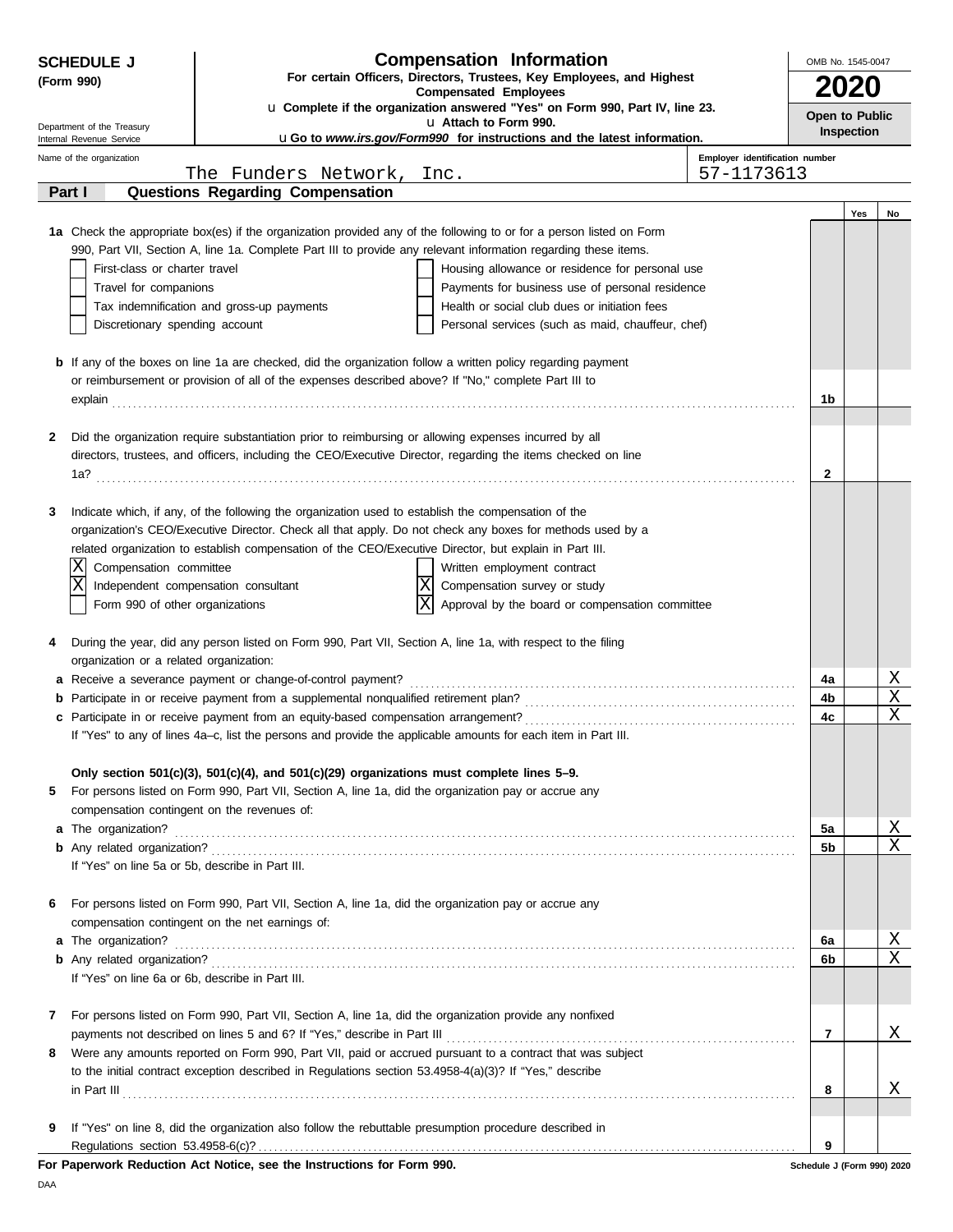**SCHEDULE J (Form 990)**

Department of the Treasury
Internal Revenue Service

# Compensation Information

**For certain Officers, Directors, Trustees, Key Employees, and Highest Compensated Employees**

u **Complete if the organization answered "Yes" on Form 990, Part IV, line 23.**
u **Attach to Form 990.**
u **Go to *www.irs.gov/Form990* for instructions and the latest information.**

OMB No. 1545-0047

**2020**

**Open to Public Inspection**

Name of the organization: The Funders Network, Inc.

Employer identification number: 57-1173613

## Part I — Questions Regarding Compensation

| | | Line | Yes | No |
|---|---|---|---|---|
| **1a** | Check the appropriate box(es) if the organization provided any of the following to or for a person listed on Form 990, Part VII, Section A, line 1a. Complete Part III to provide any relevant information regarding these items.<br>☐ First-class or charter travel ☐ Housing allowance or residence for personal use<br>☐ Travel for companions ☐ Payments for business use of personal residence<br>☐ Tax indemnification and gross-up payments ☐ Health or social club dues or initiation fees<br>☐ Discretionary spending account ☐ Personal services (such as maid, chauffeur, chef) | | | |
| **b** | If any of the boxes on line 1a are checked, did the organization follow a written policy regarding payment or reimbursement or provision of all of the expenses described above? If "No," complete Part III to explain | 1b | | |
| **2** | Did the organization require substantiation prior to reimbursing or allowing expenses incurred by all directors, trustees, and officers, including the CEO/Executive Director, regarding the items checked on line 1a? | 2 | | |
| **3** | Indicate which, if any, of the following the organization used to establish the compensation of the organization's CEO/Executive Director. Check all that apply. Do not check any boxes for methods used by a related organization to establish compensation of the CEO/Executive Director, but explain in Part III.<br>☒ Compensation committee ☐ Written employment contract<br>☒ Independent compensation consultant ☒ Compensation survey or study<br>☐ Form 990 of other organizations ☒ Approval by the board or compensation committee | | | |
| **4** | During the year, did any person listed on Form 990, Part VII, Section A, line 1a, with respect to the filing organization or a related organization: | | | |
| **a** | Receive a severance payment or change-of-control payment? | 4a | | X |
| **b** | Participate in or receive payment from a supplemental nonqualified retirement plan? | 4b | | X |
| **c** | Participate in or receive payment from an equity-based compensation arrangement? | 4c | | X |
| | If "Yes" to any of lines 4a–c, list the persons and provide the applicable amounts for each item in Part III. | | | |
| | **Only section 501(c)(3), 501(c)(4), and 501(c)(29) organizations must complete lines 5–9.** | | | |
| **5** | For persons listed on Form 990, Part VII, Section A, line 1a, did the organization pay or accrue any compensation contingent on the revenues of: | | | |
| **a** | The organization? | 5a | | X |
| **b** | Any related organization? | 5b | | X |
| | If "Yes" on line 5a or 5b, describe in Part III. | | | |
| **6** | For persons listed on Form 990, Part VII, Section A, line 1a, did the organization pay or accrue any compensation contingent on the net earnings of: | | | |
| **a** | The organization? | 6a | | X |
| **b** | Any related organization? | 6b | | X |
| | If "Yes" on line 6a or 6b, describe in Part III. | | | |
| **7** | For persons listed on Form 990, Part VII, Section A, line 1a, did the organization provide any nonfixed payments not described on lines 5 and 6? If "Yes," describe in Part III | 7 | | X |
| **8** | Were any amounts reported on Form 990, Part VII, paid or accrued pursuant to a contract that was subject to the initial contract exception described in Regulations section 53.4958-4(a)(3)? If "Yes," describe in Part III | 8 | | X |
| **9** | If "Yes" on line 8, did the organization also follow the rebuttable presumption procedure described in Regulations section 53.4958-6(c)? | 9 | | |

**For Paperwork Reduction Act Notice, see the Instructions for Form 990.** Schedule J (Form 990) 2020

DAA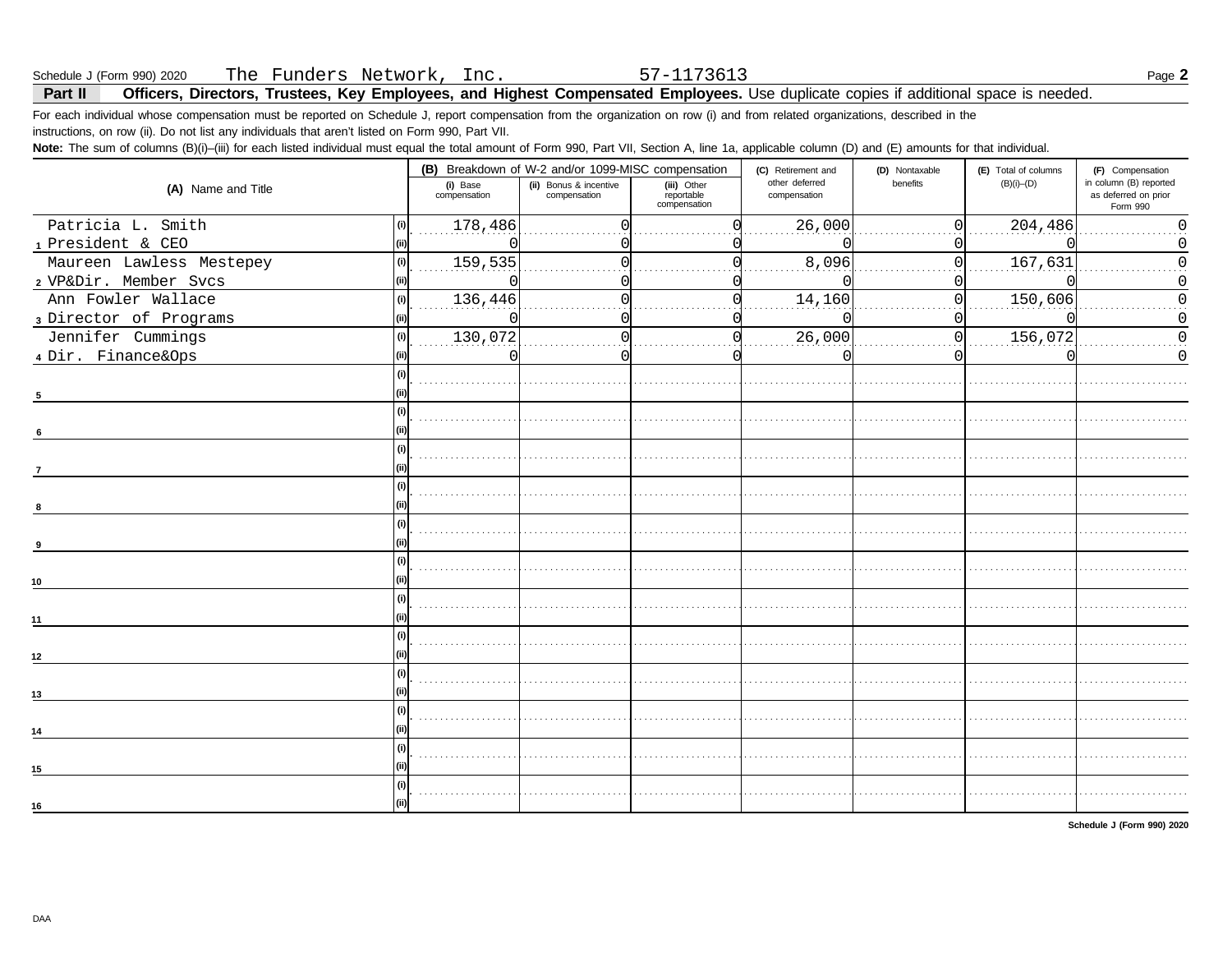Schedule J (Form 990) 2020 The Funders Network, Inc. 57-1173613

## Part II Officers, Directors, Trustees, Key Employees, and Highest Compensated Employees. Use duplicate copies if additional space is needed.

For each individual whose compensation must be reported on Schedule J, report compensation from the organization on row (i) and from related organizations, described in the instructions, on row (ii). Do not list any individuals that aren't listed on Form 990, Part VII.

**Note:** The sum of columns (B)(i)–(iii) for each listed individual must equal the total amount of Form 990, Part VII, Section A, line 1a, applicable column (D) and (E) amounts for that individual.

| (A) Name and Title | | (B) Breakdown of W-2 and/or 1099-MISC compensation | | | (C) Retirement and other deferred compensation | (D) Nontaxable benefits | (E) Total of columns (B)(i)–(D) | (F) Compensation in column (B) reported as deferred on prior Form 990 |
|---|---|---|---|---|---|---|---|---|
| | | (i) Base compensation | (ii) Bonus & incentive compensation | (iii) Other reportable compensation | | | | |
| 1 Patricia L. Smith | (i) | 178,486 | 0 | 0 | 26,000 | 0 | 204,486 | 0 |
| President & CEO | (ii) | 0 | 0 | 0 | 0 | 0 | 0 | 0 |
| 2 Maureen Lawless Mestepey | (i) | 159,535 | 0 | 0 | 8,096 | 0 | 167,631 | 0 |
| VP&Dir. Member Svcs | (ii) | 0 | 0 | 0 | 0 | 0 | 0 | 0 |
| 3 Ann Fowler Wallace | (i) | 136,446 | 0 | 0 | 14,160 | 0 | 150,606 | 0 |
| Director of Programs | (ii) | 0 | 0 | 0 | 0 | 0 | 0 | 0 |
| 4 Jennifer Cummings | (i) | 130,072 | 0 | 0 | 26,000 | 0 | 156,072 | 0 |
| Dir. Finance&Ops | (ii) | 0 | 0 | 0 | 0 | 0 | 0 | 0 |
| 5 | (i) | | | | | | | |
| | (ii) | | | | | | | |
| 6 | (i) | | | | | | | |
| | (ii) | | | | | | | |
| 7 | (i) | | | | | | | |
| | (ii) | | | | | | | |
| 8 | (i) | | | | | | | |
| | (ii) | | | | | | | |
| 9 | (i) | | | | | | | |
| | (ii) | | | | | | | |
| 10 | (i) | | | | | | | |
| | (ii) | | | | | | | |
| 11 | (i) | | | | | | | |
| | (ii) | | | | | | | |
| 12 | (i) | | | | | | | |
| | (ii) | | | | | | | |
| 13 | (i) | | | | | | | |
| | (ii) | | | | | | | |
| 14 | (i) | | | | | | | |
| | (ii) | | | | | | | |
| 15 | (i) | | | | | | | |
| | (ii) | | | | | | | |
| 16 | (i) | | | | | | | |
| | (ii) | | | | | | | |

Schedule J (Form 990) 2020

DAA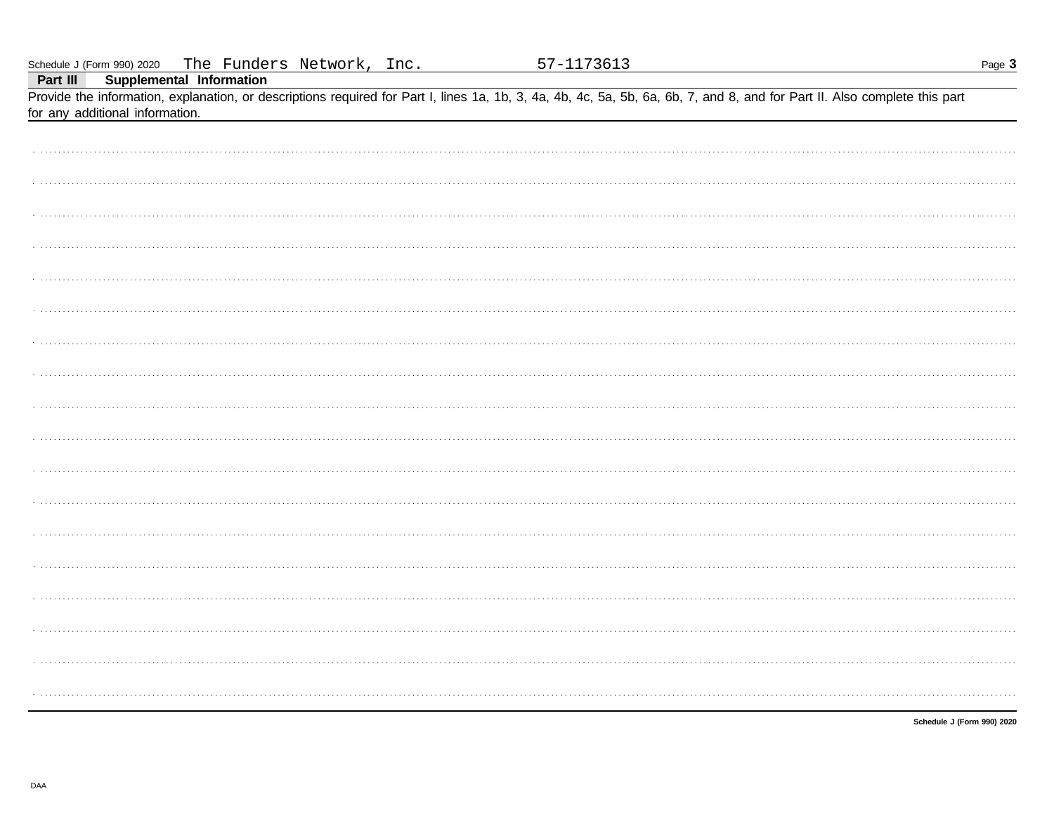Schedule J (Form 990) 2020 The Funders Network, Inc. 57-1173613 Page **3**

## Part III Supplemental Information

Provide the information, explanation, or descriptions required for Part I, lines 1a, 1b, 3, 4a, 4b, 4c, 5a, 5b, 6a, 6b, 7, and 8, and for Part II. Also complete this part for any additional information.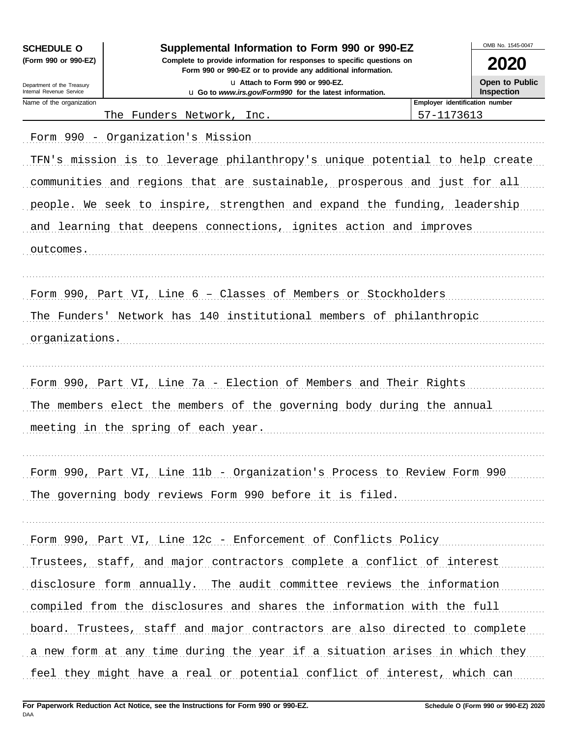**SCHEDULE O (Form 990 or 990-EZ)**

Department of the Treasury
Internal Revenue Service

# Supplemental Information to Form 990 or 990-EZ

**Complete to provide information for responses to specific questions on Form 990 or 990-EZ or to provide any additional information.**

u Attach to Form 990 or 990-EZ.
u Go to *www.irs.gov/Form990* for the latest information.

OMB No. 1545-0047

**2020**

**Open to Public Inspection**

| Name of the organization | Employer identification number |
|---|---|
| The Funders Network, Inc. | 57-1173613 |

Form 990 - Organization's Mission

TFN's mission is to leverage philanthropy's unique potential to help create communities and regions that are sustainable, prosperous and just for all people. We seek to inspire, strengthen and expand the funding, leadership and learning that deepens connections, ignites action and improves outcomes.

Form 990, Part VI, Line 6 – Classes of Members or Stockholders

The Funders' Network has 140 institutional members of philanthropic organizations.

Form 990, Part VI, Line 7a - Election of Members and Their Rights

The members elect the members of the governing body during the annual meeting in the spring of each year.

Form 990, Part VI, Line 11b - Organization's Process to Review Form 990

The governing body reviews Form 990 before it is filed.

Form 990, Part VI, Line 12c - Enforcement of Conflicts Policy

Trustees, staff, and major contractors complete a conflict of interest disclosure form annually. The audit committee reviews the information compiled from the disclosures and shares the information with the full board. Trustees, staff and major contractors are also directed to complete a new form at any time during the year if a situation arises in which they feel they might have a real or potential conflict of interest, which can

**For Paperwork Reduction Act Notice, see the Instructions for Form 990 or 990-EZ.**

DAA

**Schedule O (Form 990 or 990-EZ) 2020**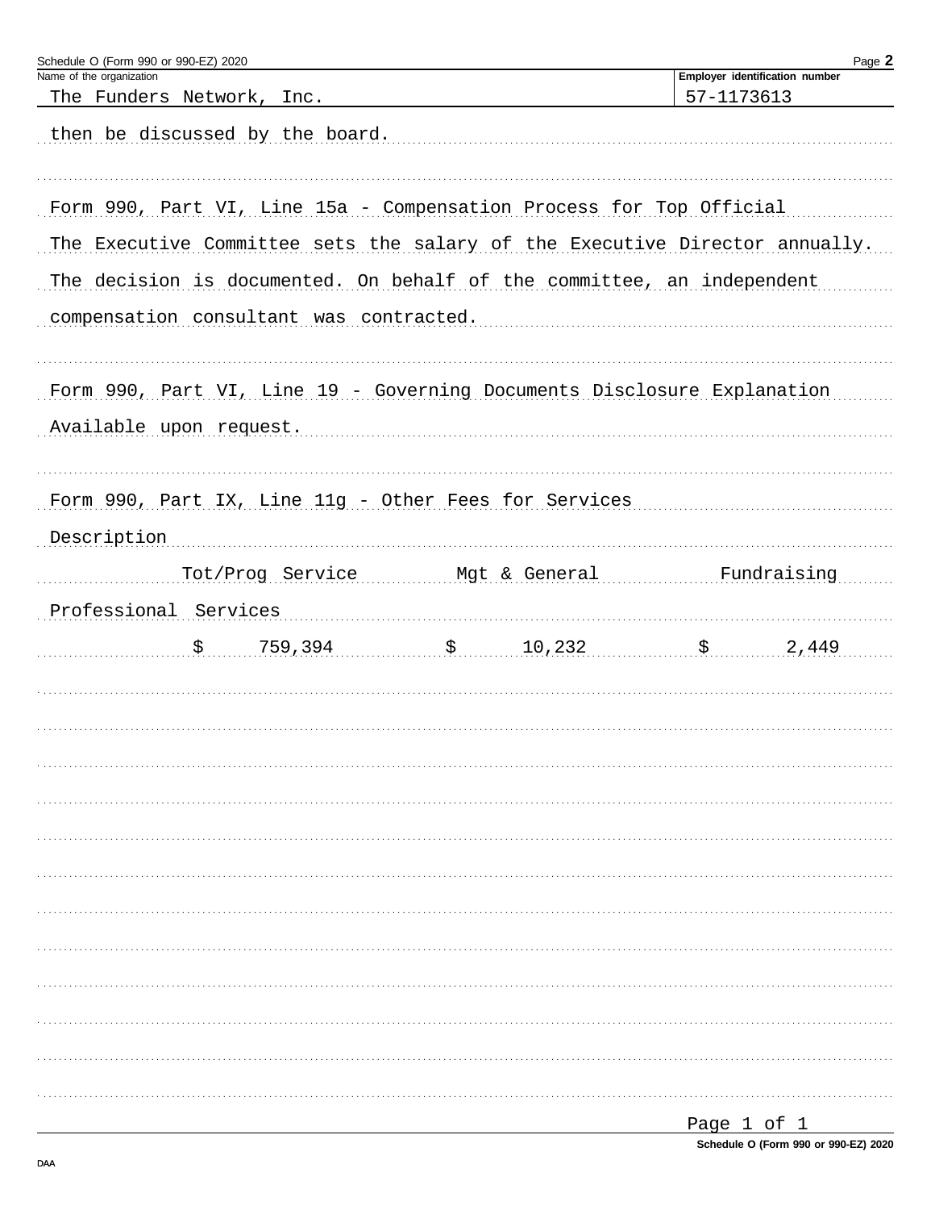Name of the organization: The Funders Network, Inc.

Employer identification number: 57-1173613

then be discussed by the board.

Form 990, Part VI, Line 15a - Compensation Process for Top Official

The Executive Committee sets the salary of the Executive Director annually. The decision is documented. On behalf of the committee, an independent compensation consultant was contracted.

Form 990, Part VI, Line 19 - Governing Documents Disclosure Explanation

Available upon request.

Form 990, Part IX, Line 11g - Other Fees for Services

| Description | Tot/Prog Service | Mgt & General | Fundraising |
|---|---|---|---|
| Professional Services | $ 759,394 | $ 10,232 | $ 2,449 |